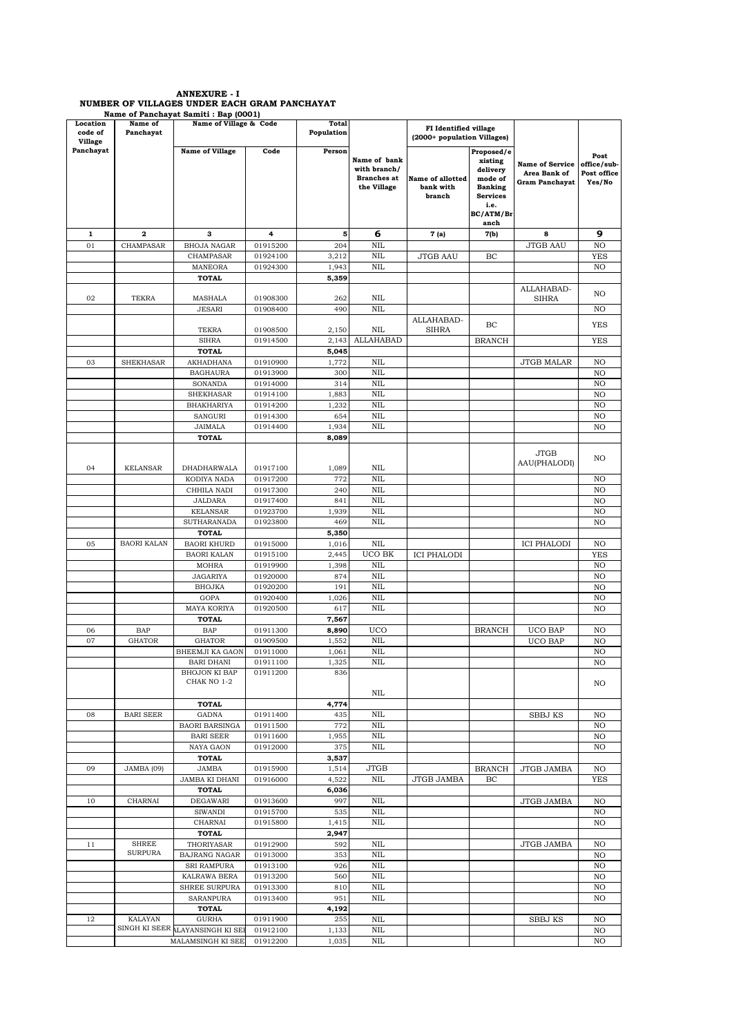**ANNEXURE - I**
**NUMBER OF VILLAGES UNDER EACH GRAM PANCHAYAT**
**Name of Panchayat Samiti : Bap (0001)**

| Location code of Village Panchayat | Name of Panchayat | Name of Village & Code | | Total Population | | FI Identified village (2000+ population Villages) | | | |
|---|---|---|---|---|---|---|---|---|---|
| | | Name of Village | Code | Person | Name of bank with branch/ Branches at the Village | Name of allotted bank with branch | Proposed/existing delivery mode of Banking Services i.e. BC/ATM/Branch | Name of Service Area Bank of Gram Panchayat | Post office/sub-post office Yes/No |
| 1 | 2 | 3 | 4 | 5 | 6 | 7 (a) | 7(b) | 8 | 9 |
| 01 | CHAMPASAR | BHOJA NAGAR | 01915200 | 204 | NIL | | | JTGB AAU | NO |
| | | CHAMPASAR | 01924100 | 3,212 | NIL | JTGB AAU | BC | | YES |
| | | MANEORA | 01924300 | 1,943 | NIL | | | | NO |
| | | TOTAL | | 5,359 | | | | | |
| 02 | TEKRA | MASHALA | 01908300 | 262 | NIL | | | ALLAHABAD-SIHRA | NO |
| | | JESARI | 01908400 | 490 | NIL | | | | NO |
| | | TEKRA | 01908500 | 2,150 | NIL | ALLAHABAD-SIHRA | BC | | YES |
| | | SIHRA | 01914500 | 2,143 | ALLAHABAD | | BRANCH | | YES |
| | | TOTAL | | 5,045 | | | | | |
| 03 | SHEKHASAR | AKHADHANA | 01910900 | 1,772 | NIL | | | JTGB MALAR | NO |
| | | BAGHAURA | 01913900 | 300 | NIL | | | | NO |
| | | SONANDA | 01914000 | 314 | NIL | | | | NO |
| | | SHEKHASAR | 01914100 | 1,883 | NIL | | | | NO |
| | | BHAKHARIYA | 01914200 | 1,232 | NIL | | | | NO |
| | | SANGURI | 01914300 | 654 | NIL | | | | NO |
| | | JAIMALA | 01914400 | 1,934 | NIL | | | | NO |
| | | TOTAL | | 8,089 | | | | | |
| 04 | KELANSAR | DHADHARWALA | 01917100 | 1,089 | NIL | | | JTGB AAU(PHALODI) | NO |
| | | KODIYA NADA | 01917200 | 772 | NIL | | | | NO |
| | | CHHILA NADI | 01917300 | 240 | NIL | | | | NO |
| | | JALDARA | 01917400 | 841 | NIL | | | | NO |
| | | KELANSAR | 01923700 | 1,939 | NIL | | | | NO |
| | | SUTHARANADA | 01923800 | 469 | NIL | | | | NO |
| | | TOTAL | | 5,350 | | | | | |
| 05 | BAORI KALAN | BAORI KHURD | 01915000 | 1,016 | NIL | | | ICI PHALODI | NO |
| | | BAORI KALAN | 01915100 | 2,445 | UCO BK | ICI PHALODI | | | YES |
| | | MOHRA | 01919900 | 1,398 | NIL | | | | NO |
| | | JAGARIYA | 01920000 | 874 | NIL | | | | NO |
| | | BHOJKA | 01920200 | 191 | NIL | | | | NO |
| | | GOPA | 01920400 | 1,026 | NIL | | | | NO |
| | | MAYA KORIYA | 01920500 | 617 | NIL | | | | NO |
| | | TOTAL | | 7,567 | | | | | |
| 06 | BAP | BAP | 01911300 | 8,890 | UCO | | BRANCH | UCO BAP | NO |
| 07 | GHATOR | GHATOR | 01909500 | 1,552 | NIL | | | UCO BAP | NO |
| | | BHEEMJI KA GAON | 01911000 | 1,061 | NIL | | | | NO |
| | | BARI DHANI | 01911100 | 1,325 | NIL | | | | NO |
| | | BHOJON KI BAP CHAK NO 1-2 | 01911200 | 836 | NIL | | | | NO |
| | | TOTAL | | 4,774 | | | | | |
| 08 | BARI SEER | GADNA | 01911400 | 435 | NIL | | | SBBJ KS | NO |
| | | BAORI BARSINGA | 01911500 | 772 | NIL | | | | NO |
| | | BARI SEER | 01911600 | 1,955 | NIL | | | | NO |
| | | NAYA GAON | 01912000 | 375 | NIL | | | | NO |
| | | TOTAL | | 3,537 | | | | | |
| 09 | JAMBA (09) | JAMBA | 01915900 | 1,514 | JTGB | | BRANCH | JTGB JAMBA | NO |
| | | JAMBA KI DHANI | 01916000 | 4,522 | NIL | JTGB JAMBA | BC | | YES |
| | | TOTAL | | 6,036 | | | | | |
| 10 | CHARNAI | DEGAWARI | 01913600 | 997 | NIL | | | JTGB JAMBA | NO |
| | | SIWANDI | 01915700 | 535 | NIL | | | | NO |
| | | CHARNAI | 01915800 | 1,415 | NIL | | | | NO |
| | | TOTAL | | 2,947 | | | | | |
| 11 | SHREE SURPURA | THORIYASAR | 01912900 | 592 | NIL | | | JTGB JAMBA | NO |
| | | BAJRANG NAGAR | 01913000 | 353 | NIL | | | | NO |
| | | SRI RAMPURA | 01913100 | 926 | NIL | | | | NO |
| | | KALRAWA BERA | 01913200 | 560 | NIL | | | | NO |
| | | SHREE SURPURA | 01913300 | 810 | NIL | | | | NO |
| | | SARANPURA | 01913400 | 951 | NIL | | | | NO |
| | | TOTAL | | 4,192 | | | | | |
| 12 | KALAYAN SINGH KI SEER | GURHA | 01911900 | 255 | NIL | | | SBBJ KS | NO |
| | | KALAYANSINGH KI SEER | 01912100 | 1,133 | NIL | | | | NO |
| | | MALAMSINGH KI SEER | 01912200 | 1,035 | NIL | | | | NO |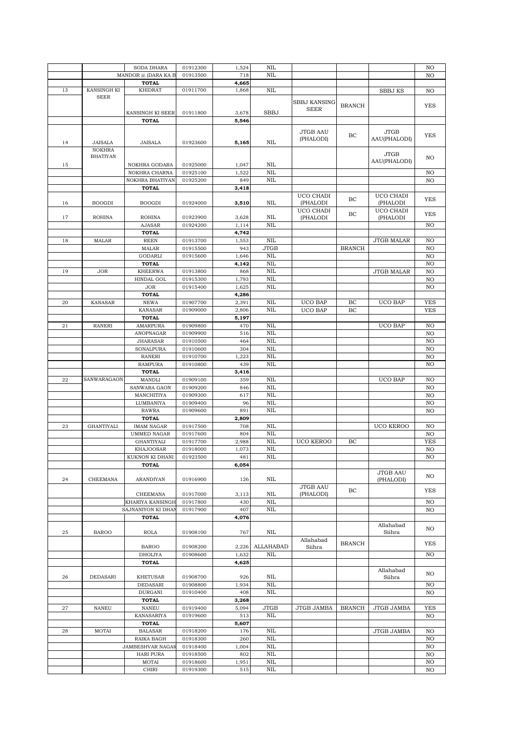| | | | | | | | | |
|---|---|---|---|---|---|---|---|---|
| | | SODA DHARA | 01912300 | 1,524 | NIL | | | | NO |
| | | MANDOR @ (DARA KA B | 01913500 | 718 | NIL | | | | NO |
| | | **TOTAL** | | **4,665** | | | | | |
| 13 | KANSINGH KI SEER | KHIDRAT | 01911700 | 1,868 | NIL | | | SBBJ KS | NO |
| | | KANSINGH KI SEER | 01911800 | 3,678 | SBBJ | SBBJ KANSING SEER | BRANCH | | YES |
| | | **TOTAL** | | **5,546** | | | | | |
| 14 | JAISALA | JAISALA | 01923600 | **5,165** | NIL | JTGB AAU (PHALODI) | BC | JTGB AAU(PHALODI) | YES |
| 15 | NOKHRA BHATIYAN | NOKHRA GODARA | 01925000 | 1,047 | NIL | | | JTGB AAU(PHALODI) | NO |
| | | NOKHRA CHARNA | 01925100 | 1,522 | NIL | | | | NO |
| | | NOKHRA BHATIYAN | 01925200 | 849 | NIL | | | | NO |
| | | **TOTAL** | | **3,418** | | | | | |
| 16 | BOOGDI | BOOGDI | 01924000 | **3,510** | NIL | UCO CHADI (PHALODI | BC | UCO CHADI (PHALODI | YES |
| 17 | ROHINA | ROHINA | 01923900 | 3,628 | NIL | UCO CHADI (PHALODI | BC | UCO CHADI (PHALODI | YES |
| | | AJASAR | 01924200 | 1,114 | NIL | | | | NO |
| | | **TOTAL** | | **4,742** | | | | | |
| 18 | MALAR | REEN | 01913700 | 1,553 | NIL | | | JTGB MALAR | NO |
| | | MALAR | 01915500 | 943 | JTGB | | BRANCH | | NO |
| | | GODARLI | 01915600 | 1,646 | NIL | | | | NO |
| | | **TOTAL** | | **4,142** | NIL | | | | NO |
| 19 | JOR | KHEERWA | 01913800 | 868 | NIL | | | JTGB MALAR | NO |
| | | HINDAL GOL | 01915300 | 1,793 | NIL | | | | NO |
| | | JOR | 01915400 | 1,625 | NIL | | | | NO |
| | | **TOTAL** | | **4,286** | | | | | |
| 20 | KANASAR | NEWA | 01907700 | 2,391 | NIL | UCO BAP | BC | UCO BAP | YES |
| | | KANASAR | 01909000 | 2,806 | NIL | UCO BAP | BC | | YES |
| | | **TOTAL** | | **5,197** | | | | | |
| 21 | RANERI | AMARPURA | 01909800 | 470 | NIL | | | UCO BAP | NO |
| | | ANOPNAGAR | 01909900 | 516 | NIL | | | | NO |
| | | JHARASAR | 01910500 | 464 | NIL | | | | NO |
| | | SONALPURA | 01910600 | 304 | NIL | | | | NO |
| | | RANERI | 01910700 | 1,223 | NIL | | | | NO |
| | | RAMPURA | 01910800 | 439 | NIL | | | | NO |
| | | **TOTAL** | | **3,416** | | | | | |
| 22 | SANWARAGAON | MANDLI | 01909100 | 359 | NIL | | | UCO BAP | NO |
| | | SANWARA GAON | 01909200 | 846 | NIL | | | | NO |
| | | MANCHITIYA | 01909300 | 617 | NIL | | | | NO |
| | | LUMBANIYA | 01909400 | 96 | NIL | | | | NO |
| | | RAWRA | 01909600 | 891 | NIL | | | | NO |
| | | **TOTAL** | | **2,809** | | | | | |
| 23 | GHANTIYALI | IMAM NAGAR | 01917500 | 708 | NIL | | | UCO KEROO | NO |
| | | UMMED NAGAR | 01917600 | 804 | NIL | | | | NO |
| | | GHANTIYALI | 01917700 | 2,988 | NIL | UCO KEROO | BC | | YES |
| | | KHAJOOSAR | 01918000 | 1,073 | NIL | | | | NO |
| | | KUKNON KI DHANI | 01923500 | 481 | NIL | | | | NO |
| | | **TOTAL** | | **6,054** | | | | | |
| 24 | CHEEMANA | ARANDIYAN | 01916900 | 126 | NIL | | | JTGB AAU (PHALODI) | NO |
| | | CHEEMANA | 01917000 | 3,113 | NIL | JTGB AAU (PHALODI) | BC | | YES |
| | | KHARIYA KANSINGH | 01917800 | 430 | NIL | | | | NO |
| | | SAJNANIYON KI DHAN | 01917900 | 407 | NIL | | | | NO |
| | | **TOTAL** | | **4,076** | | | | | |
| 25 | BAROO | ROLA | 01908100 | 767 | NIL | | | Allahabad Siihra | NO |
| | | BAROO | 01908200 | 2,226 | ALLAHABAD | Allahabad Siihra | BRANCH | | YES |
| | | DHOLIYA | 01908600 | 1,632 | NIL | | | | NO |
| | | **TOTAL** | | **4,625** | | | | | |
| 26 | DEDASARI | KHETUSAR | 01908700 | 926 | NIL | | | Allahabad Siihra | NO |
| | | DEDASARI | 01908800 | 1,934 | NIL | | | | NO |
| | | DURGANI | 01910400 | 408 | NIL | | | | NO |
| | | **TOTAL** | | **3,268** | | | | | |
| 27 | NANEU | NANEU | 01919400 | 5,094 | JTGB | JTGB JAMBA | BRANCH | JTGB JAMBA | YES |
| | | KANASARIYA | 01919600 | 513 | NIL | | | | NO |
| | | **TOTAL** | | **5,607** | | | | | |
| 28 | MOTAI | BALASAR | 01918200 | 176 | NIL | | | JTGB JAMBA | NO |
| | | RAIKA BAGH | 01918300 | 260 | NIL | | | | NO |
| | | JAMBESHVAR NAGAR | 01918400 | 1,004 | NIL | | | | NO |
| | | HARI PURA | 01918500 | 802 | NIL | | | | NO |
| | | MOTAI | 01918600 | 1,951 | NIL | | | | NO |
| | | CHIRI | 01919300 | 515 | NIL | | | | NO |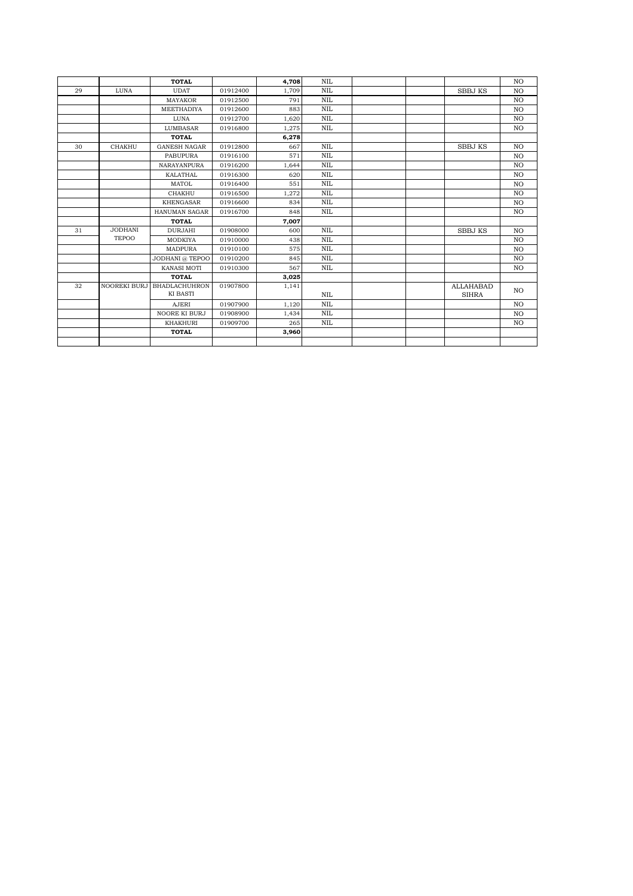| | | TOTAL | | 4,708 | NIL | | | | NO |
|---|---|---|---|---|---|---|---|---|---|
| 29 | LUNA | UDAT | 01912400 | 1,709 | NIL | | | SBBJ KS | NO |
| | | MAYAKOR | 01912500 | 791 | NIL | | | | NO |
| | | MEETHADIYA | 01912600 | 883 | NIL | | | | NO |
| | | LUNA | 01912700 | 1,620 | NIL | | | | NO |
| | | LUMBASAR | 01916800 | 1,275 | NIL | | | | NO |
| | | **TOTAL** | | **6,278** | | | | | |
| 30 | CHAKHU | GANESH NAGAR | 01912800 | 667 | NIL | | | SBBJ KS | NO |
| | | PABUPURA | 01916100 | 571 | NIL | | | | NO |
| | | NARAYANPURA | 01916200 | 1,644 | NIL | | | | NO |
| | | KALATHAL | 01916300 | 620 | NIL | | | | NO |
| | | MATOL | 01916400 | 551 | NIL | | | | NO |
| | | CHAKHU | 01916500 | 1,272 | NIL | | | | NO |
| | | KHENGASAR | 01916600 | 834 | NIL | | | | NO |
| | | HANUMAN SAGAR | 01916700 | 848 | NIL | | | | NO |
| | | **TOTAL** | | **7,007** | | | | | |
| 31 | JODHANI TEPOO | DURJAHI | 01908000 | 600 | NIL | | | SBBJ KS | NO |
| | | MODKIYA | 01910000 | 438 | NIL | | | | NO |
| | | MADPURA | 01910100 | 575 | NIL | | | | NO |
| | | JODHANI @ TEPOO | 01910200 | 845 | NIL | | | | NO |
| | | KANASI MOTI | 01910300 | 567 | NIL | | | | NO |
| | | **TOTAL** | | **3,025** | | | | | |
| 32 | NOOREKI BURJ | BHADLACHUHRON KI BASTI | 01907800 | 1,141 | NIL | | | ALLAHABAD SIHRA | NO |
| | | AJERI | 01907900 | 1,120 | NIL | | | | NO |
| | | NOORE KI BURJ | 01908900 | 1,434 | NIL | | | | NO |
| | | KHAKHURI | 01909700 | 265 | NIL | | | | NO |
| | | **TOTAL** | | **3,960** | | | | | |
| | | | | | | | | | |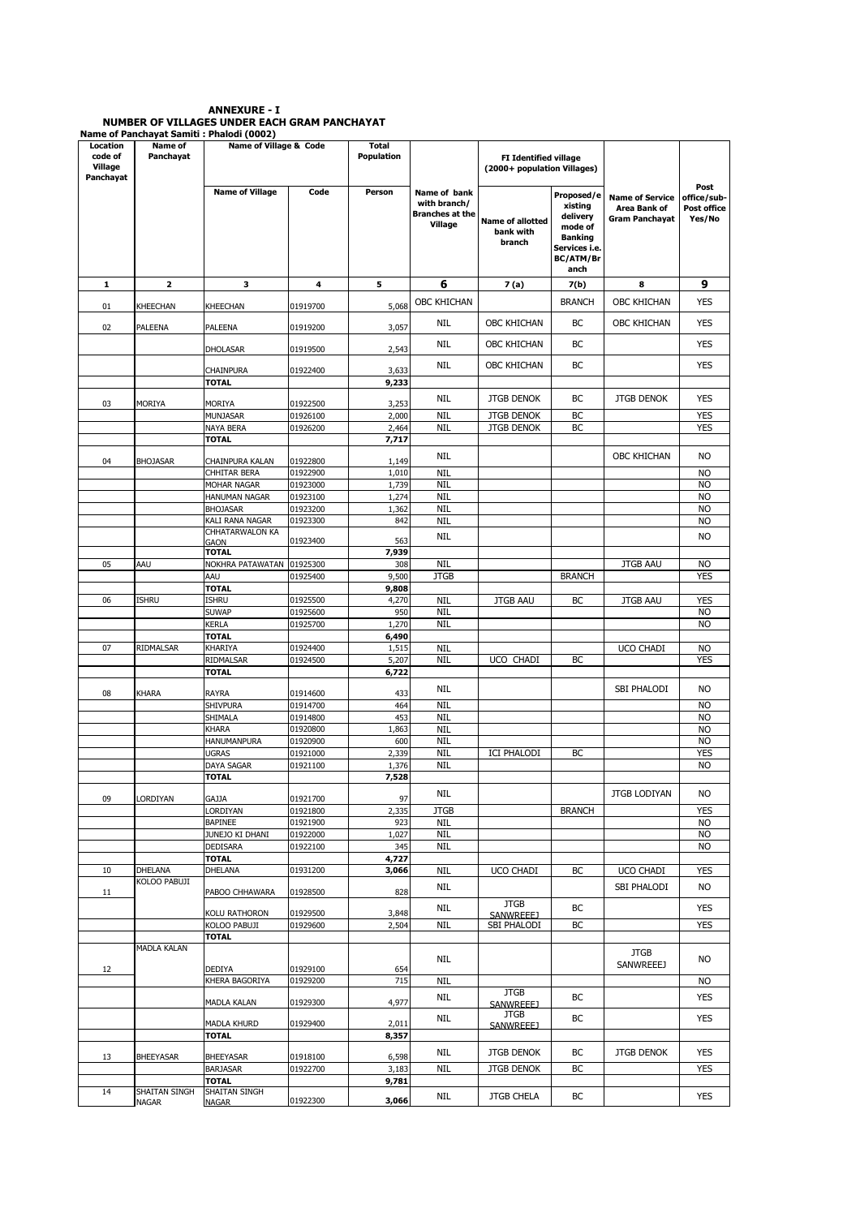# ANNEXURE - I

## NUMBER OF VILLAGES UNDER EACH GRAM PANCHAYAT

**Name of Panchayat Samiti : Phalodi (0002)**

| Location code of Village Panchayat | Name of Panchayat | Name of Village & Code | | Total Population | | FI Identified village (2000+ population Villages) | | | |
|---|---|---|---|---|---|---|---|---|---|
| | | Name of Village | Code | Person | Name of bank with branch/ Branches at the Village | Name of allotted bank with branch | Proposed/existing delivery mode of Banking Services i.e. BC/ATM/Branch | Name of Service Area Bank of Gram Panchayat | Post office/sub-Post office Yes/No |
| 1 | 2 | 3 | 4 | 5 | 6 | 7 (a) | 7(b) | 8 | 9 |
| 01 | KHEECHAN | KHEECHAN | 01919700 | 5,068 | OBC KHICHAN | | BRANCH | OBC KHICHAN | YES |
| 02 | PALEENA | PALEENA | 01919200 | 3,057 | NIL | OBC KHICHAN | BC | OBC KHICHAN | YES |
| | | DHOLASAR | 01919500 | 2,543 | NIL | OBC KHICHAN | BC | | YES |
| | | CHAINPURA | 01922400 | 3,633 | NIL | OBC KHICHAN | BC | | YES |
| | | **TOTAL** | | **9,233** | | | | | |
| 03 | MORIYA | MORIYA | 01922500 | 3,253 | NIL | JTGB DENOK | BC | JTGB DENOK | YES |
| | | MUNJASAR | 01926100 | 2,000 | NIL | JTGB DENOK | BC | | YES |
| | | NAYA BERA | 01926200 | 2,464 | NIL | JTGB DENOK | BC | | YES |
| | | **TOTAL** | | **7,717** | | | | | |
| 04 | BHOJASAR | CHAINPURA KALAN | 01922800 | 1,149 | NIL | | | OBC KHICHAN | NO |
| | | CHHITAR BERA | 01922900 | 1,010 | NIL | | | | NO |
| | | MOHAR NAGAR | 01923000 | 1,739 | NIL | | | | NO |
| | | HANUMAN NAGAR | 01923100 | 1,274 | NIL | | | | NO |
| | | BHOJASAR | 01923200 | 1,362 | NIL | | | | NO |
| | | KALI RANA NAGAR | 01923300 | 842 | NIL | | | | NO |
| | | CHHATARWALON KA GAON | 01923400 | 563 | NIL | | | | NO |
| | | **TOTAL** | | **7,939** | | | | | |
| 05 | AAU | NOKHRA PATAWATAN | 01925300 | 308 | NIL | | | JTGB AAU | NO |
| | | AAU | 01925400 | 9,500 | JTGB | | BRANCH | | YES |
| | | **TOTAL** | | **9,808** | | | | | |
| 06 | ISHRU | ISHRU | 01925500 | 4,270 | NIL | JTGB AAU | BC | JTGB AAU | YES |
| | | SUWAP | 01925600 | 950 | NIL | | | | NO |
| | | KERLA | 01925700 | 1,270 | NIL | | | | NO |
| | | **TOTAL** | | **6,490** | | | | | |
| 07 | RIDMALSAR | KHARIYA | 01924400 | 1,515 | NIL | | | UCO CHADI | NO |
| | | RIDMALSAR | 01924500 | 5,207 | NIL | UCO CHADI | BC | | YES |
| | | **TOTAL** | | **6,722** | | | | | |
| 08 | KHARA | RAYRA | 01914600 | 433 | NIL | | | SBI PHALODI | NO |
| | | SHIVPURA | 01914700 | 464 | NIL | | | | NO |
| | | SHIMALA | 01914800 | 453 | NIL | | | | NO |
| | | KHARA | 01920800 | 1,863 | NIL | | | | NO |
| | | HANUMANPURA | 01920900 | 600 | NIL | | | | NO |
| | | UGRAS | 01921000 | 2,339 | NIL | ICI PHALODI | BC | | YES |
| | | DAYA SAGAR | 01921100 | 1,376 | NIL | | | | NO |
| | | **TOTAL** | | **7,528** | | | | | |
| 09 | LORDIYAN | GAJJA | 01921700 | 97 | NIL | | | JTGB LODIYAN | NO |
| | | LORDIYAN | 01921800 | 2,335 | JTGB | | BRANCH | | YES |
| | | BAPINEE | 01921900 | 923 | NIL | | | | NO |
| | | JUNEJO KI DHANI | 01922000 | 1,027 | NIL | | | | NO |
| | | DEDISARA | 01922100 | 345 | NIL | | | | NO |
| | | **TOTAL** | | **4,727** | | | | | |
| 10 | DHELANA | DHELANA | 01931200 | **3,066** | NIL | UCO CHADI | BC | UCO CHADI | YES |
| 11 | KOLOO PABUJI | PABOO CHHAWARA | 01928500 | 828 | NIL | | | SBI PHALODI | NO |
| | | KOLU RATHORON | 01929500 | 3,848 | NIL | JTGB SANWREEEJ | BC | | YES |
| | | KOLOO PABUJI | 01929600 | 2,504 | NIL | SBI PHALODI | BC | | YES |
| | | **TOTAL** | | | | | | | |
| 12 | MADLA KALAN | DEDIYA | 01929100 | 654 | NIL | | | JTGB SANWREEEJ | NO |
| | | KHERA BAGORIYA | 01929200 | 715 | NIL | | | | NO |
| | | MADLA KALAN | 01929300 | 4,977 | NIL | JTGB SANWREEEJ | BC | | YES |
| | | MADLA KHURD | 01929400 | 2,011 | NIL | JTGB SANWREEEJ | BC | | YES |
| | | **TOTAL** | | **8,357** | | | | | |
| 13 | BHEEYASAR | BHEEYASAR | 01918100 | 6,598 | NIL | JTGB DENOK | BC | JTGB DENOK | YES |
| | | BARJASAR | 01922700 | 3,183 | NIL | JTGB DENOK | BC | | YES |
| | | **TOTAL** | | **9,781** | | | | | |
| 14 | SHAITAN SINGH NAGAR | SHAITAN SINGH NAGAR | 01922300 | **3,066** | NIL | JTGB CHELA | BC | | YES |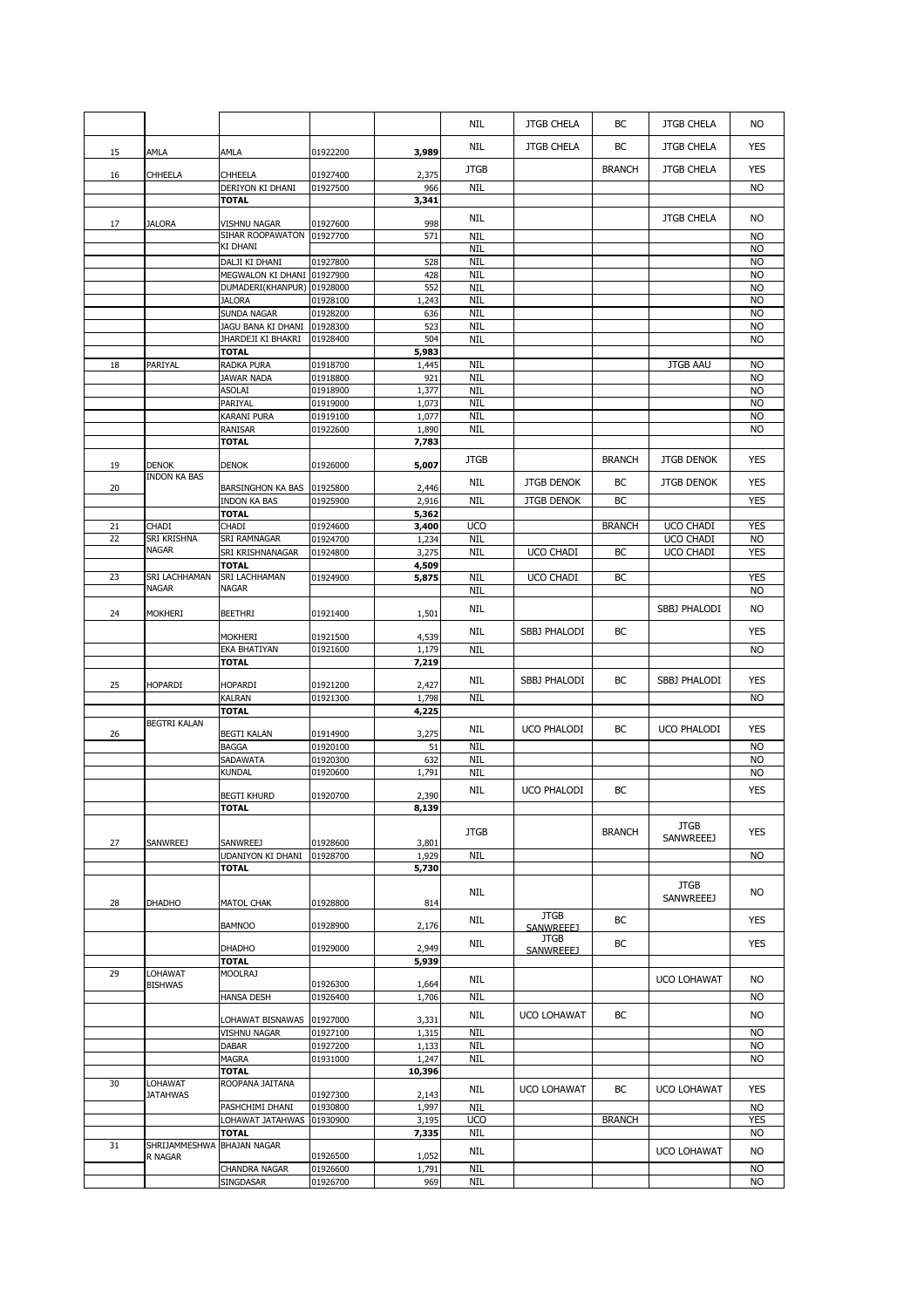| | | | | | | | | |
|---|---|---|---|---|---|---|---|---|
| | | | | NIL | JTGB CHELA | BC | JTGB CHELA | NO |
| 15 | AMLA | AMLA | 01922200 | 3,989 | NIL | JTGB CHELA | BC | JTGB CHELA | YES |
| 16 | CHHEELA | CHHEELA | 01927400 | 2,375 | JTGB | | BRANCH | JTGB CHELA | YES |
| | | DERIYON KI DHANI | 01927500 | 966 | NIL | | | | NO |
| | | **TOTAL** | | **3,341** | | | | | |
| 17 | JALORA | VISHNU NAGAR | 01927600 | 998 | NIL | | | JTGB CHELA | NO |
| | | SIHAR ROOPAWATON | 01927700 | 571 | NIL | | | | NO |
| | | KI DHANI | | | NIL | | | | NO |
| | | DALJI KI DHANI | 01927800 | 528 | NIL | | | | NO |
| | | MEGWALON KI DHANI | 01927900 | 428 | NIL | | | | NO |
| | | DUMADERI(KHANPUR) | 01928000 | 552 | NIL | | | | NO |
| | | JALORA | 01928100 | 1,243 | NIL | | | | NO |
| | | SUNDA NAGAR | 01928200 | 636 | NIL | | | | NO |
| | | JAGU BANA KI DHANI | 01928300 | 523 | NIL | | | | NO |
| | | JHARDEJI KI BHAKRI | 01928400 | 504 | NIL | | | | NO |
| | | **TOTAL** | | **5,983** | | | | | |
| 18 | PARIYAL | RADKA PURA | 01918700 | 1,445 | NIL | | | JTGB AAU | NO |
| | | JAWAR NADA | 01918800 | 921 | NIL | | | | NO |
| | | ASOLAI | 01918900 | 1,377 | NIL | | | | NO |
| | | PARIYAL | 01919000 | 1,073 | NIL | | | | NO |
| | | KARANI PURA | 01919100 | 1,077 | NIL | | | | NO |
| | | RANISAR | 01922600 | 1,890 | NIL | | | | NO |
| | | **TOTAL** | | **7,783** | | | | | |
| 19 | DENOK | DENOK | 01926000 | **5,007** | JTGB | | BRANCH | JTGB DENOK | YES |
| 20 | INDON KA BAS | BARSINGHON KA BAS | 01925800 | 2,446 | NIL | JTGB DENOK | BC | JTGB DENOK | YES |
| | | INDON KA BAS | 01925900 | 2,916 | NIL | JTGB DENOK | BC | | YES |
| | | **TOTAL** | | **5,362** | | | | | |
| 21 | CHADI | CHADI | 01924600 | 3,400 | UCO | | BRANCH | UCO CHADI | YES |
| 22 | SRI KRISHNA NAGAR | SRI RAMNAGAR | 01924700 | 1,234 | NIL | | | UCO CHADI | NO |
| | | SRI KRISHNANAGAR | 01924800 | 3,275 | NIL | UCO CHADI | BC | UCO CHADI | YES |
| | | **TOTAL** | | **4,509** | | | | | |
| 23 | SRI LACHHAMAN NAGAR | SRI LACHHAMAN NAGAR | 01924900 | 5,875 | NIL | UCO CHADI | BC | | YES |
| | | | | | NIL | | | | NO |
| 24 | MOKHERI | BEETHRI | 01921400 | 1,501 | NIL | | | SBBJ PHALODI | NO |
| | | MOKHERI | 01921500 | 4,539 | NIL | SBBJ PHALODI | BC | | YES |
| | | EKA BHATIYAN | 01921600 | 1,179 | NIL | | | | NO |
| | | **TOTAL** | | **7,219** | | | | | |
| 25 | HOPARDI | HOPARDI | 01921200 | 2,427 | NIL | SBBJ PHALODI | BC | SBBJ PHALODI | YES |
| | | KALRAN | 01921300 | 1,798 | NIL | | | | NO |
| | | **TOTAL** | | **4,225** | | | | | |
| 26 | BEGTRI KALAN | BEGTI KALAN | 01914900 | 3,275 | NIL | UCO PHALODI | BC | UCO PHALODI | YES |
| | | BAGGA | 01920100 | 51 | NIL | | | | NO |
| | | SADAWATA | 01920300 | 632 | NIL | | | | NO |
| | | KUNDAL | 01920600 | 1,791 | NIL | | | | NO |
| | | BEGTI KHURD | 01920700 | 2,390 | NIL | UCO PHALODI | BC | | YES |
| | | **TOTAL** | | **8,139** | | | | | |
| 27 | SANWREEJ | SANWREEJ | 01928600 | 3,801 | JTGB | | BRANCH | JTGB SANWREEEJ | YES |
| | | UDANIYON KI DHANI | 01928700 | 1,929 | NIL | | | | NO |
| | | **TOTAL** | | **5,730** | | | | | |
| 28 | DHADHO | MATOL CHAK | 01928800 | 814 | NIL | | | JTGB SANWREEEJ | NO |
| | | BAMNOO | 01928900 | 2,176 | NIL | JTGB SANWREEEJ | BC | | YES |
| | | DHADHO | 01929000 | 2,949 | NIL | JTGB SANWREEEJ | BC | | YES |
| | | **TOTAL** | | **5,939** | | | | | |
| 29 | LOHAWAT BISHWAS | MOOLRAJ | 01926300 | 1,664 | NIL | | | UCO LOHAWAT | NO |
| | | HANSA DESH | 01926400 | 1,706 | NIL | | | | NO |
| | | LOHAWAT BISNAWAS | 01927000 | 3,331 | NIL | UCO LOHAWAT | BC | | NO |
| | | VISHNU NAGAR | 01927100 | 1,315 | NIL | | | | NO |
| | | DABAR | 01927200 | 1,133 | NIL | | | | NO |
| | | MAGRA | 01931000 | 1,247 | NIL | | | | NO |
| | | **TOTAL** | | **10,396** | | | | | |
| 30 | LOHAWAT JATAHWAS | ROOPANA JAITANA | 01927300 | 2,143 | NIL | UCO LOHAWAT | BC | UCO LOHAWAT | YES |
| | | PASHCHIMI DHANI | 01930800 | 1,997 | NIL | | | | NO |
| | | LOHAWAT JATAHWAS | 01930900 | 3,195 | UCO | | BRANCH | | YES |
| | | **TOTAL** | | **7,335** | NIL | | | | NO |
| 31 | SHRIJAMMESHWAR NAGAR | BHAJAN NAGAR | 01926500 | 1,052 | NIL | | | UCO LOHAWAT | NO |
| | | CHANDRA NAGAR | 01926600 | 1,791 | NIL | | | | NO |
| | | SINGDASAR | 01926700 | 969 | NIL | | | | NO |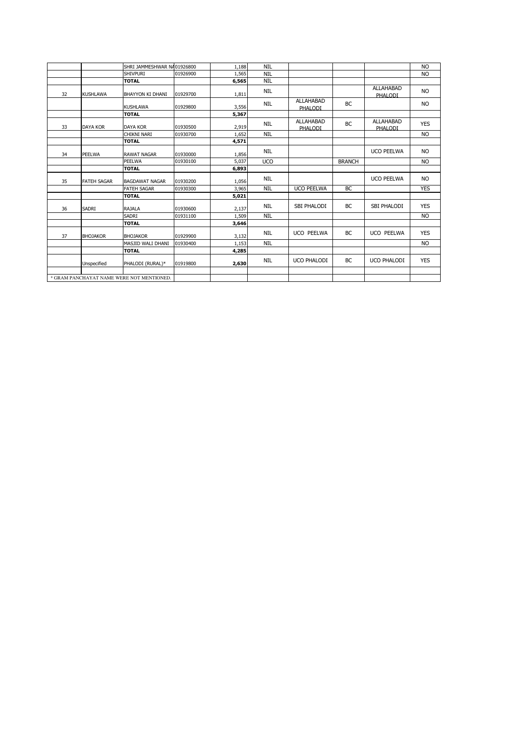| | | | | | | | | | |
|---|---|---|---|---|---|---|---|---|---|
| | | SHRI JAMMESHWAR NA | 01926800 | 1,188 | NIL | | | | NO |
| | | SHIVPURI | 01926900 | 1,565 | NIL | | | | NO |
| | | **TOTAL** | | **6,565** | NIL | | | | |
| 32 | KUSHLAWA | BHAYYON KI DHANI | 01929700 | 1,811 | NIL | | | ALLAHABAD PHALODI | NO |
| | | KUSHLAWA | 01929800 | 3,556 | NIL | ALLAHABAD PHALODI | BC | | NO |
| | | **TOTAL** | | **5,367** | | | | | |
| 33 | DAYA KOR | DAYA KOR | 01930500 | 2,919 | NIL | ALLAHABAD PHALODI | BC | ALLAHABAD PHALODI | YES |
| | | CHIKNI NARI | 01930700 | 1,652 | NIL | | | | NO |
| | | **TOTAL** | | **4,571** | | | | | |
| 34 | PEELWA | RAWAT NAGAR | 01930000 | 1,856 | NIL | | | UCO PEELWA | NO |
| | | PEELWA | 01930100 | 5,037 | UCO | | BRANCH | | NO |
| | | **TOTAL** | | **6,893** | | | | | |
| 35 | FATEH SAGAR | BAGDAWAT NAGAR | 01930200 | 1,056 | NIL | | | UCO PEELWA | NO |
| | | FATEH SAGAR | 01930300 | 3,965 | NIL | UCO PEELWA | BC | | YES |
| | | **TOTAL** | | **5,021** | | | | | |
| 36 | SADRI | RAJALA | 01930600 | 2,137 | NIL | SBI PHALODI | BC | SBI PHALODI | YES |
| | | SADRI | 01931100 | 1,509 | NIL | | | | NO |
| | | **TOTAL** | | **3,646** | | | | | |
| 37 | BHOJAKOR | BHOJAKOR | 01929900 | 3,132 | NIL | UCO PEELWA | BC | UCO PEELWA | YES |
| | | MASJID WALI DHANI | 01930400 | 1,153 | NIL | | | | NO |
| | | **TOTAL** | | **4,285** | | | | | |
| | Unspecified | PHALODI (RURAL)* | 01919800 | **2,630** | NIL | UCO PHALODI | BC | UCO PHALODI | YES |

* GRAM PANCHAYAT NAME WERE NOT MENTIONED.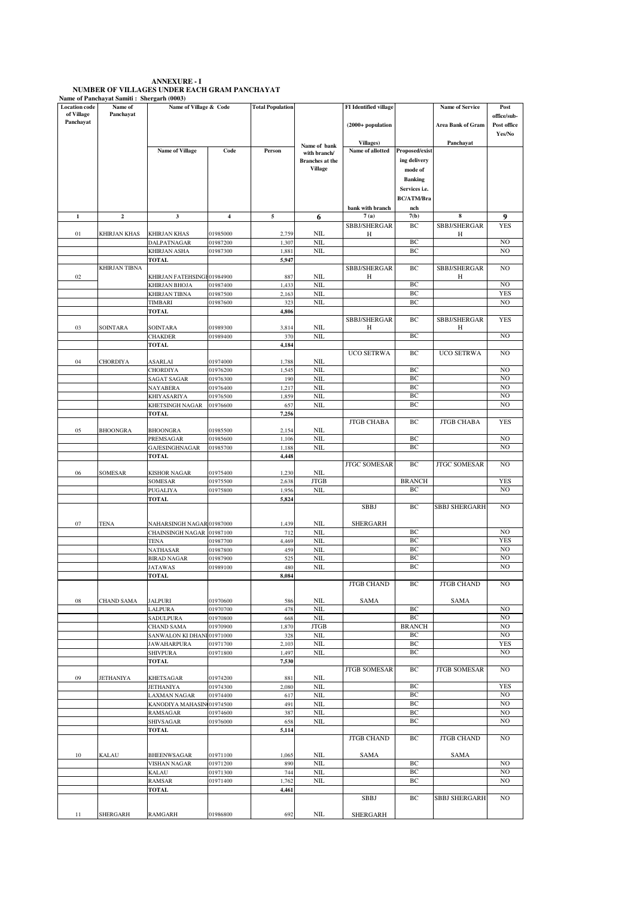**ANNEXURE - I**

**NUMBER OF VILLAGES UNDER EACH GRAM PANCHAYAT**

**Name of Panchayat Samiti : Shergarh (0003)**

| Location code of Village Panchayat | Name of Panchayat | Name of Village & Code | | Total Population | Name of bank with branch/ Branches at the Village | FI Identified village (2000+ population Villages) | | Name of Service Area Bank of Gram Panchayat | Post office/sub-Post office Yes/No |
|---|---|---|---|---|---|---|---|---|---|
| | | Name of Village | Code | Person | | Name of allotted bank with branch | Proposed/existing delivery mode of Banking Services i.e. BC/ATM/Branch | | |
| 1 | 2 | 3 | 4 | 5 | 6 | 7 (a) | 7(b) | 8 | 9 |
| 01 | KHIRJAN KHAS | KHIRJAN KHAS | 01985000 | 2,759 | NIL | SBBJ/SHERGARH | BC | SBBJ/SHERGARH | YES |
| | | DALPATNAGAR | 01987200 | 1,307 | NIL | | BC | | NO |
| | | KHIRJAN ASHA | 01987300 | 1,881 | NIL | | BC | | NO |
| | | TOTAL | | 5,947 | | | | | |
| 02 | KHIRJAN TIBNA | KHIRJAN FATEHSINGH | 01984900 | 887 | NIL | SBBJ/SHERGARH | BC | SBBJ/SHERGARH | NO |
| | | KHIRJAN BHOJA | 01987400 | 1,433 | NIL | | BC | | NO |
| | | KHIRJAN TIBNA | 01987500 | 2,163 | NIL | | BC | | YES |
| | | TIMBARI | 01987600 | 323 | NIL | | BC | | NO |
| | | TOTAL | | 4,806 | | | | | |
| 03 | SOINTARA | SOINTARA | 01989300 | 3,814 | NIL | SBBJ/SHERGARH | BC | SBBJ/SHERGARH | YES |
| | | CHAKDER | 01989400 | 370 | NIL | | BC | | NO |
| | | TOTAL | | 4,184 | | | | | |
| 04 | CHORDIYA | ASARLAI | 01974000 | 1,788 | NIL | UCO SETRWA | BC | UCO SETRWA | NO |
| | | CHORDIYA | 01976200 | 1,545 | NIL | | BC | | NO |
| | | SAGAT SAGAR | 01976300 | 190 | NIL | | BC | | NO |
| | | NAYABERA | 01976400 | 1,217 | NIL | | BC | | NO |
| | | KHIYASARIYA | 01976500 | 1,859 | NIL | | BC | | NO |
| | | KHETSINGH NAGAR | 01976600 | 657 | NIL | | BC | | NO |
| | | TOTAL | | 7,256 | | | | | |
| 05 | BHOONGRA | BHOONGRA | 01985500 | 2,154 | NIL | JTGB CHABA | BC | JTGB CHABA | YES |
| | | PREMSAGAR | 01985600 | 1,106 | NIL | | BC | | NO |
| | | GAJESINGHNAGAR | 01985700 | 1,188 | NIL | | BC | | NO |
| | | TOTAL | | 4,448 | | | | | |
| 06 | SOMESAR | KISHOR NAGAR | 01975400 | 1,230 | NIL | JTGC SOMESAR | BC | JTGC SOMESAR | NO |
| | | SOMESAR | 01975500 | 2,638 | JTGB | | BRANCH | | YES |
| | | PUGALIYA | 01975800 | 1,956 | NIL | | BC | | NO |
| | | TOTAL | | 5,824 | | | | | |
| 07 | TENA | NAHARSINGH NAGAR | 01987000 | 1,439 | NIL | SBBJ SHERGARH | BC | SBBJ SHERGARH | NO |
| | | CHAINSINGH NAGAR | 01987100 | 712 | NIL | | BC | | NO |
| | | TENA | 01987700 | 4,469 | NIL | | BC | | YES |
| | | NATHASAR | 01987800 | 459 | NIL | | BC | | NO |
| | | BIRAD NAGAR | 01987900 | 525 | NIL | | BC | | NO |
| | | JATAWAS | 01989100 | 480 | NIL | | BC | | NO |
| | | TOTAL | | 8,084 | | | | | |
| 08 | CHAND SAMA | JALPURI | 01970600 | 586 | NIL | JTGB CHAND SAMA | BC | JTGB CHAND SAMA | NO |
| | | LALPURA | 01970700 | 478 | NIL | | BC | | NO |
| | | SADULPURA | 01970800 | 668 | NIL | | BC | | NO |
| | | CHAND SAMA | 01970900 | 1,870 | JTGB | | BRANCH | | NO |
| | | SANWALON KI DHANI | 01971000 | 328 | NIL | | BC | | NO |
| | | JAWAHARPURA | 01971700 | 2,103 | NIL | | BC | | YES |
| | | SHIVPURA | 01971800 | 1,497 | NIL | | BC | | NO |
| | | TOTAL | | 7,530 | | | | | |
| 09 | JETHANIYA | KHETSAGAR | 01974200 | 881 | NIL | JTGB SOMESAR | BC | JTGB SOMESAR | NO |
| | | JETHANIYA | 01974300 | 2,080 | NIL | | BC | | YES |
| | | LAXMAN NAGAR | 01974400 | 617 | NIL | | BC | | NO |
| | | KANODIYA MAHASINGH | 01974500 | 491 | NIL | | BC | | NO |
| | | RAMSAGAR | 01974600 | 387 | NIL | | BC | | NO |
| | | SHIVSAGAR | 01976000 | 658 | NIL | | BC | | NO |
| | | TOTAL | | 5,114 | | | | | |
| 10 | KALAU | BHEENWSAGAR | 01971100 | 1,065 | NIL | JTGB CHAND SAMA | BC | JTGB CHAND SAMA | NO |
| | | VISHAN NAGAR | 01971200 | 890 | NIL | | BC | | NO |
| | | KALAU | 01971300 | 744 | NIL | | BC | | NO |
| | | RAMSAR | 01971400 | 1,762 | NIL | | BC | | NO |
| | | TOTAL | | 4,461 | | | | | |
| 11 | SHERGARH | RAMGARH | 01986800 | 692 | NIL | SBBJ SHERGARH | BC | SBBJ SHERGARH | NO |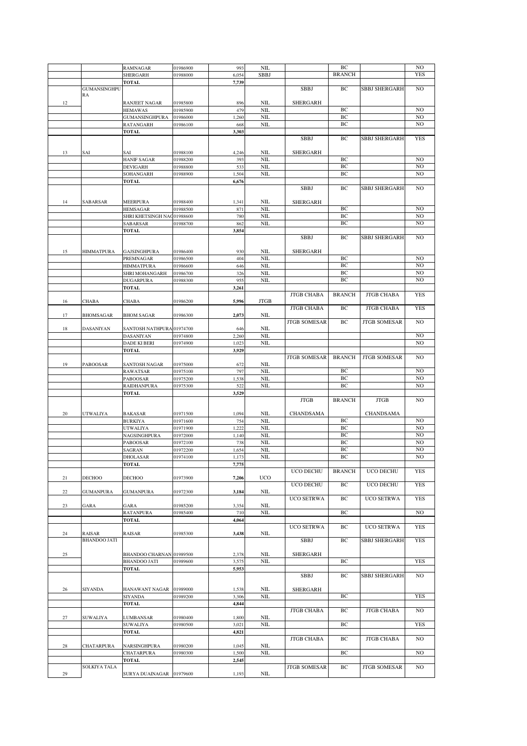| | | | | | | | | | |
|---|---|---|---|---|---|---|---|---|---|
| | | RAMNAGAR | 01986900 | 993 | NIL | | BC | | NO |
| | | SHERGARH | 01988000 | 6,054 | SBBJ | | BRANCH | | YES |
| | | **TOTAL** | | **7,739** | | | | | |
| 12 | GUMANSINGHPURA | RANJEET NAGAR | 01985800 | 896 | NIL | SBBJ SHERGARH | BC | SBBJ SHERGARH | NO |
| | | HEMAWAS | 01985900 | 479 | NIL | | BC | | NO |
| | | GUMANSINGHPURA | 01986000 | 1,260 | NIL | | BC | | NO |
| | | RATANGARH | 01986100 | 668 | NIL | | BC | | NO |
| | | **TOTAL** | | **3,303** | | | | | |
| 13 | SAI | SAI | 01988100 | 4,246 | NIL | SBBJ SHERGARH | BC | SBBJ SHERGARH | YES |
| | | HANIF SAGAR | 01988200 | 393 | NIL | | BC | | NO |
| | | DEVIGARH | 01988800 | 533 | NIL | | BC | | NO |
| | | SOHANGARH | 01988900 | 1,504 | NIL | | BC | | NO |
| | | **TOTAL** | | **6,676** | | | | | |
| 14 | SABARSAR | MEERPURA | 01988400 | 1,341 | NIL | SBBJ SHERGARH | BC | SBBJ SHERGARH | NO |
| | | HEMSAGAR | 01988500 | 871 | NIL | | BC | | NO |
| | | SHRI KHETSINGH NAG | 01988600 | 780 | NIL | | BC | | NO |
| | | SABARSAR | 01988700 | 862 | NIL | | BC | | NO |
| | | **TOTAL** | | **3,854** | | | | | |
| 15 | HIMMATPURA | GAJSINGHPURA | 01986400 | 930 | NIL | SBBJ SHERGARH | BC | SBBJ SHERGARH | NO |
| | | PREMNAGAR | 01986500 | 404 | NIL | | BC | | NO |
| | | HIMMATPURA | 01986600 | 646 | NIL | | BC | | NO |
| | | SHRI MOHANGARH | 01986700 | 326 | NIL | | BC | | NO |
| | | DUGARPURA | 01988300 | 955 | NIL | | BC | | NO |
| | | **TOTAL** | | **3,261** | | | | | |
| 16 | CHABA | CHABA | 01986200 | **5,996** | JTGB | JTGB CHABA | BRANCH | JTGB CHABA | YES |
| 17 | BHOMSAGAR | BHOM SAGAR | 01986300 | **2,073** | NIL | JTGB CHABA | BC | JTGB CHABA | YES |
| 18 | DASANIYAN | SANTOSH NATHPURA | 01974700 | 646 | NIL | JTGB SOMESAR | BC | JTGB SOMESAR | NO |
| | | DASANIYAN | 01974800 | 2,260 | NIL | | | | NO |
| | | DADE KI BERI | 01974900 | 1,023 | NIL | | | | NO |
| | | **TOTAL** | | **3,929** | | | | | |
| 19 | PABOOSAR | SANTOSH NAGAR | 01975000 | 672 | NIL | JTGB SOMESAR | BRANCH | JTGB SOMESAR | NO |
| | | RAWATSAR | 01975100 | 797 | NIL | | BC | | NO |
| | | PABOOSAR | 01975200 | 1,538 | NIL | | BC | | NO |
| | | RAIDHANPURA | 01975300 | 522 | NIL | | BC | | NO |
| | | **TOTAL** | | **3,529** | | | | | |
| 20 | UTWALIYA | BAKASAR | 01971500 | 1,094 | NIL | JTGB CHANDSAMA | BRANCH | JTGB CHANDSAMA | NO |
| | | BURKIYA | 01971600 | 754 | NIL | | BC | | NO |
| | | UTWALIYA | 01971900 | 1,222 | NIL | | BC | | NO |
| | | NAGSINGHPURA | 01972000 | 1,140 | NIL | | BC | | NO |
| | | PABOOSAR | 01972100 | 738 | NIL | | BC | | NO |
| | | SAGRAN | 01972200 | 1,654 | NIL | | BC | | NO |
| | | DHOLASAR | 01974100 | 1,173 | NIL | | BC | | NO |
| | | **TOTAL** | | **7,775** | | | | | |
| 21 | DECHOO | DECHOO | 01973900 | **7,206** | UCO | UCO DECHU | BRANCH | UCO DECHU | YES |
| 22 | GUMANPURA | GUMANPURA | 01972300 | **3,184** | NIL | UCO DECHU | BC | UCO DECHU | YES |
| 23 | GARA | GARA | 01985200 | 3,354 | NIL | UCO SETRWA | BC | UCO SETRWA | YES |
| | | RATANPURA | 01985400 | 710 | NIL | | BC | | NO |
| | | **TOTAL** | | **4,064** | | | | | |
| 24 | RAISAR | RAISAR | 01985300 | **3,438** | NIL | UCO SETRWA | BC | UCO SETRWA | YES |
| 25 | BHANDOO JATI | BHANDOO CHARNAN | 01989500 | 2,378 | NIL | SBBJ SHERGARH | BC | SBBJ SHERGARH | YES |
| | | BHANDOO JATI | 01989600 | 3,575 | NIL | | BC | | YES |
| | | **TOTAL** | | **5,953** | | | | | |
| 26 | SIYANDA | HANAWANT NAGAR | 01989000 | 1,538 | NIL | SBBJ SHERGARH | BC | SBBJ SHERGARH | NO |
| | | SIYANDA | 01989200 | 3,306 | NIL | | BC | | YES |
| | | **TOTAL** | | **4,844** | | | | | |
| 27 | SUWALIYA | LUMBANSAR | 01980400 | 1,800 | NIL | JTGB CHABA | BC | JTGB CHABA | NO |
| | | SUWALIYA | 01980500 | 3,021 | NIL | | BC | | YES |
| | | **TOTAL** | | **4,821** | | | | | |
| 28 | CHATARPURA | NARSINGHPURA | 01980200 | 1,045 | NIL | JTGB CHABA | BC | JTGB CHABA | NO |
| | | CHATARPURA | 01980300 | 1,500 | NIL | | BC | | NO |
| | | **TOTAL** | | **2,545** | | | | | |
| 29 | SOLKIYA TALA | SURYA DUAINAGAR | 01979600 | 1,193 | NIL | JTGB SOMESAR | BC | JTGB SOMESAR | NO |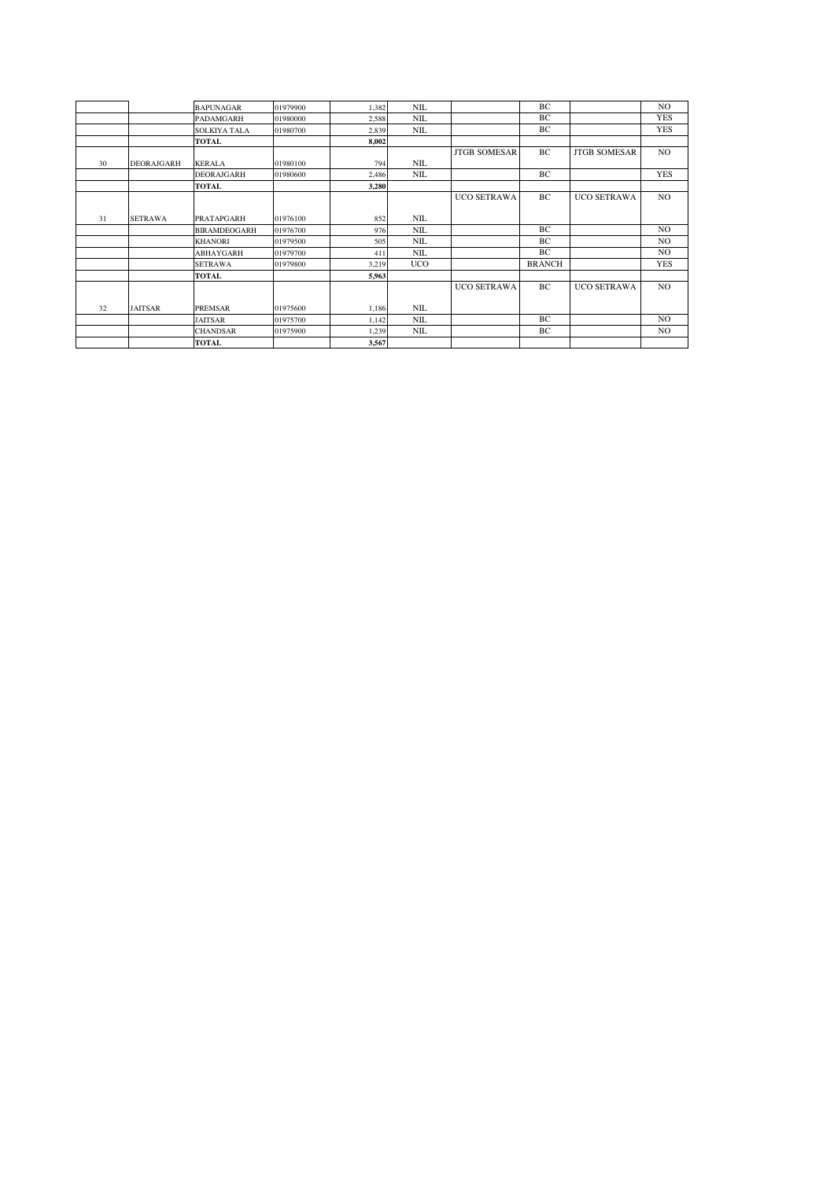|  |  |  |  |  |  |  |  |  |  |
|---|---|---|---|---|---|---|---|---|---|
|  |  | BAPUNAGAR | 01979900 | 1,382 | NIL |  | BC |  | NO |
|  |  | PADAMGARH | 01980000 | 2,588 | NIL |  | BC |  | YES |
|  |  | SOLKIYA TALA | 01980700 | 2,839 | NIL |  | BC |  | YES |
|  |  | **TOTAL** |  | **8,002** |  |  |  |  |  |
| 30 | DEORAJGARH | KERALA | 01980100 | 794 | NIL | JTGB SOMESAR | BC | JTGB SOMESAR | NO |
|  |  | DEORAJGARH | 01980600 | 2,486 | NIL |  | BC |  | YES |
|  |  | **TOTAL** |  | **3,280** |  |  |  |  |  |
| 31 | SETRAWA | PRATAPGARH | 01976100 | 852 | NIL | UCO SETRAWA | BC | UCO SETRAWA | NO |
|  |  | BIRAMDEOGARH | 01976700 | 976 | NIL |  | BC |  | NO |
|  |  | KHANORI | 01979500 | 505 | NIL |  | BC |  | NO |
|  |  | ABHAYGARH | 01979700 | 411 | NIL |  | BC |  | NO |
|  |  | SETRAWA | 01979800 | 3,219 | UCO |  | BRANCH |  | YES |
|  |  | **TOTAL** |  | **5,963** |  |  |  |  |  |
| 32 | JAITSAR | PREMSAR | 01975600 | 1,186 | NIL | UCO SETRAWA | BC | UCO SETRAWA | NO |
|  |  | JAITSAR | 01975700 | 1,142 | NIL |  | BC |  | NO |
|  |  | CHANDSAR | 01975900 | 1,239 | NIL |  | BC |  | NO |
|  |  | **TOTAL** |  | **3,567** |  |  |  |  |  |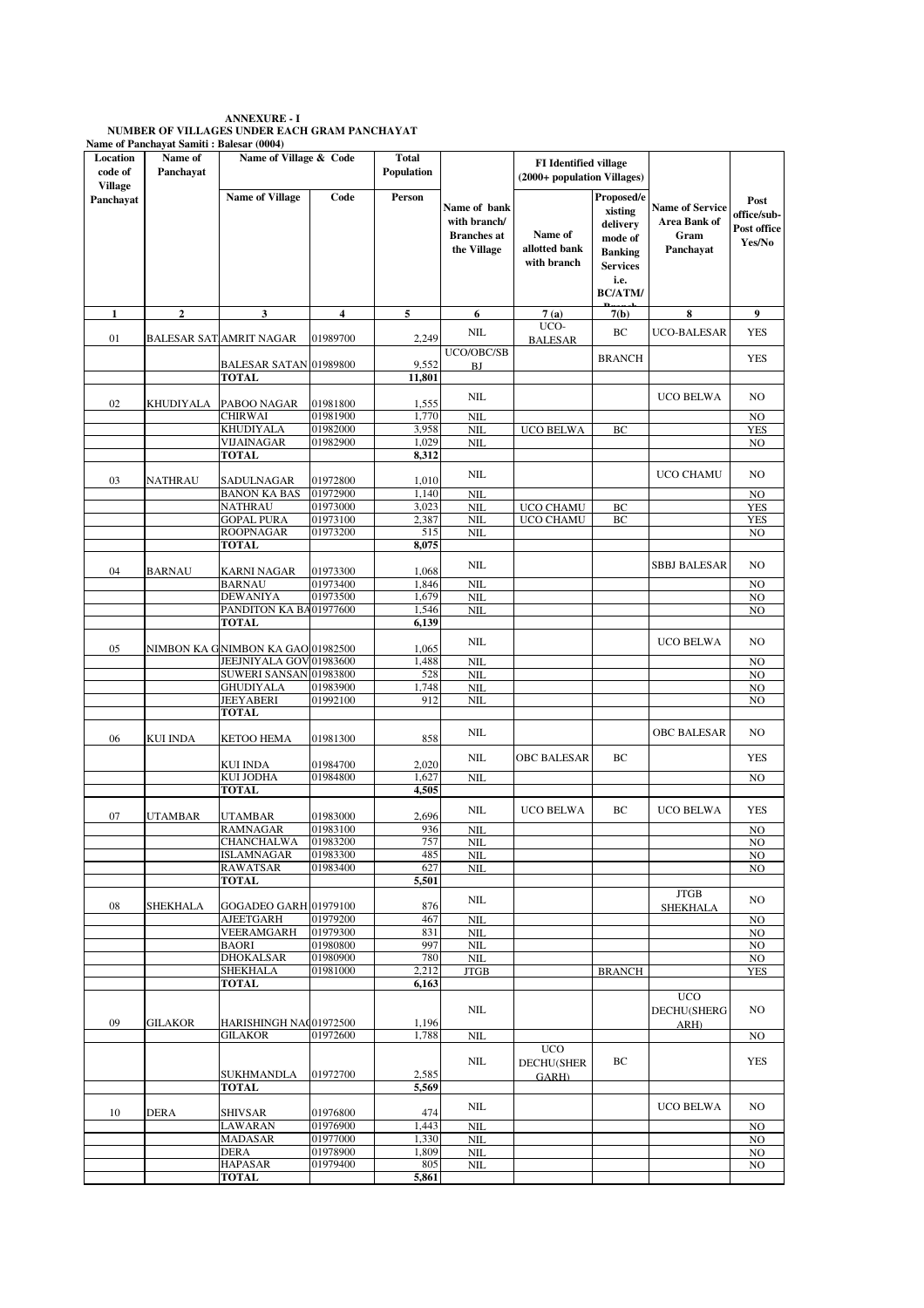**ANNEXURE - I**
**NUMBER OF VILLAGES UNDER EACH GRAM PANCHAYAT**
**Name of Panchayat Samiti : Balesar (0004)**

| Location code of Village Panchayat | Name of Panchayat | Name of Village & Code | | Total Population | | FI Identified village (2000+ population Villages) | | | |
|---|---|---|---|---|---|---|---|---|---|
| | | Name of Village | Code | Person | Name of bank with branch/ Branches at the Village | Name of allotted bank with branch | Proposed/existing delivery mode of Banking Services i.e. BC/ATM/Branch | Name of Service Area Bank of Gram Panchayat | Post office/sub-Post office Yes/No |
| 1 | 2 | 3 | 4 | 5 | 6 | 7 (a) | 7(b) | 8 | 9 |
| 01 | BALESAR SAT | AMRIT NAGAR | 01989700 | 2,249 | NIL | UCO-BALESAR | BC | UCO-BALESAR | YES |
| | | BALESAR SATAN | 01989800 | 9,552 | UCO/OBC/SBBJ | | BRANCH | | YES |
| | | **TOTAL** | | **11,801** | | | | | |
| 02 | KHUDIYALA | PABOO NAGAR | 01981800 | 1,555 | NIL | | | UCO BELWA | NO |
| | | CHIRWAI | 01981900 | 1,770 | NIL | | | | NO |
| | | KHUDIYALA | 01982000 | 3,958 | NIL | UCO BELWA | BC | | YES |
| | | VIJAINAGAR | 01982900 | 1,029 | NIL | | | | NO |
| | | **TOTAL** | | **8,312** | | | | | |
| 03 | NATHRAU | SADULNAGAR | 01972800 | 1,010 | NIL | | | UCO CHAMU | NO |
| | | BANON KA BAS | 01972900 | 1,140 | NIL | | | | NO |
| | | NATHRAU | 01973000 | 3,023 | NIL | UCO CHAMU | BC | | YES |
| | | GOPAL PURA | 01973100 | 2,387 | NIL | UCO CHAMU | BC | | YES |
| | | ROOPNAGAR | 01973200 | 515 | NIL | | | | NO |
| | | **TOTAL** | | **8,075** | | | | | |
| 04 | BARNAU | KARNI NAGAR | 01973300 | 1,068 | NIL | | | SBBJ BALESAR | NO |
| | | BARNAU | 01973400 | 1,846 | NIL | | | | NO |
| | | DEWANIYA | 01973500 | 1,679 | NIL | | | | NO |
| | | PANDITON KA BA | 01977600 | 1,546 | NIL | | | | NO |
| | | **TOTAL** | | **6,139** | | | | | |
| 05 | NIMBON KA G | NIMBON KA GAO | 01982500 | 1,065 | NIL | | | UCO BELWA | NO |
| | | JEEJNIYALA GOV | 01983600 | 1,488 | NIL | | | | NO |
| | | SUWERI SANSAN | 01983800 | 528 | NIL | | | | NO |
| | | GHUDIYALA | 01983900 | 1,748 | NIL | | | | NO |
| | | JEEYABERI | 01992100 | 912 | NIL | | | | NO |
| | | **TOTAL** | | | | | | | |
| 06 | KUI INDA | KETOO HEMA | 01981300 | 858 | NIL | | | OBC BALESAR | NO |
| | | KUI INDA | 01984700 | 2,020 | NIL | OBC BALESAR | BC | | YES |
| | | KUI JODHA | 01984800 | 1,627 | NIL | | | | NO |
| | | **TOTAL** | | **4,505** | | | | | |
| 07 | UTAMBAR | UTAMBAR | 01983000 | 2,696 | NIL | UCO BELWA | BC | UCO BELWA | YES |
| | | RAMNAGAR | 01983100 | 936 | NIL | | | | NO |
| | | CHANCHALWA | 01983200 | 757 | NIL | | | | NO |
| | | ISLAMNAGAR | 01983300 | 485 | NIL | | | | NO |
| | | RAWATSAR | 01983400 | 627 | NIL | | | | NO |
| | | **TOTAL** | | **5,501** | | | | | |
| 08 | SHEKHALA | GOGADEO GARH | 01979100 | 876 | NIL | | | JTGB SHEKHALA | NO |
| | | AJEETGARH | 01979200 | 467 | NIL | | | | NO |
| | | VEERAMGARH | 01979300 | 831 | NIL | | | | NO |
| | | BAORI | 01980800 | 997 | NIL | | | | NO |
| | | DHOKALSAR | 01980900 | 780 | NIL | | | | NO |
| | | SHEKHALA | 01981000 | 2,212 | JTGB | | BRANCH | | YES |
| | | **TOTAL** | | **6,163** | | | | | |
| 09 | GILAKOR | HARISHINGH NAG | 01972500 | 1,196 | NIL | | | UCO DECHU(SHERGARH) | NO |
| | | GILAKOR | 01972600 | 1,788 | NIL | | | | NO |
| | | SUKHMANDLA | 01972700 | 2,585 | NIL | UCO DECHU(SHERGARH) | BC | | YES |
| | | **TOTAL** | | **5,569** | | | | | |
| 10 | DERA | SHIVSAR | 01976800 | 474 | NIL | | | UCO BELWA | NO |
| | | LAWARAN | 01976900 | 1,443 | NIL | | | | NO |
| | | MADASAR | 01977000 | 1,330 | NIL | | | | NO |
| | | DERA | 01978900 | 1,809 | NIL | | | | NO |
| | | HAPASAR | 01979400 | 805 | NIL | | | | NO |
| | | **TOTAL** | | **5,861** | | | | | |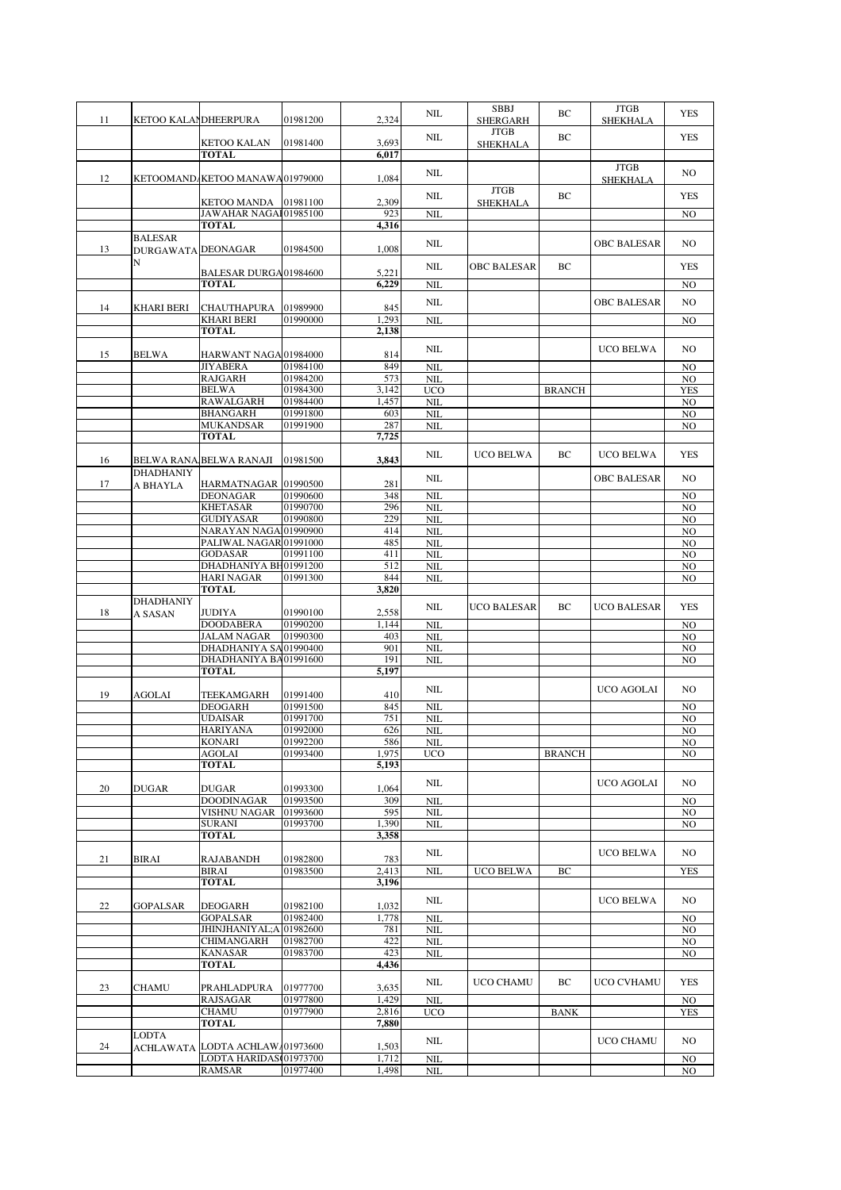| | | | | | | | | | |
|---|---|---|---|---|---|---|---|---|---|
| 11 | KETOO KALAN | DHEERPURA | 01981200 | 2,324 | NIL | SBBJ SHERGARH | BC | JTGB SHEKHALA | YES |
| | | KETOO KALAN | 01981400 | 3,693 | NIL | JTGB SHEKHALA | BC | | YES |
| | | TOTAL | | 6,017 | | | | | |
| 12 | KETOOMANDA | KETOO MANAWA | 01979000 | 1,084 | NIL | | | JTGB SHEKHALA | NO |
| | | KETOO MANDA | 01981100 | 2,309 | NIL | JTGB SHEKHALA | BC | | YES |
| | | JAWAHAR NAGAR | 01985100 | 923 | NIL | | | | NO |
| | | TOTAL | | 4,316 | | | | | |
| 13 | BALESAR DURGAWATAN | DEONAGAR | 01984500 | 1,008 | NIL | | | OBC BALESAR | NO |
| | | BALESAR DURGA | 01984600 | 5,221 | NIL | OBC BALESAR | BC | | YES |
| | | TOTAL | | 6,229 | NIL | | | | NO |
| 14 | KHARI BERI | CHAUTHAPURA | 01989900 | 845 | NIL | | | OBC BALESAR | NO |
| | | KHARI BERI | 01990000 | 1,293 | NIL | | | | NO |
| | | TOTAL | | 2,138 | | | | | |
| 15 | BELWA | HARWANT NAGA | 01984000 | 814 | NIL | | | UCO BELWA | NO |
| | | JIYABERA | 01984100 | 849 | NIL | | | | NO |
| | | RAJGARH | 01984200 | 573 | NIL | | | | NO |
| | | BELWA | 01984300 | 3,142 | UCO | | BRANCH | | YES |
| | | RAWALGARH | 01984400 | 1,457 | NIL | | | | NO |
| | | BHANGARH | 01991800 | 603 | NIL | | | | NO |
| | | MUKANDSAR | 01991900 | 287 | NIL | | | | NO |
| | | TOTAL | | 7,725 | | | | | |
| 16 | BELWA RANA | BELWA RANAJI | 01981500 | 3,843 | NIL | UCO BELWA | BC | UCO BELWA | YES |
| 17 | DHADHANIYA BHAYLA | HARMATNAGAR | 01990500 | 281 | NIL | | | OBC BALESAR | NO |
| | | DEONAGAR | 01990600 | 348 | NIL | | | | NO |
| | | KHETASAR | 01990700 | 296 | NIL | | | | NO |
| | | GUDIYASAR | 01990800 | 229 | NIL | | | | NO |
| | | NARAYAN NAGA | 01990900 | 414 | NIL | | | | NO |
| | | PALIWAL NAGAR | 01991000 | 485 | NIL | | | | NO |
| | | GODASAR | 01991100 | 411 | NIL | | | | NO |
| | | DHADHANIYA BH | 01991200 | 512 | NIL | | | | NO |
| | | HARI NAGAR | 01991300 | 844 | NIL | | | | NO |
| | | TOTAL | | 3,820 | | | | | |
| 18 | DHADHANIYA SASAN | JUDIYA | 01990100 | 2,558 | NIL | UCO BALESAR | BC | UCO BALESAR | YES |
| | | DOODABERA | 01990200 | 1,144 | NIL | | | | NO |
| | | JALAM NAGAR | 01990300 | 403 | NIL | | | | NO |
| | | DHADHANIYA SA | 01990400 | 901 | NIL | | | | NO |
| | | DHADHANIYA BA | 01991600 | 191 | NIL | | | | NO |
| | | TOTAL | | 5,197 | | | | | |
| 19 | AGOLAI | TEEKAMGARH | 01991400 | 410 | NIL | | | UCO AGOLAI | NO |
| | | DEOGARH | 01991500 | 845 | NIL | | | | NO |
| | | UDAISAR | 01991700 | 751 | NIL | | | | NO |
| | | HARIYANA | 01992000 | 626 | NIL | | | | NO |
| | | KONARI | 01992200 | 586 | NIL | | | | NO |
| | | AGOLAI | 01993400 | 1,975 | UCO | | BRANCH | | NO |
| | | TOTAL | | 5,193 | | | | | |
| 20 | DUGAR | DUGAR | 01993300 | 1,064 | NIL | | | UCO AGOLAI | NO |
| | | DOODINAGAR | 01993500 | 309 | NIL | | | | NO |
| | | VISHNU NAGAR | 01993600 | 595 | NIL | | | | NO |
| | | SURANI | 01993700 | 1,390 | NIL | | | | NO |
| | | TOTAL | | 3,358 | | | | | |
| 21 | BIRAI | RAJABANDH | 01982800 | 783 | NIL | | | UCO BELWA | NO |
| | | BIRAI | 01983500 | 2,413 | NIL | UCO BELWA | BC | | YES |
| | | TOTAL | | 3,196 | | | | | |
| 22 | GOPALSAR | DEOGARH | 01982100 | 1,032 | NIL | | | UCO BELWA | NO |
| | | GOPALSAR | 01982400 | 1,778 | NIL | | | | NO |
| | | JHINJHANIYAL;A | 01982600 | 781 | NIL | | | | NO |
| | | CHIMANGARH | 01982700 | 422 | NIL | | | | NO |
| | | KANASAR | 01983700 | 423 | NIL | | | | NO |
| | | TOTAL | | 4,436 | | | | | |
| 23 | CHAMU | PRAHLADPURA | 01977700 | 3,635 | NIL | UCO CHAMU | BC | UCO CVHAMU | YES |
| | | RAJSAGAR | 01977800 | 1,429 | NIL | | | | NO |
| | | CHAMU | 01977900 | 2,816 | UCO | | BANK | | YES |
| | | TOTAL | | 7,880 | | | | | |
| 24 | LODTA ACHLAWATA | LODTA ACHLAW | 01973600 | 1,503 | NIL | | | UCO CHAMU | NO |
| | | LODTA HARIDAS | 01973700 | 1,712 | NIL | | | | NO |
| | | RAMSAR | 01977400 | 1,498 | NIL | | | | NO |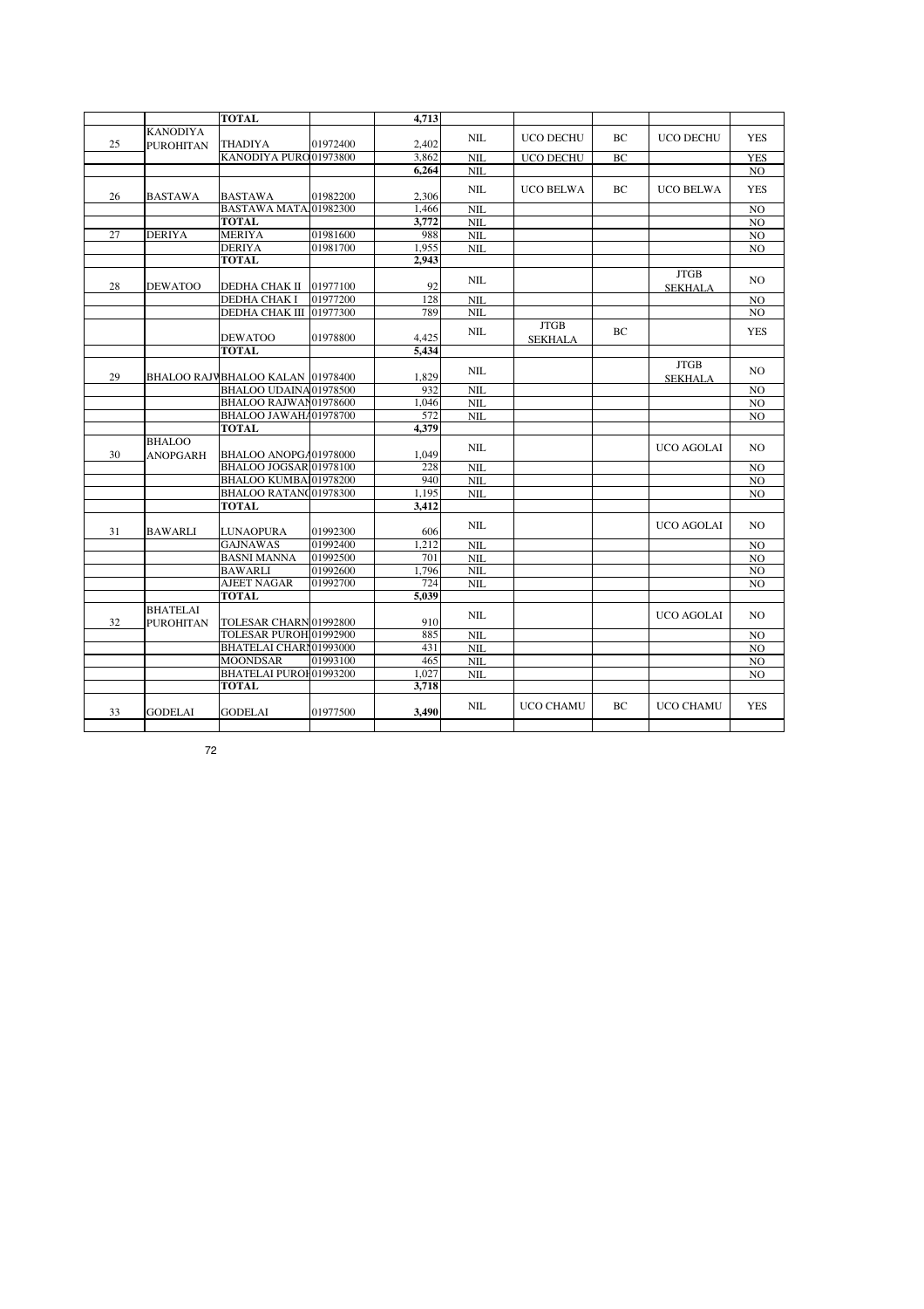|  |  | **TOTAL** |  | **4,713** |  |  |  |  |  |
|---|---|---|---|---|---|---|---|---|---|
| 25 | KANODIYA PUROHITAN | THADIYA | 01972400 | 2,402 | NIL | UCO DECHU | BC | UCO DECHU | YES |
|  |  | KANODIYA PURO | 01973800 | 3,862 | NIL | UCO DECHU | BC |  | YES |
|  |  |  |  | **6,264** | NIL |  |  |  | NO |
| 26 | BASTAWA | BASTAWA | 01982200 | 2,306 | NIL | UCO BELWA | BC | UCO BELWA | YES |
|  |  | BASTAWA MATA | 01982300 | 1,466 | NIL |  |  |  | NO |
|  |  | **TOTAL** |  | **3,772** | NIL |  |  |  | NO |
| 27 | DERIYA | MERIYA | 01981600 | 988 | NIL |  |  |  | NO |
|  |  | DERIYA | 01981700 | 1,955 | NIL |  |  |  | NO |
|  |  | **TOTAL** |  | **2,943** |  |  |  |  |  |
| 28 | DEWATOO | DEDHA CHAK II | 01977100 | 92 | NIL |  |  | JTGB SEKHALA | NO |
|  |  | DEDHA CHAK I | 01977200 | 128 | NIL |  |  |  | NO |
|  |  | DEDHA CHAK III | 01977300 | 789 | NIL |  |  |  | NO |
|  |  | DEWATOO | 01978800 | 4,425 | NIL | JTGB SEKHALA | BC |  | YES |
|  |  | **TOTAL** |  | **5,434** |  |  |  |  |  |
| 29 | BHALOO RAJV | BHALOO KALAN | 01978400 | 1,829 | NIL |  |  | JTGB SEKHALA | NO |
|  |  | BHALOO UDAINA | 01978500 | 932 | NIL |  |  |  | NO |
|  |  | BHALOO RAJWAN | 01978600 | 1,046 | NIL |  |  |  | NO |
|  |  | BHALOO JAWAHA | 01978700 | 572 | NIL |  |  |  | NO |
|  |  | **TOTAL** |  | **4,379** |  |  |  |  |  |
| 30 | BHALOO ANOPGARH | BHALOO ANOPGA | 01978000 | 1,049 | NIL |  |  | UCO AGOLAI | NO |
|  |  | BHALOO JOGSAR | 01978100 | 228 | NIL |  |  |  | NO |
|  |  | BHALOO KUMBA | 01978200 | 940 | NIL |  |  |  | NO |
|  |  | BHALOO RATAN | 01978300 | 1,195 | NIL |  |  |  | NO |
|  |  | **TOTAL** |  | **3,412** |  |  |  |  |  |
| 31 | BAWARLI | LUNAOPURA | 01992300 | 606 | NIL |  |  | UCO AGOLAI | NO |
|  |  | GAJNAWAS | 01992400 | 1,212 | NIL |  |  |  | NO |
|  |  | BASNI MANNA | 01992500 | 701 | NIL |  |  |  | NO |
|  |  | BAWARLI | 01992600 | 1,796 | NIL |  |  |  | NO |
|  |  | AJEET NAGAR | 01992700 | 724 | NIL |  |  |  | NO |
|  |  | **TOTAL** |  | **5,039** |  |  |  |  |  |
| 32 | BHATELAI PUROHITAN | TOLESAR CHARN | 01992800 | 910 | NIL |  |  | UCO AGOLAI | NO |
|  |  | TOLESAR PUROH | 01992900 | 885 | NIL |  |  |  | NO |
|  |  | BHATELAI CHAR | 01993000 | 431 | NIL |  |  |  | NO |
|  |  | MOONDSAR | 01993100 | 465 | NIL |  |  |  | NO |
|  |  | BHATELAI PURO | 01993200 | 1,027 | NIL |  |  |  | NO |
|  |  | **TOTAL** |  | **3,718** |  |  |  |  |  |
| 33 | GODELAI | GODELAI | 01977500 | **3,490** | NIL | UCO CHAMU | BC | UCO CHAMU | YES |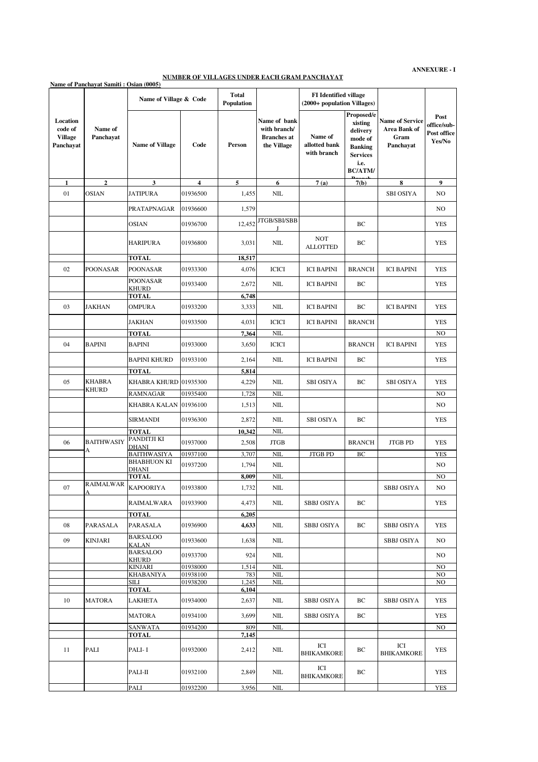**ANNEXURE - I**

**NUMBER OF VILLAGES UNDER EACH GRAM PANCHAYAT**

**Name of Panchayat Samiti : Osian (0005)**

| Location code of Village Panchayat | Name of Panchayat | Name of Village & Code | | Total Population | Name of bank with branch/ Branches at the Village | FI Identified village (2000+ population Villages) | | Name of Service Area Bank of Gram Panchayat | Post office/sub-Post office Yes/No |
|---|---|---|---|---|---|---|---|---|---|
| | | Name of Village | Code | Person | | Name of allotted bank with branch | Proposed/existing delivery mode of Banking Services i.e. BC/ATM/Branch | | |
| 1 | 2 | 3 | 4 | 5 | 6 | 7 (a) | 7(b) | 8 | 9 |
| 01 | OSIAN | JATIPURA | 01936500 | 1,455 | NIL | | | SBI OSIYA | NO |
| | | PRATAPNAGAR | 01936600 | 1,579 | | | | | NO |
| | | OSIAN | 01936700 | 12,452 | JTGB/SBI/SBBJ | | BC | | YES |
| | | HARIPURA | 01936800 | 3,031 | NIL | NOT ALLOTTED | BC | | YES |
| | | **TOTAL** | | **18,517** | | | | | |
| 02 | POONASAR | POONASAR | 01933300 | 4,076 | ICICI | ICI BAPINI | BRANCH | ICI BAPINI | YES |
| | | POONASAR KHURD | 01933400 | 2,672 | NIL | ICI BAPINI | BC | | YES |
| | | **TOTAL** | | **6,748** | | | | | |
| 03 | JAKHAN | OMPURA | 01933200 | 3,333 | NIL | ICI BAPINI | BC | ICI BAPINI | YES |
| | | JAKHAN | 01933500 | 4,031 | ICICI | ICI BAPINI | BRANCH | | YES |
| | | **TOTAL** | | **7,364** | NIL | | | | NO |
| 04 | BAPINI | BAPINI | 01933000 | 3,650 | ICICI | | BRANCH | ICI BAPINI | YES |
| | | BAPINI KHURD | 01933100 | 2,164 | NIL | ICI BAPINI | BC | | YES |
| | | **TOTAL** | | **5,814** | | | | | |
| 05 | KHABRA KHURD | KHABRA KHURD | 01935300 | 4,229 | NIL | SBI OSIYA | BC | SBI OSIYA | YES |
| | | RAMNAGAR | 01935400 | 1,728 | NIL | | | | NO |
| | | KHABRA KALAN | 01936100 | 1,513 | NIL | | | | NO |
| | | SIRMANDI | 01936300 | 2,872 | NIL | SBI OSIYA | BC | | YES |
| | | **TOTAL** | | **10,342** | NIL | | | | |
| 06 | BAITHWASIYA | PANDITJI KI DHANI | 01937000 | 2,508 | JTGB | | BRANCH | JTGB PD | YES |
| | | BAITHWASIYA | 01937100 | 3,707 | NIL | JTGB PD | BC | | YES |
| | | BHABHUON KI DHANI | 01937200 | 1,794 | NIL | | | | NO |
| | | **TOTAL** | | **8,009** | NIL | | | | NO |
| 07 | RAIMALWARA | KAPOORIYA | 01933800 | 1,732 | NIL | | | SBBJ OSIYA | NO |
| | | RAIMALWARA | 01933900 | 4,473 | NIL | SBBJ OSIYA | BC | | YES |
| | | **TOTAL** | | **6,205** | | | | | |
| 08 | PARASALA | PARASALA | 01936900 | **4,633** | NIL | SBBJ OSIYA | BC | SBBJ OSIYA | YES |
| 09 | KINJARI | BARSALOO KALAN | 01933600 | 1,638 | NIL | | | SBBJ OSIYA | NO |
| | | BARSALOO KHURD | 01933700 | 924 | NIL | | | | NO |
| | | KINJARI | 01938000 | 1,514 | NIL | | | | NO |
| | | KHABANIYA | 01938100 | 783 | NIL | | | | NO |
| | | SILI | 01938200 | 1,245 | NIL | | | | NO |
| | | **TOTAL** | | **6,104** | | | | | |
| 10 | MATORA | LAKHETA | 01934000 | 2,637 | NIL | SBBJ OSIYA | BC | SBBJ OSIYA | YES |
| | | MATORA | 01934100 | 3,699 | NIL | SBBJ OSIYA | BC | | YES |
| | | SANWATA | 01934200 | 809 | NIL | | | | NO |
| | | **TOTAL** | | **7,145** | | | | | |
| 11 | PALI | PALI- I | 01932000 | 2,412 | NIL | ICI BHIKAMKORE | BC | ICI BHIKAMKORE | YES |
| | | PALI-II | 01932100 | 2,849 | NIL | ICI BHIKAMKORE | BC | | YES |
| | | PALI | 01932200 | 3,956 | NIL | | | | YES |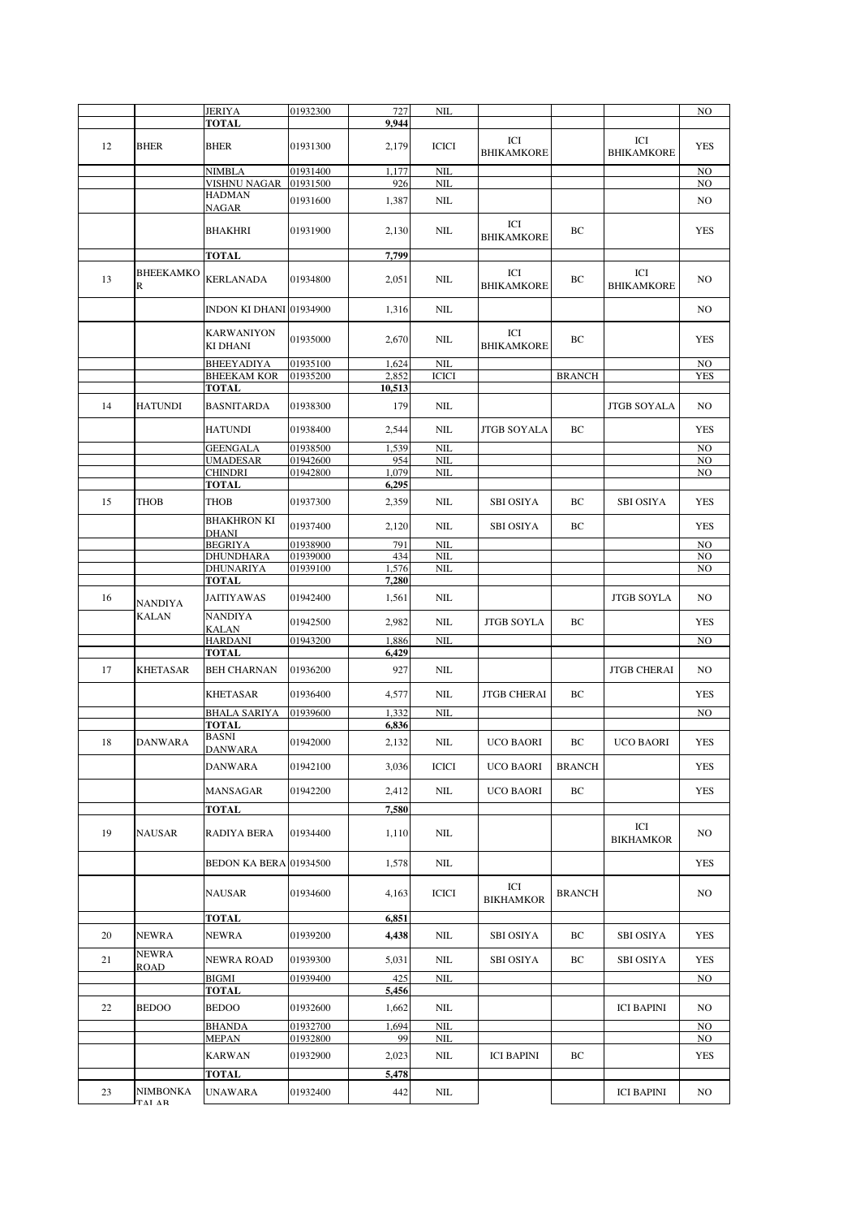|  |  | JERIYA | 01932300 | 727 | NIL |  |  |  | NO |
|---|---|---|---|---|---|---|---|---|---|
|  |  | **TOTAL** |  | **9,944** |  |  |  |  |  |
| 12 | BHER | BHER | 01931300 | 2,179 | ICICI | ICI BHIKAMKORE |  | ICI BHIKAMKORE | YES |
|  |  | NIMBLA | 01931400 | 1,177 | NIL |  |  |  | NO |
|  |  | VISHNU NAGAR | 01931500 | 926 | NIL |  |  |  | NO |
|  |  | HADMAN NAGAR | 01931600 | 1,387 | NIL |  |  |  | NO |
|  |  | BHAKHRI | 01931900 | 2,130 | NIL | ICI BHIKAMKORE | BC |  | YES |
|  |  | **TOTAL** |  | **7,799** |  |  |  |  |  |
| 13 | BHEEKAMKOR | KERLANADA | 01934800 | 2,051 | NIL | ICI BHIKAMKORE | BC | ICI BHIKAMKORE | NO |
|  |  | INDON KI DHANI | 01934900 | 1,316 | NIL |  |  |  | NO |
|  |  | KARWANIYON KI DHANI | 01935000 | 2,670 | NIL | ICI BHIKAMKORE | BC |  | YES |
|  |  | BHEEYADIYA | 01935100 | 1,624 | NIL |  |  |  | NO |
|  |  | BHEEKAM KOR | 01935200 | 2,852 | ICICI |  | BRANCH |  | YES |
|  |  | **TOTAL** |  | **10,513** |  |  |  |  |  |
| 14 | HATUNDI | BASNITARDA | 01938300 | 179 | NIL |  |  | JTGB SOYALA | NO |
|  |  | HATUNDI | 01938400 | 2,544 | NIL | JTGB SOYALA | BC |  | YES |
|  |  | GEENGALA | 01938500 | 1,539 | NIL |  |  |  | NO |
|  |  | UMADESAR | 01942600 | 954 | NIL |  |  |  | NO |
|  |  | CHINDRI | 01942800 | 1,079 | NIL |  |  |  | NO |
|  |  | **TOTAL** |  | **6,295** |  |  |  |  |  |
| 15 | THOB | THOB | 01937300 | 2,359 | NIL | SBI OSIYA | BC | SBI OSIYA | YES |
|  |  | BHAKHRON KI DHANI | 01937400 | 2,120 | NIL | SBI OSIYA | BC |  | YES |
|  |  | BEGRIYA | 01938900 | 791 | NIL |  |  |  | NO |
|  |  | DHUNDHARA | 01939000 | 434 | NIL |  |  |  | NO |
|  |  | DHUNARIYA | 01939100 | 1,576 | NIL |  |  |  | NO |
|  |  | **TOTAL** |  | **7,280** |  |  |  |  |  |
| 16 | NANDIYA KALAN | JAITIYAWAS | 01942400 | 1,561 | NIL |  |  | JTGB SOYLA | NO |
|  |  | NANDIYA KALAN | 01942500 | 2,982 | NIL | JTGB SOYLA | BC |  | YES |
|  |  | HARDANI | 01943200 | 1,886 | NIL |  |  |  | NO |
|  |  | **TOTAL** |  | **6,429** |  |  |  |  |  |
| 17 | KHETASAR | BEH CHARNAN | 01936200 | 927 | NIL |  |  | JTGB CHERAI | NO |
|  |  | KHETASAR | 01936400 | 4,577 | NIL | JTGB CHERAI | BC |  | YES |
|  |  | BHALA SARIYA | 01939600 | 1,332 | NIL |  |  |  | NO |
|  |  | **TOTAL** |  | **6,836** |  |  |  |  |  |
| 18 | DANWARA | BASNI DANWARA | 01942000 | 2,132 | NIL | UCO BAORI | BC | UCO BAORI | YES |
|  |  | DANWARA | 01942100 | 3,036 | ICICI | UCO BAORI | BRANCH |  | YES |
|  |  | MANSAGAR | 01942200 | 2,412 | NIL | UCO BAORI | BC |  | YES |
|  |  | **TOTAL** |  | **7,580** |  |  |  |  |  |
| 19 | NAUSAR | RADIYA BERA | 01934400 | 1,110 | NIL |  |  | ICI BIKHAMKOR | NO |
|  |  | BEDON KA BERA | 01934500 | 1,578 | NIL |  |  |  | YES |
|  |  | NAUSAR | 01934600 | 4,163 | ICICI | ICI BIKHAMKOR | BRANCH |  | NO |
|  |  | **TOTAL** |  | **6,851** |  |  |  |  |  |
| 20 | NEWRA | NEWRA | 01939200 | **4,438** | NIL | SBI OSIYA | BC | SBI OSIYA | YES |
| 21 | NEWRA ROAD | NEWRA ROAD | 01939300 | 5,031 | NIL | SBI OSIYA | BC | SBI OSIYA | YES |
|  |  | BIGMI | 01939400 | 425 | NIL |  |  |  | NO |
|  |  | **TOTAL** |  | **5,456** |  |  |  |  |  |
| 22 | BEDOO | BEDOO | 01932600 | 1,662 | NIL |  |  | ICI BAPINI | NO |
|  |  | BHANDA | 01932700 | 1,694 | NIL |  |  |  | NO |
|  |  | MEPAN | 01932800 | 99 | NIL |  |  |  | NO |
|  |  | KARWAN | 01932900 | 2,023 | NIL | ICI BAPINI | BC |  | YES |
|  |  | **TOTAL** |  | **5,478** |  |  |  |  |  |
| 23 | NIMBONKA TALAB | UNAWARA | 01932400 | 442 | NIL |  |  | ICI BAPINI | NO |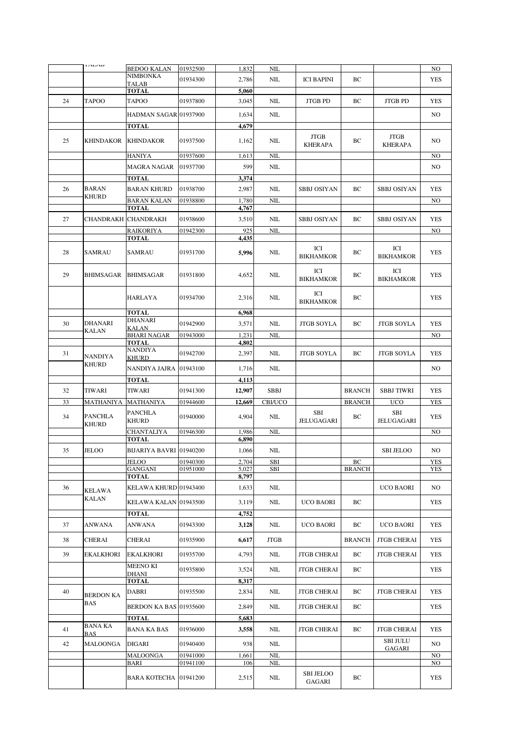| | TALAB | BEDOO KALAN | 01932500 | 1,832 | NIL | | | | NO |
|---|---|---|---|---|---|---|---|---|---|
| | | NIMBONKA TALAB | 01934300 | 2,786 | NIL | ICI BAPINI | BC | | YES |
| | | TOTAL | | 5,060 | | | | | |
| 24 | TAPOO | TAPOO | 01937800 | 3,045 | NIL | JTGB PD | BC | JTGB PD | YES |
| | | HADMAN SAGAR | 01937900 | 1,634 | NIL | | | | NO |
| | | TOTAL | | 4,679 | | | | | |
| 25 | KHINDAKOR | KHINDAKOR | 01937500 | 1,162 | NIL | JTGB KHERAPA | BC | JTGB KHERAPA | NO |
| | | HANIYA | 01937600 | 1,613 | NIL | | | | NO |
| | | MAGRA NAGAR | 01937700 | 599 | NIL | | | | NO |
| | | TOTAL | | 3,374 | | | | | |
| 26 | BARAN KHURD | BARAN KHURD | 01938700 | 2,987 | NIL | SBBJ OSIYAN | BC | SBBJ OSIYAN | YES |
| | | BARAN KALAN | 01938800 | 1,780 | NIL | | | | NO |
| | | TOTAL | | 4,767 | | | | | |
| 27 | CHANDRAKH | CHANDRAKH | 01938600 | 3,510 | NIL | SBBJ OSIYAN | BC | SBBJ OSIYAN | YES |
| | | RAIKORIYA | 01942300 | 925 | NIL | | | | NO |
| | | TOTAL | | 4,435 | | | | | |
| 28 | SAMRAU | SAMRAU | 01931700 | 5,996 | NIL | ICI BIKHAMKOR | BC | ICI BIKHAMKOR | YES |
| 29 | BHIMSAGAR | BHIMSAGAR | 01931800 | 4,652 | NIL | ICI BIKHAMKOR | BC | ICI BIKHAMKOR | YES |
| | | HARLAYA | 01934700 | 2,316 | NIL | ICI BIKHAMKOR | BC | | YES |
| | | TOTAL | | 6,968 | | | | | |
| 30 | DHANARI KALAN | DHANARI KALAN | 01942900 | 3,571 | NIL | JTGB SOYLA | BC | JTGB SOYLA | YES |
| | | BHARI NAGAR | 01943000 | 1,231 | NIL | | | | NO |
| | | TOTAL | | 4,802 | | | | | |
| 31 | NANDIYA KHURD | NANDIYA KHURD | 01942700 | 2,397 | NIL | JTGB SOYLA | BC | JTGB SOYLA | YES |
| | | NANDIYA JAJRA | 01943100 | 1,716 | NIL | | | | NO |
| | | TOTAL | | 4,113 | | | | | |
| 32 | TIWARI | TIWARI | 01941300 | 12,907 | SBBJ | | BRANCH | SBBJ TIWRI | YES |
| 33 | MATHANIYA | MATHANIYA | 01944600 | 12,669 | CBI/UCO | | BRANCH | UCO | YES |
| 34 | PANCHLA KHURD | PANCHLA KHURD | 01940000 | 4,904 | NIL | SBI JELUGAGARI | BC | SBI JELUGAGARI | YES |
| | | CHANTALIYA | 01946300 | 1,986 | NIL | | | | NO |
| | | TOTAL | | 6,890 | | | | | |
| 35 | JELOO | BIJARIYA BAVRI | 01940200 | 1,066 | NIL | | | SBI JELOO | NO |
| | | JELOO | 01940300 | 2,704 | SBI | | BC | | YES |
| | | GANGANI | 01951000 | 5,027 | SBI | | BRANCH | | YES |
| | | TOTAL | | 8,797 | | | | | |
| 36 | KELAWA KALAN | KELAWA KHURD | 01943400 | 1,633 | NIL | | | UCO BAORI | NO |
| | | KELAWA KALAN | 01943500 | 3,119 | NIL | UCO BAORI | BC | | YES |
| | | TOTAL | | 4,752 | | | | | |
| 37 | ANWANA | ANWANA | 01943300 | 3,128 | NIL | UCO BAORI | BC | UCO BAORI | YES |
| 38 | CHERAI | CHERAI | 01935900 | 6,617 | JTGB | | BRANCH | JTGB CHERAI | YES |
| 39 | EKALKHORI | EKALKHORI | 01935700 | 4,793 | NIL | JTGB CHERAI | BC | JTGB CHERAI | YES |
| | | MEENO KI DHANI | 01935800 | 3,524 | NIL | JTGB CHERAI | BC | | YES |
| | | TOTAL | | 8,317 | | | | | |
| 40 | BERDON KA BAS | DABRI | 01935500 | 2,834 | NIL | JTGB CHERAI | BC | JTGB CHERAI | YES |
| | | BERDON KA BAS | 01935600 | 2,849 | NIL | JTGB CHERAI | BC | | YES |
| | | TOTAL | | 5,683 | | | | | |
| 41 | BANA KA BAS | BANA KA BAS | 01936000 | 3,558 | NIL | JTGB CHERAI | BC | JTGB CHERAI | YES |
| 42 | MALOONGA | DIGARI | 01940400 | 938 | NIL | | | SBI JULU GAGARI | NO |
| | | MALOONGA | 01941000 | 1,661 | NIL | | | | NO |
| | | BARI | 01941100 | 106 | NIL | | | | NO |
| | | BARA KOTECHA | 01941200 | 2,515 | NIL | SBI JELOO GAGARI | BC | | YES |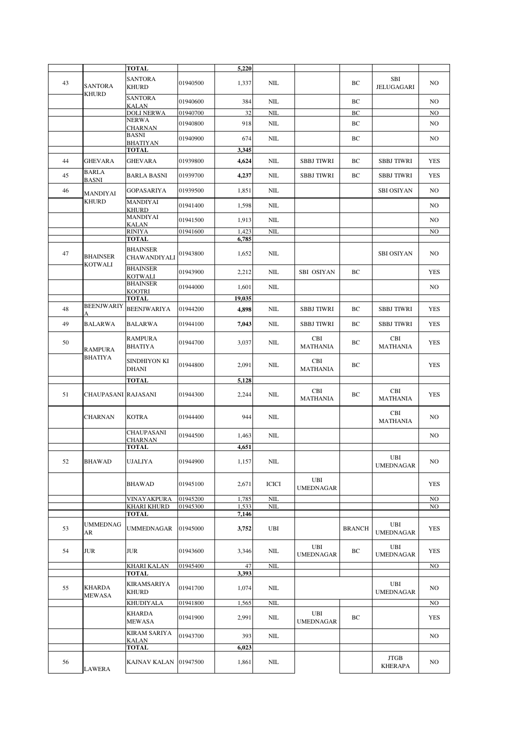|  |  | TOTAL |  | 5,220 |  |  |  |  |  |
|---|---|---|---|---|---|---|---|---|---|
| 43 | SANTORA KHURD | SANTORA KHURD | 01940500 | 1,337 | NIL |  | BC | SBI JELUGAGARI | NO |
|  |  | SANTORA KALAN | 01940600 | 384 | NIL |  | BC |  | NO |
|  |  | DOLI NERWA | 01940700 | 32 | NIL |  | BC |  | NO |
|  |  | NERWA CHARNAN | 01940800 | 918 | NIL |  | BC |  | NO |
|  |  | BASNI BHATIYAN | 01940900 | 674 | NIL |  | BC |  | NO |
|  |  | TOTAL |  | 3,345 |  |  |  |  |  |
| 44 | GHEVARA | GHEVARA | 01939800 | 4,624 | NIL | SBBJ TIWRI | BC | SBBJ TIWRI | YES |
| 45 | BARLA BASNI | BARLA BASNI | 01939700 | 4,237 | NIL | SBBJ TIWRI | BC | SBBJ TIWRI | YES |
| 46 | MANDIYAI KHURD | GOPASARIYA | 01939500 | 1,851 | NIL |  |  | SBI OSIYAN | NO |
|  |  | MANDIYAI KHURD | 01941400 | 1,598 | NIL |  |  |  | NO |
|  |  | MANDIYAI KALAN | 01941500 | 1,913 | NIL |  |  |  | NO |
|  |  | RINIYA | 01941600 | 1,423 | NIL |  |  |  | NO |
|  |  | TOTAL |  | 6,785 |  |  |  |  |  |
| 47 | BHAINSER KOTWALI | BHAINSER CHAWANDIYALI | 01943800 | 1,652 | NIL |  |  | SBI OSIYAN | NO |
|  |  | BHAINSER KOTWALI | 01943900 | 2,212 | NIL | SBI OSIYAN | BC |  | YES |
|  |  | BHAINSER KOOTRI | 01944000 | 1,601 | NIL |  |  |  | NO |
|  |  | TOTAL |  | 19,035 |  |  |  |  |  |
| 48 | BEENJWARIYA | BEENJWARIYA | 01944200 | 4,898 | NIL | SBBJ TIWRI | BC | SBBJ TIWRI | YES |
| 49 | BALARWA | BALARWA | 01944100 | 7,043 | NIL | SBBJ TIWRI | BC | SBBJ TIWRI | YES |
| 50 | RAMPURA BHATIYA | RAMPURA BHATIYA | 01944700 | 3,037 | NIL | CBI MATHANIA | BC | CBI MATHANIA | YES |
|  |  | SINDHIYON KI DHANI | 01944800 | 2,091 | NIL | CBI MATHANIA | BC |  | YES |
|  |  | TOTAL |  | 5,128 |  |  |  |  |  |
| 51 | CHAUPASANI | RAJASANI | 01944300 | 2,244 | NIL | CBI MATHANIA | BC | CBI MATHANIA | YES |
|  | CHARNAN | KOTRA | 01944400 | 944 | NIL |  |  | CBI MATHANIA | NO |
|  |  | CHAUPASANI CHARNAN | 01944500 | 1,463 | NIL |  |  |  | NO |
|  |  | TOTAL |  | 4,651 |  |  |  |  |  |
| 52 | BHAWAD | UJALIYA | 01944900 | 1,157 | NIL |  |  | UBI UMEDNAGAR | NO |
|  |  | BHAWAD | 01945100 | 2,671 | ICICI | UBI UMEDNAGAR |  |  | YES |
|  |  | VINAYAKPURA | 01945200 | 1,785 | NIL |  |  |  | NO |
|  |  | KHARI KHURD | 01945300 | 1,533 | NIL |  |  |  | NO |
|  |  | TOTAL |  | 7,146 |  |  |  |  |  |
| 53 | UMMEDNAGAR | UMMEDNAGAR | 01945000 | 3,752 | UBI |  | BRANCH | UBI UMEDNAGAR | YES |
| 54 | JUR | JUR | 01943600 | 3,346 | NIL | UBI UMEDNAGAR | BC | UBI UMEDNAGAR | YES |
|  |  | KHARI KALAN | 01945400 | 47 | NIL |  |  |  | NO |
|  |  | TOTAL |  | 3,393 |  |  |  |  |  |
| 55 | KHARDA MEWASA | KIRAMSARIYA KHURD | 01941700 | 1,074 | NIL |  |  | UBI UMEDNAGAR | NO |
|  |  | KHUDIYALA | 01941800 | 1,565 | NIL |  |  |  | NO |
|  |  | KHARDA MEWASA | 01941900 | 2,991 | NIL | UBI UMEDNAGAR | BC |  | YES |
|  |  | KIRAM SARIYA KALAN | 01943700 | 393 | NIL |  |  |  | NO |
|  |  | TOTAL |  | 6,023 |  |  |  |  |  |
| 56 | LAWERA | KAJNAV KALAN | 01947500 | 1,861 | NIL |  |  | JTGB KHERAPA | NO |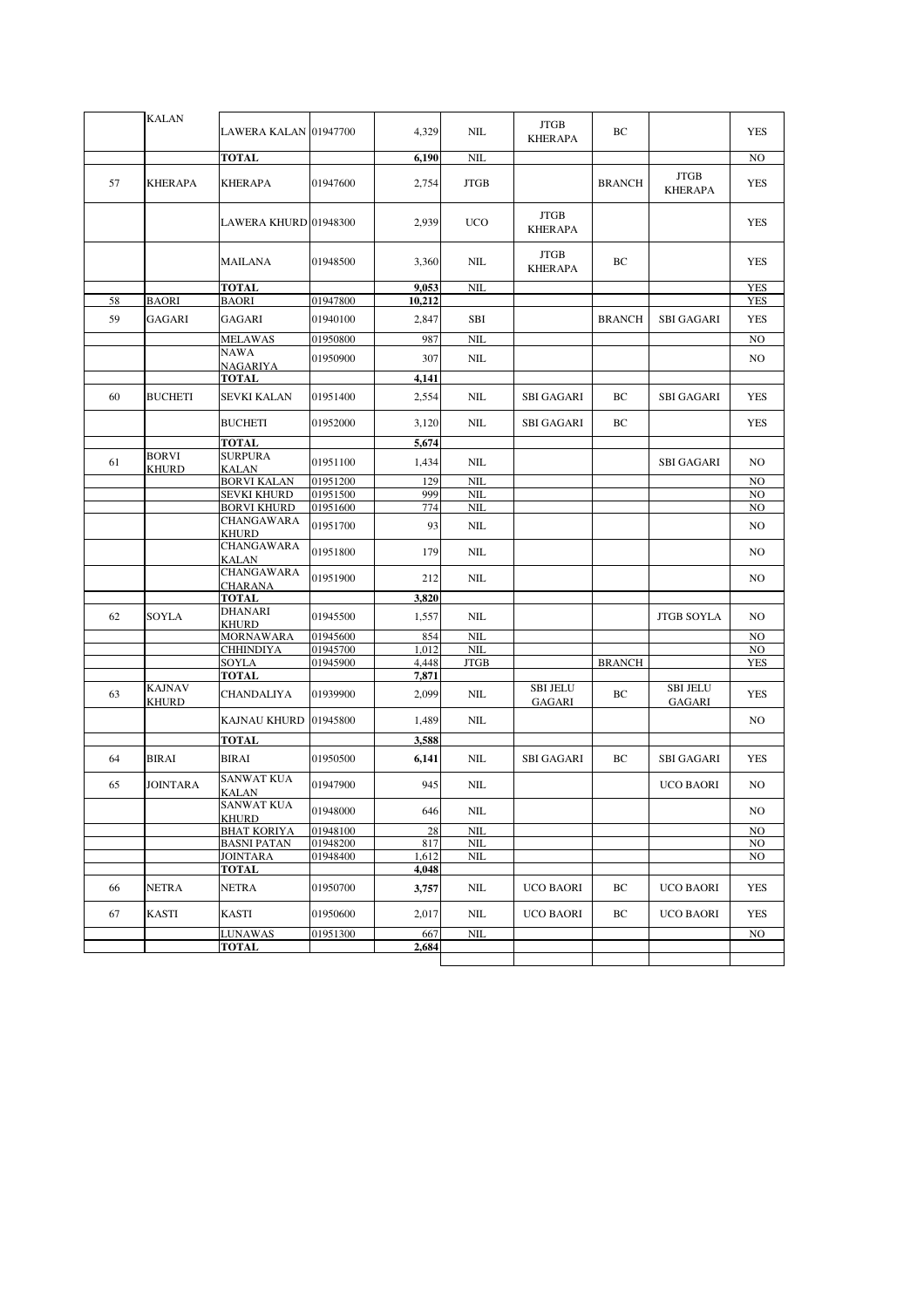| | | | | | | | | | |
|---|---|---|---|---|---|---|---|---|---|
| | KALAN | LAWERA KALAN | 01947700 | 4,329 | NIL | JTGB KHERAPA | BC | | YES |
| | | **TOTAL** | | **6,190** | NIL | | | | NO |
| 57 | KHERAPA | KHERAPA | 01947600 | 2,754 | JTGB | | BRANCH | JTGB KHERAPA | YES |
| | | LAWERA KHURD | 01948300 | 2,939 | UCO | JTGB KHERAPA | | | YES |
| | | MAILANA | 01948500 | 3,360 | NIL | JTGB KHERAPA | BC | | YES |
| | | **TOTAL** | | **9,053** | NIL | | | | YES |
| 58 | BAORI | BAORI | 01947800 | **10,212** | | | | | YES |
| 59 | GAGARI | GAGARI | 01940100 | 2,847 | SBI | | BRANCH | SBI GAGARI | YES |
| | | MELAWAS | 01950800 | 987 | NIL | | | | NO |
| | | NAWA NAGARIYA | 01950900 | 307 | NIL | | | | NO |
| | | **TOTAL** | | **4,141** | | | | | |
| 60 | BUCHETI | SEVKI KALAN | 01951400 | 2,554 | NIL | SBI GAGARI | BC | SBI GAGARI | YES |
| | | BUCHETI | 01952000 | 3,120 | NIL | SBI GAGARI | BC | | YES |
| | | **TOTAL** | | **5,674** | | | | | |
| 61 | BORVI KHURD | SURPURA KALAN | 01951100 | 1,434 | NIL | | | SBI GAGARI | NO |
| | | BORVI KALAN | 01951200 | 129 | NIL | | | | NO |
| | | SEVKI KHURD | 01951500 | 999 | NIL | | | | NO |
| | | BORVI KHURD | 01951600 | 774 | NIL | | | | NO |
| | | CHANGAWARA KHURD | 01951700 | 93 | NIL | | | | NO |
| | | CHANGAWARA KALAN | 01951800 | 179 | NIL | | | | NO |
| | | CHANGAWARA CHARANA | 01951900 | 212 | NIL | | | | NO |
| | | **TOTAL** | | **3,820** | | | | | |
| 62 | SOYLA | DHANARI KHURD | 01945500 | 1,557 | NIL | | | JTGB SOYLA | NO |
| | | MORNAWARA | 01945600 | 854 | NIL | | | | NO |
| | | CHHINDIYA | 01945700 | 1,012 | NIL | | | | NO |
| | | SOYLA | 01945900 | 4,448 | JTGB | | BRANCH | | YES |
| | | **TOTAL** | | **7,871** | | | | | |
| 63 | KAJNAV KHURD | CHANDALIYA | 01939900 | 2,099 | NIL | SBI JELU GAGARI | BC | SBI JELU GAGARI | YES |
| | | KAJNAU KHURD | 01945800 | 1,489 | NIL | | | | NO |
| | | **TOTAL** | | **3,588** | | | | | |
| 64 | BIRAI | BIRAI | 01950500 | **6,141** | NIL | SBI GAGARI | BC | SBI GAGARI | YES |
| 65 | JOINTARA | SANWAT KUA KALAN | 01947900 | 945 | NIL | | | UCO BAORI | NO |
| | | SANWAT KUA KHURD | 01948000 | 646 | NIL | | | | NO |
| | | BHAT KORIYA | 01948100 | 28 | NIL | | | | NO |
| | | BASNI PATAN | 01948200 | 817 | NIL | | | | NO |
| | | JOINTARA | 01948400 | 1,612 | NIL | | | | NO |
| | | **TOTAL** | | **4,048** | | | | | |
| 66 | NETRA | NETRA | 01950700 | **3,757** | NIL | UCO BAORI | BC | UCO BAORI | YES |
| 67 | KASTI | KASTI | 01950600 | 2,017 | NIL | UCO BAORI | BC | UCO BAORI | YES |
| | | LUNAWAS | 01951300 | 667 | NIL | | | | NO |
| | | **TOTAL** | | **2,684** | | | | | |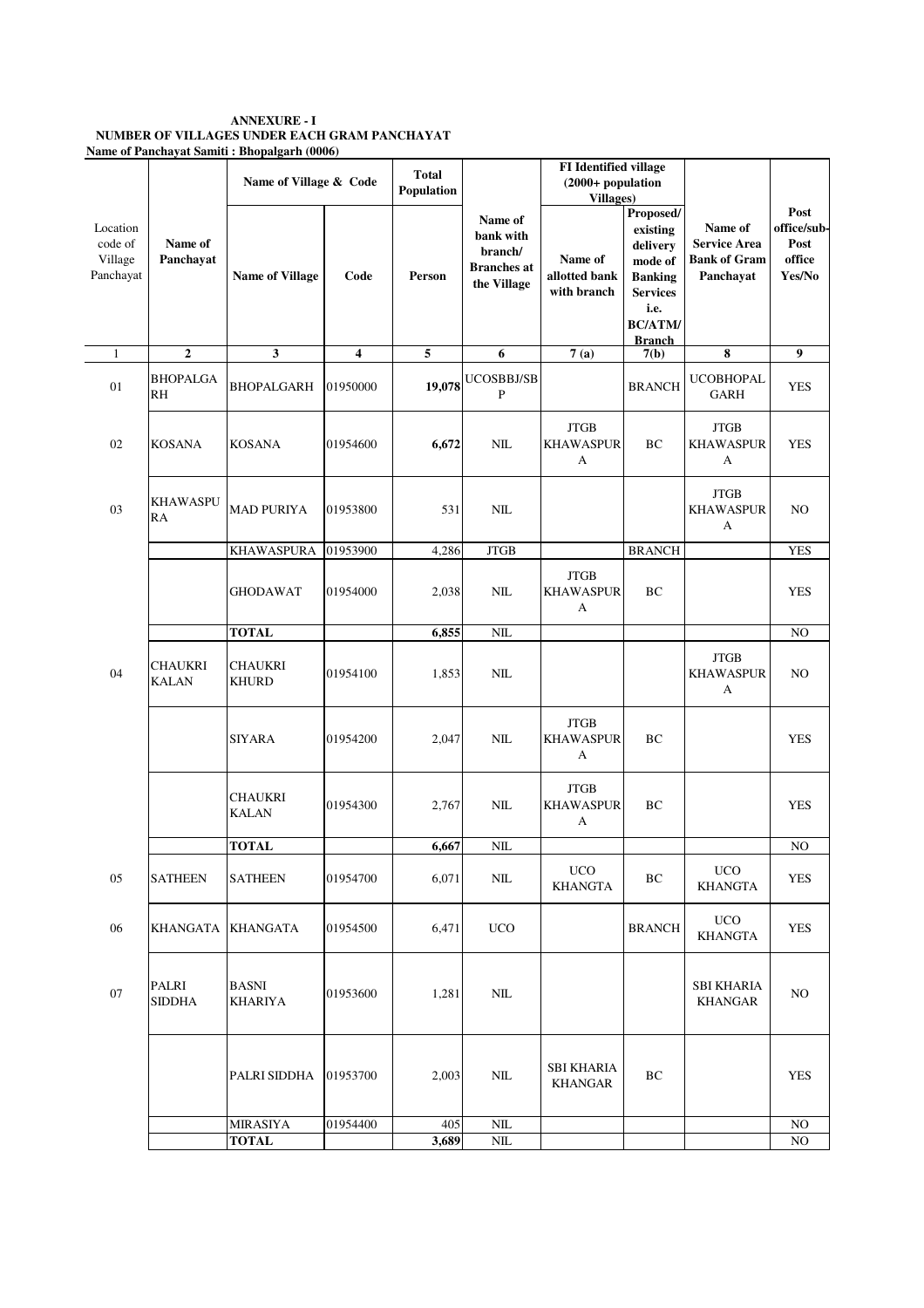**ANNEXURE - I**
**NUMBER OF VILLAGES UNDER EACH GRAM PANCHAYAT**
**Name of Panchayat Samiti : Bhopalgarh (0006)**

| Location code of Village Panchayat | Name of Panchayat | Name of Village & Code | | Total Population | Name of bank with branch/ Branches at the Village | FI Identified village (2000+ population Villages) | | Name of Service Area Bank of Gram Panchayat | Post office/sub-Post office Yes/No |
|---|---|---|---|---|---|---|---|---|---|
| | | Name of Village | Code | Person | | Name of allotted bank with branch | Proposed/ existing delivery mode of Banking Services i.e. BC/ATM/ Branch | | |
| 1 | 2 | 3 | 4 | 5 | 6 | 7 (a) | 7(b) | 8 | 9 |
| 01 | BHOPALGARH | BHOPALGARH | 01950000 | **19,078** | UCOSBBJ/SBP | | BRANCH | UCOBHOPALGARH | YES |
| 02 | KOSANA | KOSANA | 01954600 | **6,672** | NIL | JTGB KHAWASPURA | BC | JTGB KHAWASPURA | YES |
| 03 | KHAWASPURA | MAD PURIYA | 01953800 | 531 | NIL | | | JTGB KHAWASPURA | NO |
| | | KHAWASPURA | 01953900 | 4,286 | JTGB | | BRANCH | | YES |
| | | GHODAWAT | 01954000 | 2,038 | NIL | JTGB KHAWASPURA | BC | | YES |
| | | **TOTAL** | | **6,855** | NIL | | | | NO |
| 04 | CHAUKRI KALAN | CHAUKRI KHURD | 01954100 | 1,853 | NIL | | | JTGB KHAWASPURA | NO |
| | | SIYARA | 01954200 | 2,047 | NIL | JTGB KHAWASPURA | BC | | YES |
| | | CHAUKRI KALAN | 01954300 | 2,767 | NIL | JTGB KHAWASPURA | BC | | YES |
| | | **TOTAL** | | **6,667** | NIL | | | | NO |
| 05 | SATHEEN | SATHEEN | 01954700 | 6,071 | NIL | UCO KHANGTA | BC | UCO KHANGTA | YES |
| 06 | KHANGATA | KHANGATA | 01954500 | 6,471 | UCO | | BRANCH | UCO KHANGTA | YES |
| 07 | PALRI SIDDHA | BASNI KHARIYA | 01953600 | 1,281 | NIL | | | SBI KHARIA KHANGAR | NO |
| | | PALRI SIDDHA | 01953700 | 2,003 | NIL | SBI KHARIA KHANGAR | BC | | YES |
| | | MIRASIYA | 01954400 | 405 | NIL | | | | NO |
| | | **TOTAL** | | **3,689** | NIL | | | | NO |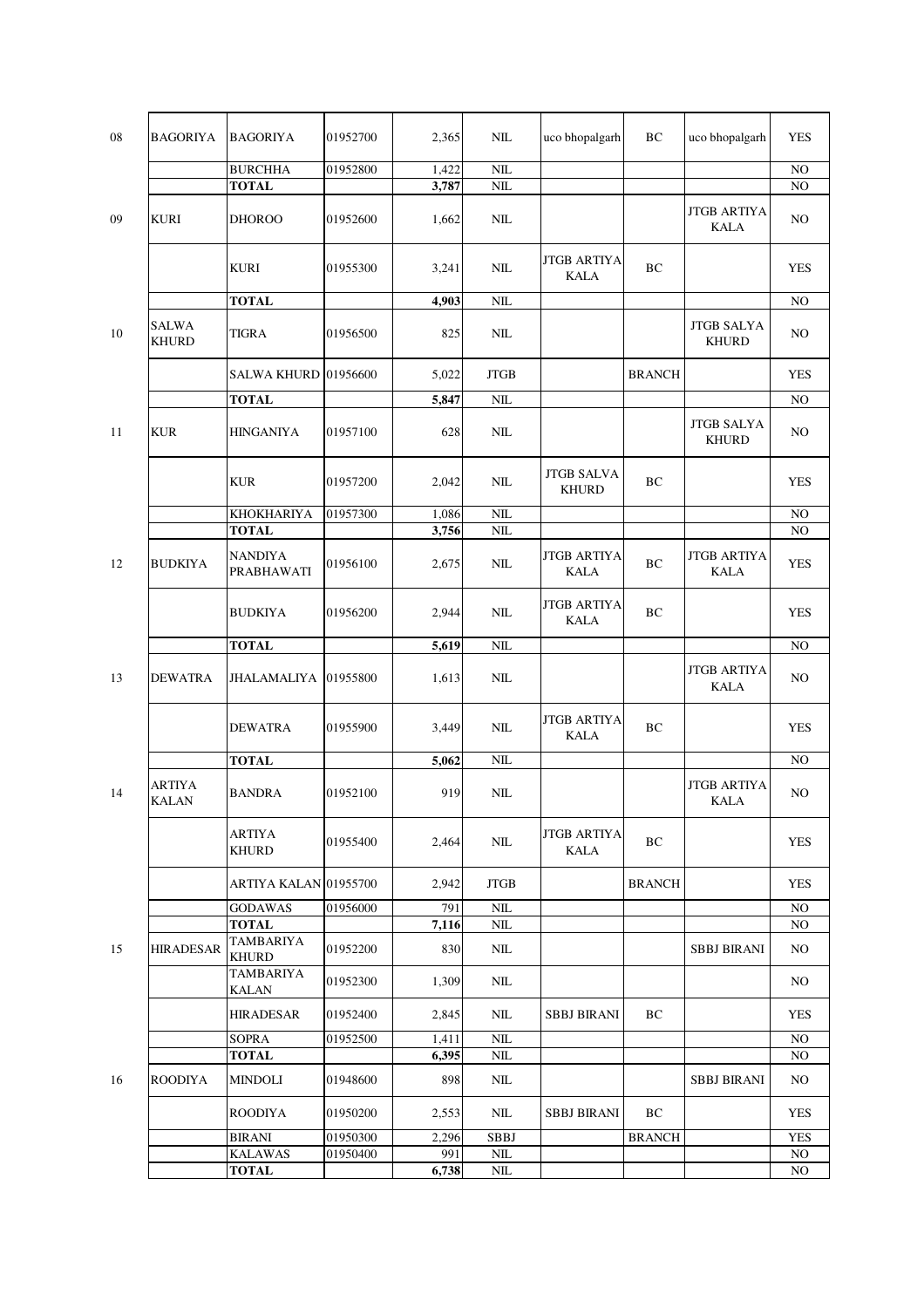| 08 | BAGORIYA | BAGORIYA | 01952700 | 2,365 | NIL | uco bhopalgarh | BC | uco bhopalgarh | YES |
|---|---|---|---|---|---|---|---|---|---|
| | | BURCHHA | 01952800 | 1,422 | NIL | | | | NO |
| | | **TOTAL** | | **3,787** | NIL | | | | NO |
| 09 | KURI | DHOROO | 01952600 | 1,662 | NIL | | | JTGB ARTIYA KALA | NO |
| | | KURI | 01955300 | 3,241 | NIL | JTGB ARTIYA KALA | BC | | YES |
| | | **TOTAL** | | **4,903** | NIL | | | | NO |
| 10 | SALWA KHURD | TIGRA | 01956500 | 825 | NIL | | | JTGB SALYA KHURD | NO |
| | | SALWA KHURD | 01956600 | 5,022 | JTGB | | BRANCH | | YES |
| | | **TOTAL** | | **5,847** | NIL | | | | NO |
| 11 | KUR | HINGANIYA | 01957100 | 628 | NIL | | | JTGB SALYA KHURD | NO |
| | | KUR | 01957200 | 2,042 | NIL | JTGB SALVA KHURD | BC | | YES |
| | | KHOKHARIYA | 01957300 | 1,086 | NIL | | | | NO |
| | | **TOTAL** | | **3,756** | NIL | | | | NO |
| 12 | BUDKIYA | NANDIYA PRABHAWATI | 01956100 | 2,675 | NIL | JTGB ARTIYA KALA | BC | JTGB ARTIYA KALA | YES |
| | | BUDKIYA | 01956200 | 2,944 | NIL | JTGB ARTIYA KALA | BC | | YES |
| | | **TOTAL** | | **5,619** | NIL | | | | NO |
| 13 | DEWATRA | JHALAMALIYA | 01955800 | 1,613 | NIL | | | JTGB ARTIYA KALA | NO |
| | | DEWATRA | 01955900 | 3,449 | NIL | JTGB ARTIYA KALA | BC | | YES |
| | | **TOTAL** | | **5,062** | NIL | | | | NO |
| 14 | ARTIYA KALAN | BANDRA | 01952100 | 919 | NIL | | | JTGB ARTIYA KALA | NO |
| | | ARTIYA KHURD | 01955400 | 2,464 | NIL | JTGB ARTIYA KALA | BC | | YES |
| | | ARTIYA KALAN | 01955700 | 2,942 | JTGB | | BRANCH | | YES |
| | | GODAWAS | 01956000 | 791 | NIL | | | | NO |
| | | **TOTAL** | | **7,116** | NIL | | | | NO |
| 15 | HIRADESAR | TAMBARIYA KHURD | 01952200 | 830 | NIL | | | SBBJ BIRANI | NO |
| | | TAMBARIYA KALAN | 01952300 | 1,309 | NIL | | | | NO |
| | | HIRADESAR | 01952400 | 2,845 | NIL | SBBJ BIRANI | BC | | YES |
| | | SOPRA | 01952500 | 1,411 | NIL | | | | NO |
| | | **TOTAL** | | **6,395** | NIL | | | | NO |
| 16 | ROODIYA | MINDOLI | 01948600 | 898 | NIL | | | SBBJ BIRANI | NO |
| | | ROODIYA | 01950200 | 2,553 | NIL | SBBJ BIRANI | BC | | YES |
| | | BIRANI | 01950300 | 2,296 | SBBJ | | BRANCH | | YES |
| | | KALAWAS | 01950400 | 991 | NIL | | | | NO |
| | | **TOTAL** | | **6,738** | NIL | | | | NO |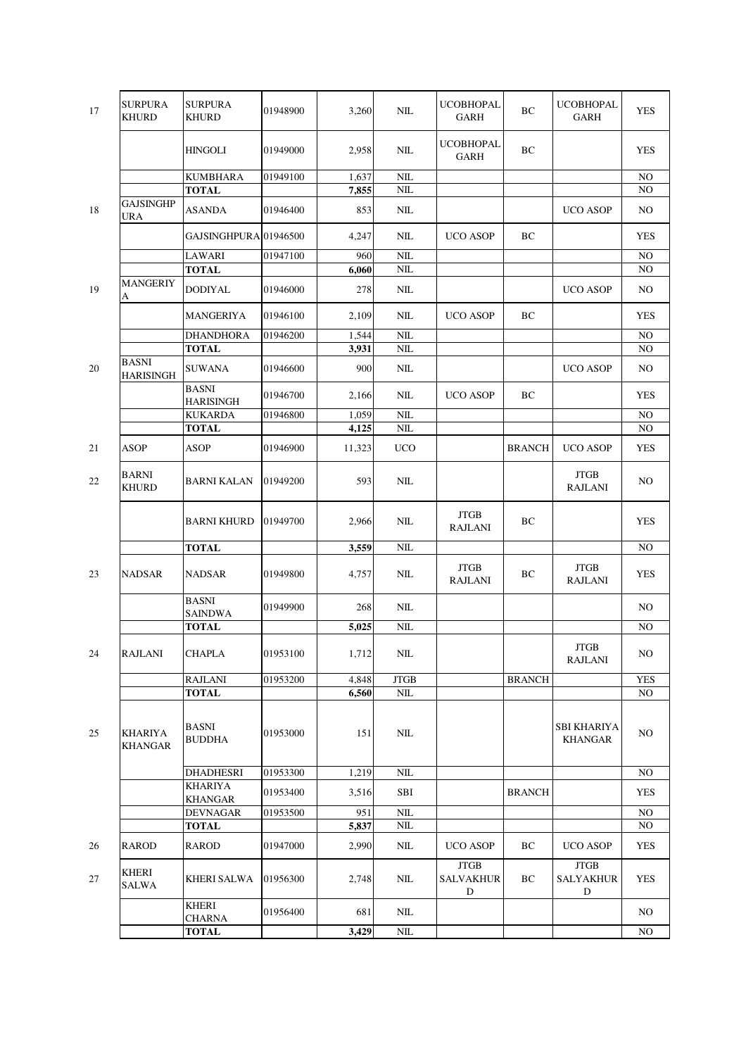| 17 | SURPURA KHURD | SURPURA KHURD | 01948900 | 3,260 | NIL | UCOBHOPAL GARH | BC | UCOBHOPAL GARH | YES |
|---|---|---|---|---|---|---|---|---|---|
| | | HINGOLI | 01949000 | 2,958 | NIL | UCOBHOPAL GARH | BC | | YES |
| | | KUMBHARA | 01949100 | 1,637 | NIL | | | | NO |
| | | **TOTAL** | | **7,855** | NIL | | | | NO |
| 18 | GAJSINGHP URA | ASANDA | 01946400 | 853 | NIL | | | UCO ASOP | NO |
| | | GAJSINGHPURA | 01946500 | 4,247 | NIL | UCO ASOP | BC | | YES |
| | | LAWARI | 01947100 | 960 | NIL | | | | NO |
| | | **TOTAL** | | **6,060** | NIL | | | | NO |
| 19 | MANGERIY A | DODIYAL | 01946000 | 278 | NIL | | | UCO ASOP | NO |
| | | MANGERIYA | 01946100 | 2,109 | NIL | UCO ASOP | BC | | YES |
| | | DHANDHORA | 01946200 | 1,544 | NIL | | | | NO |
| | | **TOTAL** | | **3,931** | NIL | | | | NO |
| 20 | BASNI HARISINGH | SUWANA | 01946600 | 900 | NIL | | | UCO ASOP | NO |
| | | BASNI HARISINGH | 01946700 | 2,166 | NIL | UCO ASOP | BC | | YES |
| | | KUKARDA | 01946800 | 1,059 | NIL | | | | NO |
| | | **TOTAL** | | **4,125** | NIL | | | | NO |
| 21 | ASOP | ASOP | 01946900 | 11,323 | UCO | | BRANCH | UCO ASOP | YES |
| 22 | BARNI KHURD | BARNI KALAN | 01949200 | 593 | NIL | | | JTGB RAJLANI | NO |
| | | BARNI KHURD | 01949700 | 2,966 | NIL | JTGB RAJLANI | BC | | YES |
| | | **TOTAL** | | **3,559** | NIL | | | | NO |
| 23 | NADSAR | NADSAR | 01949800 | 4,757 | NIL | JTGB RAJLANI | BC | JTGB RAJLANI | YES |
| | | BASNI SAINDWA | 01949900 | 268 | NIL | | | | NO |
| | | **TOTAL** | | **5,025** | NIL | | | | NO |
| 24 | RAJLANI | CHAPLA | 01953100 | 1,712 | NIL | | | JTGB RAJLANI | NO |
| | | RAJLANI | 01953200 | 4,848 | JTGB | | BRANCH | | YES |
| | | **TOTAL** | | **6,560** | NIL | | | | NO |
| 25 | KHARIYA KHANGAR | BASNI BUDDHA | 01953000 | 151 | NIL | | | SBI KHARIYA KHANGAR | NO |
| | | DHADHESRI | 01953300 | 1,219 | NIL | | | | NO |
| | | KHARIYA KHANGAR | 01953400 | 3,516 | SBI | | BRANCH | | YES |
| | | DEVNAGAR | 01953500 | 951 | NIL | | | | NO |
| | | **TOTAL** | | **5,837** | NIL | | | | NO |
| 26 | RAROD | RAROD | 01947000 | 2,990 | NIL | UCO ASOP | BC | UCO ASOP | YES |
| 27 | KHERI SALWA | KHERI SALWA | 01956300 | 2,748 | NIL | JTGB SALVAKHUR D | BC | JTGB SALYAKHUR D | YES |
| | | KHERI CHARNA | 01956400 | 681 | NIL | | | | NO |
| | | **TOTAL** | | **3,429** | NIL | | | | NO |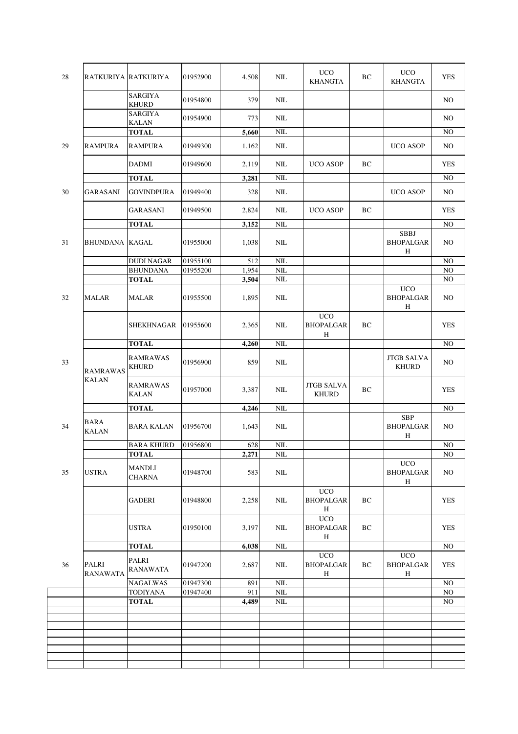| | | | | | | | | | |
|---|---|---|---|---|---|---|---|---|---|
| 28 | RATKURIYA | RATKURIYA | 01952900 | 4,508 | NIL | UCO KHANGTA | BC | UCO KHANGTA | YES |
| | | SARGIYA KHURD | 01954800 | 379 | NIL | | | | NO |
| | | SARGIYA KALAN | 01954900 | 773 | NIL | | | | NO |
| | | **TOTAL** | | **5,660** | NIL | | | | NO |
| 29 | RAMPURA | RAMPURA | 01949300 | 1,162 | NIL | | | UCO ASOP | NO |
| | | DADMI | 01949600 | 2,119 | NIL | UCO ASOP | BC | | YES |
| | | **TOTAL** | | **3,281** | NIL | | | | NO |
| 30 | GARASANI | GOVINDPURA | 01949400 | 328 | NIL | | | UCO ASOP | NO |
| | | GARASANI | 01949500 | 2,824 | NIL | UCO ASOP | BC | | YES |
| | | **TOTAL** | | **3,152** | NIL | | | | NO |
| 31 | BHUNDANA | KAGAL | 01955000 | 1,038 | NIL | | | SBBJ BHOPALGARH | NO |
| | | DUDI NAGAR | 01955100 | 512 | NIL | | | | NO |
| | | BHUNDANA | 01955200 | 1,954 | NIL | | | | NO |
| | | **TOTAL** | | **3,504** | NIL | | | | NO |
| 32 | MALAR | MALAR | 01955500 | 1,895 | NIL | | | UCO BHOPALGARH | NO |
| | | SHEKHNAGAR | 01955600 | 2,365 | NIL | UCO BHOPALGARH | BC | | YES |
| | | **TOTAL** | | **4,260** | NIL | | | | NO |
| 33 | RAMRAWAS KALAN | RAMRAWAS KHURD | 01956900 | 859 | NIL | | | JTGB SALVA KHURD | NO |
| | | RAMRAWAS KALAN | 01957000 | 3,387 | NIL | JTGB SALVA KHURD | BC | | YES |
| | | **TOTAL** | | **4,246** | NIL | | | | NO |
| 34 | BARA KALAN | BARA KALAN | 01956700 | 1,643 | NIL | | | SBP BHOPALGARH | NO |
| | | BARA KHURD | 01956800 | 628 | NIL | | | | NO |
| | | **TOTAL** | | **2,271** | NIL | | | | NO |
| 35 | USTRA | MANDLI CHARNA | 01948700 | 583 | NIL | | | UCO BHOPALGARH | NO |
| | | GADERI | 01948800 | 2,258 | NIL | UCO BHOPALGARH | BC | | YES |
| | | USTRA | 01950100 | 3,197 | NIL | UCO BHOPALGARH | BC | | YES |
| | | **TOTAL** | | **6,038** | NIL | | | | NO |
| 36 | PALRI RANAWATA | PALRI RANAWATA | 01947200 | 2,687 | NIL | UCO BHOPALGARH | BC | UCO BHOPALGARH | YES |
| | | NAGALWAS | 01947300 | 891 | NIL | | | | NO |
| | | TODIYANA | 01947400 | 911 | NIL | | | | NO |
| | | **TOTAL** | | **4,489** | NIL | | | | NO |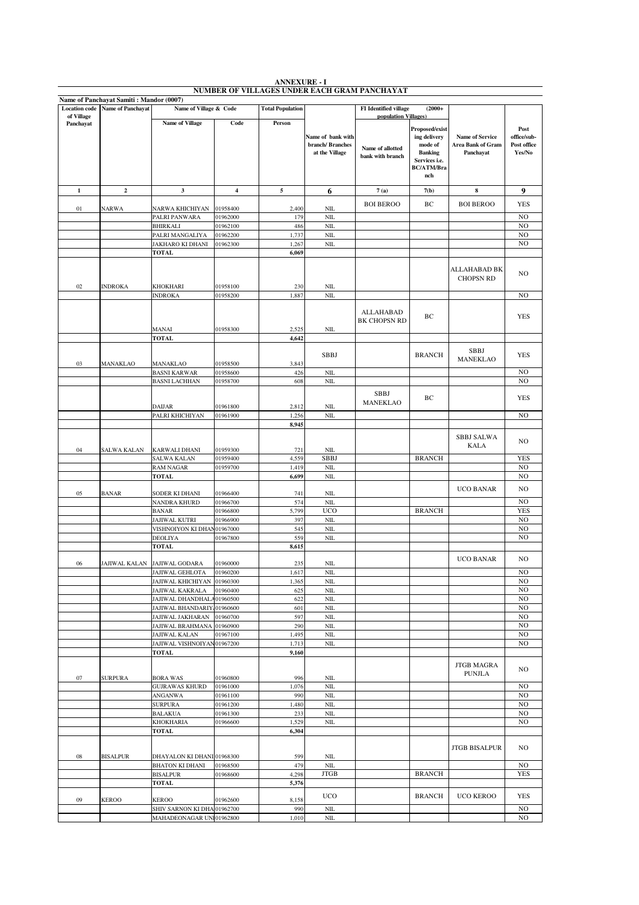# ANNEXURE - I

## NUMBER OF VILLAGES UNDER EACH GRAM PANCHAYAT

**Name of Panchayat Samiti : Mandor (0007)**

| Location code of Village Panchayat | Name of Panchayat | Name of Village & Code | | Total Population | | FI Identified village (2000+ population Villages) | | | |
|---|---|---|---|---|---|---|---|---|---|
| | | Name of Village | Code | Person | Name of bank with branch/ Branches at the Village | Name of allotted bank with branch | Proposed/existing delivery mode of Banking Services i.e. BC/ATM/Branch | Name of Service Area Bank of Gram Panchayat | Post office/sub-Post office Yes/No |
| 1 | 2 | 3 | 4 | 5 | 6 | 7 (a) | 7(b) | 8 | 9 |
| 01 | NARWA | NARWA KHICHIYAN | 01958400 | 2,400 | NIL | BOI BEROO | BC | BOI BEROO | YES |
| | | PALRI PANWARA | 01962000 | 179 | NIL | | | | NO |
| | | BHIRKALI | 01962100 | 486 | NIL | | | | NO |
| | | PALRI MANGALIYA | 01962200 | 1,737 | NIL | | | | NO |
| | | JAKHARO KI DHANI | 01962300 | 1,267 | NIL | | | | NO |
| | | TOTAL | | 6,069 | | | | | |
| 02 | INDROKA | KHOKHARI | 01958100 | 230 | NIL | | | ALLAHABAD BK CHOPSN RD | NO |
| | | INDROKA | 01958200 | 1,887 | NIL | | | | NO |
| | | MANAI | 01958300 | 2,525 | NIL | ALLAHABAD BK CHOPSN RD | BC | | YES |
| | | TOTAL | | 4,642 | | | | | |
| 03 | MANAKLAO | MANAKLAO | 01958500 | 3,843 | SBBJ | | BRANCH | SBBJ MANEKLAO | YES |
| | | BASNI KARWAR | 01958600 | 426 | NIL | | | | NO |
| | | BASNI LACHHAN | 01958700 | 608 | NIL | | | | NO |
| | | DAIJAR | 01961800 | 2,812 | NIL | SBBJ MANEKLAO | BC | | YES |
| | | PALRI KHICHIYAN | 01961900 | 1,256 | NIL | | | | NO |
| | | | | 8,945 | | | | | |
| 04 | SALWA KALAN | KARWALI DHANI | 01959300 | 721 | NIL | | | SBBJ SALWA KALA | NO |
| | | SALWA KALAN | 01959400 | 4,559 | SBBJ | | BRANCH | | YES |
| | | RAM NAGAR | 01959700 | 1,419 | NIL | | | | NO |
| | | TOTAL | | 6,699 | NIL | | | | NO |
| 05 | BANAR | SODER KI DHANI | 01966400 | 741 | NIL | | | UCO BANAR | NO |
| | | NANDRA KHURD | 01966700 | 574 | NIL | | | | NO |
| | | BANAR | 01966800 | 5,799 | UCO | | BRANCH | | YES |
| | | JAJIWAL KUTRI | 01966900 | 397 | NIL | | | | NO |
| | | VISHNOIYON KI DHAN | 01967000 | 545 | NIL | | | | NO |
| | | DEOLIYA | 01967800 | 559 | NIL | | | | NO |
| | | TOTAL | | 8,615 | | | | | |
| 06 | JAJIWAL KALAN | JAJIWAL GODARA | 01960000 | 235 | NIL | | | UCO BANAR | NO |
| | | JAJIWAL GEHLOTA | 01960200 | 1,617 | NIL | | | | NO |
| | | JAJIWAL KHICHIYAN | 01960300 | 1,365 | NIL | | | | NO |
| | | JAJIWAL KAKRALA | 01960400 | 625 | NIL | | | | NO |
| | | JAJIWAL DHANDHALA | 01960500 | 622 | NIL | | | | NO |
| | | JAJIWAL BHANDARIY | 01960600 | 601 | NIL | | | | NO |
| | | JAJIWAL JAKHARAN | 01960700 | 597 | NIL | | | | NO |
| | | JAJIWAL BRAHMANA | 01960900 | 290 | NIL | | | | NO |
| | | JAJIWAL KALAN | 01967100 | 1,495 | NIL | | | | NO |
| | | JAJIWAL VISHNOIYAN | 01967200 | 1,713 | NIL | | | | NO |
| | | TOTAL | | 9,160 | | | | | |
| 07 | SURPURA | BORA WAS | 01960800 | 996 | NIL | | | JTGB MAGRA PUNJLA | NO |
| | | GUJRAWAS KHURD | 01961000 | 1,076 | NIL | | | | NO |
| | | ANGANWA | 01961100 | 990 | NIL | | | | NO |
| | | SURPURA | 01961200 | 1,480 | NIL | | | | NO |
| | | BALAKUA | 01961300 | 233 | NIL | | | | NO |
| | | KHOKHARIA | 01966600 | 1,529 | NIL | | | | NO |
| | | TOTAL | | 6,304 | | | | | |
| 08 | BISALPUR | DHAYALON KI DHANI | 01968300 | 599 | NIL | | | JTGB BISALPUR | NO |
| | | BHATON KI DHANI | 01968500 | 479 | NIL | | | | NO |
| | | BISALPUR | 01968600 | 4,298 | JTGB | | BRANCH | | YES |
| | | TOTAL | | 5,376 | | | | | |
| 09 | KEROO | KEROO | 01962600 | 8,158 | UCO | | BRANCH | UCO KEROO | YES |
| | | SHIV SARNON KI DHA | 01962700 | 990 | NIL | | | | NO |
| | | MAHADEONAGAR UN | 01962800 | 1,010 | NIL | | | | NO |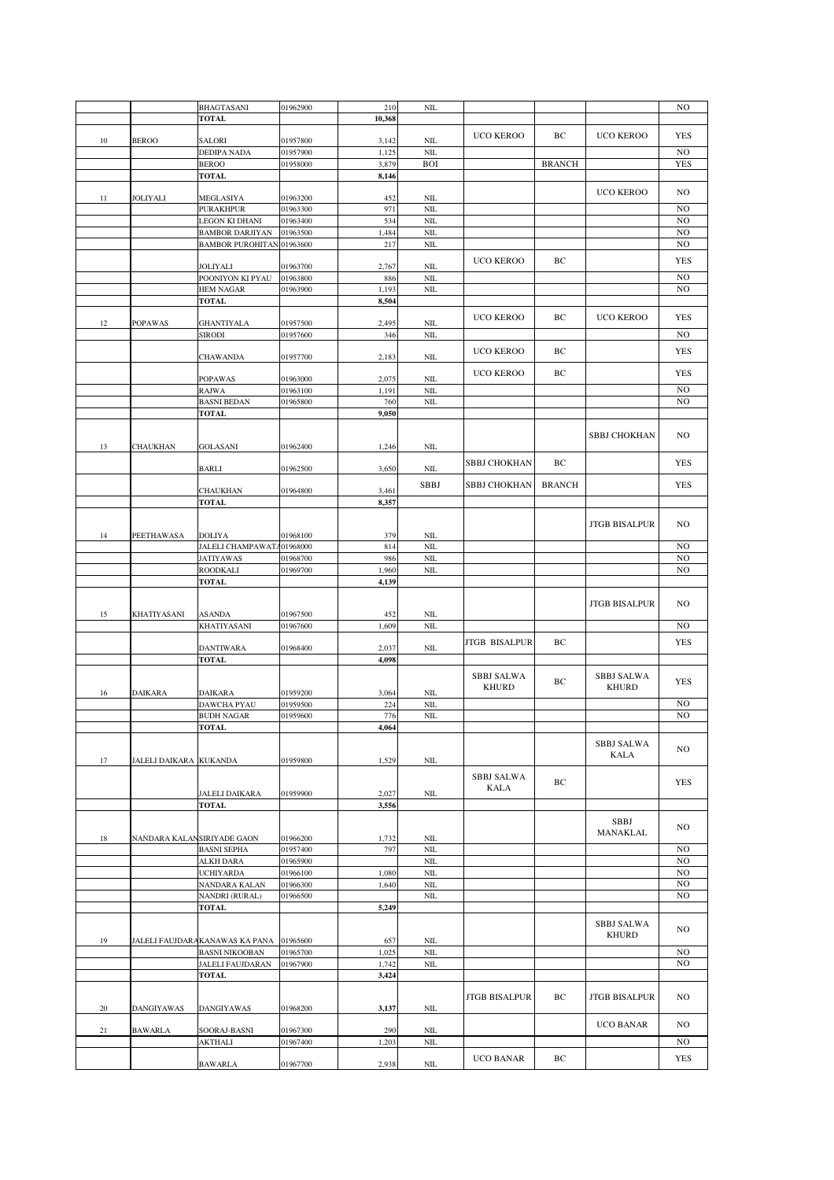| | | BHAGTASANI | 01962900 | 210 | NIL | | | | NO |
|---|---|---|---|---|---|---|---|---|---|
| | | **TOTAL** | | **10,368** | | | | | |
| 10 | BEROO | SALORI | 01957800 | 3,142 | NIL | UCO KEROO | BC | UCO KEROO | YES |
| | | DEDIPA NADA | 01957900 | 1,125 | NIL | | | | NO |
| | | BEROO | 01958000 | 3,879 | BOI | | BRANCH | | YES |
| | | **TOTAL** | | **8,146** | | | | | |
| 11 | JOLIYALI | MEGLASIYA | 01963200 | 452 | NIL | | | UCO KEROO | NO |
| | | PURAKHPUR | 01963300 | 971 | NIL | | | | NO |
| | | LEGON KI DHANI | 01963400 | 534 | NIL | | | | NO |
| | | BAMBOR DARJIYAN | 01963500 | 1,484 | NIL | | | | NO |
| | | BAMBOR PUROHITAN | 01963600 | 217 | NIL | | | | NO |
| | | JOLIYALI | 01963700 | 2,767 | NIL | UCO KEROO | BC | | YES |
| | | POONIYON KI PYAU | 01963800 | 886 | NIL | | | | NO |
| | | HEM NAGAR | 01963900 | 1,193 | NIL | | | | NO |
| | | **TOTAL** | | **8,504** | | | | | |
| 12 | POPAWAS | GHANTIYALA | 01957500 | 2,495 | NIL | UCO KEROO | BC | UCO KEROO | YES |
| | | SIRODI | 01957600 | 346 | NIL | | | | NO |
| | | CHAWANDA | 01957700 | 2,183 | NIL | UCO KEROO | BC | | YES |
| | | POPAWAS | 01963000 | 2,075 | NIL | UCO KEROO | BC | | YES |
| | | RAJWA | 01963100 | 1,191 | NIL | | | | NO |
| | | BASNI BEDAN | 01965800 | 760 | NIL | | | | NO |
| | | **TOTAL** | | **9,050** | | | | | |
| 13 | CHAUKHAN | GOLASANI | 01962400 | 1,246 | NIL | | | SBBJ CHOKHAN | NO |
| | | BARLI | 01962500 | 3,650 | NIL | SBBJ CHOKHAN | BC | | YES |
| | | CHAUKHAN | 01964800 | 3,461 | SBBJ | SBBJ CHOKHAN | BRANCH | | YES |
| | | **TOTAL** | | **8,357** | | | | | |
| 14 | PEETHAWASA | DOLIYA | 01968100 | 379 | NIL | | | JTGB BISALPUR | NO |
| | | JALELI CHAMPAWATA | 01968000 | 814 | NIL | | | | NO |
| | | JATIYAWAS | 01968700 | 986 | NIL | | | | NO |
| | | ROODKALI | 01969700 | 1,960 | NIL | | | | NO |
| | | **TOTAL** | | **4,139** | | | | | |
| 15 | KHATIYASANI | ASANDA | 01967500 | 452 | NIL | | | JTGB BISALPUR | NO |
| | | KHATIYASANI | 01967600 | 1,609 | NIL | | | | NO |
| | | DANTIWARA | 01968400 | 2,037 | NIL | JTGB BISALPUR | BC | | YES |
| | | **TOTAL** | | **4,098** | | | | | |
| 16 | DAIKARA | DAIKARA | 01959200 | 3,064 | NIL | SBBJ SALWA KHURD | BC | SBBJ SALWA KHURD | YES |
| | | DAWCHA PYAU | 01959500 | 224 | NIL | | | | NO |
| | | BUDH NAGAR | 01959600 | 776 | NIL | | | | NO |
| | | **TOTAL** | | **4,064** | | | | | |
| 17 | JALELI DAIKARA | KUKANDA | 01959800 | 1,529 | NIL | | | SBBJ SALWA KALA | NO |
| | | JALELI DAIKARA | 01959900 | 2,027 | NIL | SBBJ SALWA KALA | BC | | YES |
| | | **TOTAL** | | **3,556** | | | | | |
| 18 | NANDARA KALAN | SIRIYADE GAON | 01966200 | 1,732 | NIL | | | SBBJ MANAKLAL | NO |
| | | BASNI SEPHA | 01957400 | 797 | NIL | | | | NO |
| | | ALKH DARA | 01965900 | | NIL | | | | NO |
| | | UCHIYARDA | 01966100 | 1,080 | NIL | | | | NO |
| | | NANDARA KALAN | 01966300 | 1,640 | NIL | | | | NO |
| | | NANDRI (RURAL) | 01966500 | | NIL | | | | NO |
| | | **TOTAL** | | **5,249** | | | | | |
| 19 | JALELI FAUJDARA | KANAWAS KA PANA | 01965600 | 657 | NIL | | | SBBJ SALWA KHURD | NO |
| | | BASNI NIKOOBAN | 01965700 | 1,025 | NIL | | | | NO |
| | | JALELI FAUJDARAN | 01967900 | 1,742 | NIL | | | | NO |
| | | **TOTAL** | | **3,424** | | | | | |
| 20 | DANGIYAWAS | DANGIYAWAS | 01968200 | **3,137** | NIL | JTGB BISALPUR | BC | JTGB BISALPUR | NO |
| 21 | BAWARLA | SOORAJ-BASNI | 01967300 | 290 | NIL | | | UCO BANAR | NO |
| | | AKTHALI | 01967400 | 1,203 | NIL | | | | NO |
| | | BAWARLA | 01967700 | 2,938 | NIL | UCO BANAR | BC | | YES |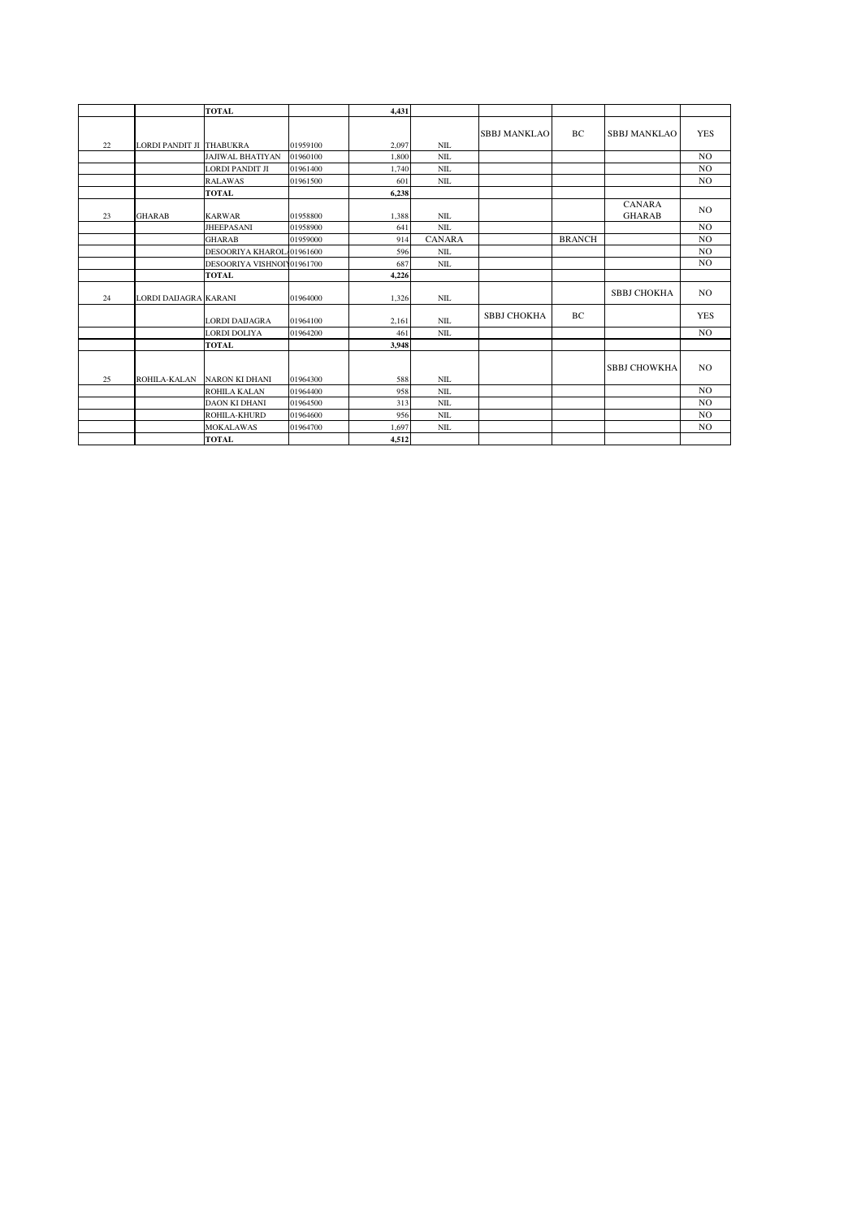| | | TOTAL | | 4,431 | | | | | |
|---|---|---|---|---|---|---|---|---|---|
| 22 | LORDI PANDIT JI | THABUKRA | 01959100 | 2,097 | NIL | SBBJ MANKLAO | BC | SBBJ MANKLAO | YES |
| | | JAJIWAL BHATIYAN | 01960100 | 1,800 | NIL | | | | NO |
| | | LORDI PANDIT JI | 01961400 | 1,740 | NIL | | | | NO |
| | | RALAWAS | 01961500 | 601 | NIL | | | | NO |
| | | TOTAL | | 6,238 | | | | | |
| 23 | GHARAB | KARWAR | 01958800 | 1,388 | NIL | | | CANARA GHARAB | NO |
| | | JHEEPASANI | 01958900 | 641 | NIL | | | | NO |
| | | GHARAB | 01959000 | 914 | CANARA | | BRANCH | | NO |
| | | DESOORIYA KHAROL | 01961600 | 596 | NIL | | | | NO |
| | | DESOORIYA VISHNOI | 01961700 | 687 | NIL | | | | NO |
| | | TOTAL | | 4,226 | | | | | |
| 24 | LORDI DAIJAGRA | KARANI | 01964000 | 1,326 | NIL | | | SBBJ CHOKHA | NO |
| | | LORDI DAIJAGRA | 01964100 | 2,161 | NIL | SBBJ CHOKHA | BC | | YES |
| | | LORDI DOLIYA | 01964200 | 461 | NIL | | | | NO |
| | | TOTAL | | 3,948 | | | | | |
| 25 | ROHILA-KALAN | NARON KI DHANI | 01964300 | 588 | NIL | | | SBBJ CHOWKHA | NO |
| | | ROHILA KALAN | 01964400 | 958 | NIL | | | | NO |
| | | DAON KI DHANI | 01964500 | 313 | NIL | | | | NO |
| | | ROHILA-KHURD | 01964600 | 956 | NIL | | | | NO |
| | | MOKALAWAS | 01964700 | 1,697 | NIL | | | | NO |
| | | TOTAL | | 4,512 | | | | | |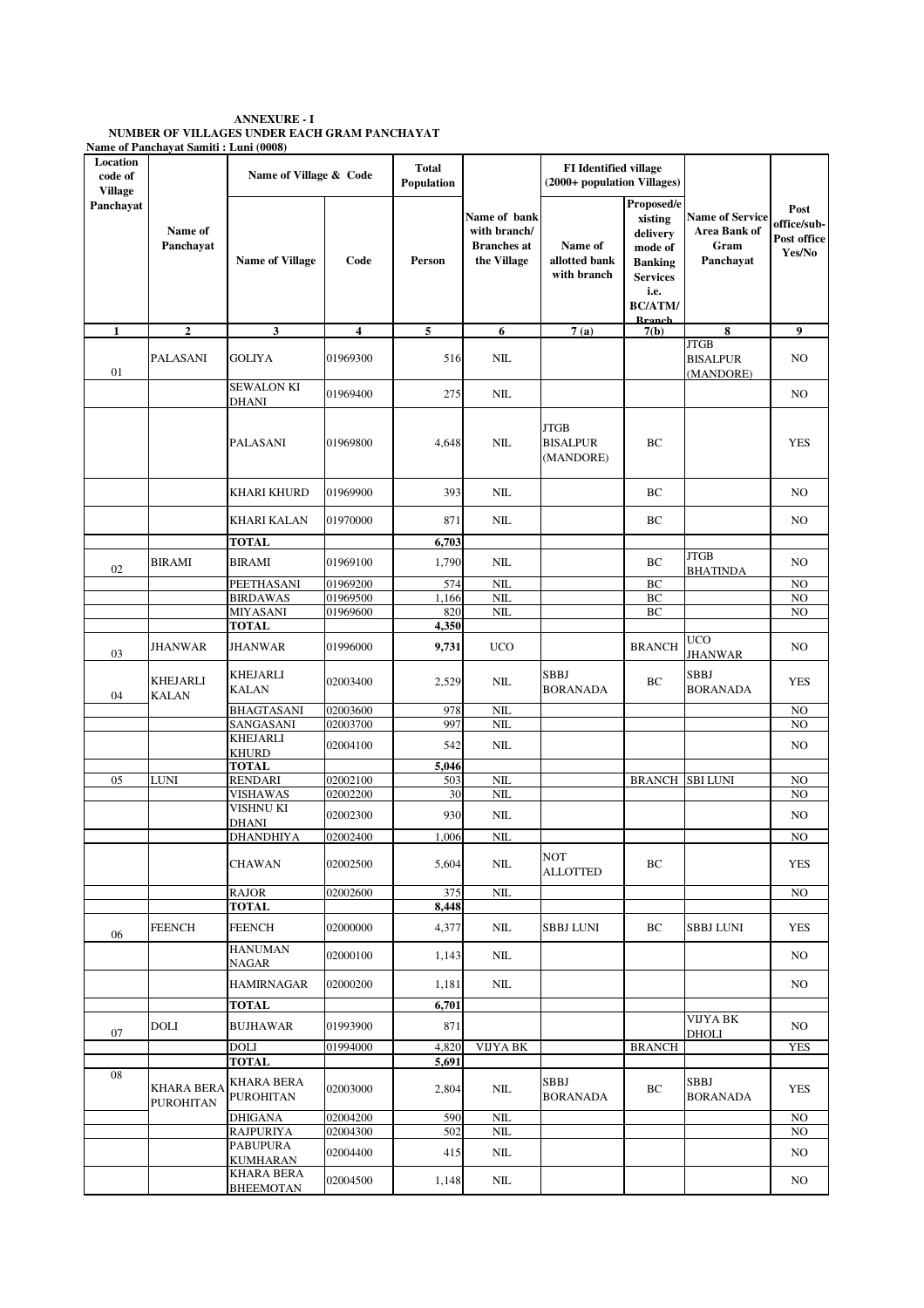**ANNEXURE - I**
**NUMBER OF VILLAGES UNDER EACH GRAM PANCHAYAT**
**Name of Panchayat Samiti : Luni (0008)**

| Location code of Village Panchayat | Name of Panchayat | Name of Village & Code | | Total Population | Name of bank with branch/ Branches at the Village | FI Identified village (2000+ population Villages) | | Name of Service Area Bank of Gram Panchayat | Post office/sub-Post office Yes/No |
|---|---|---|---|---|---|---|---|---|---|
| | | Name of Village | Code | Person | | Name of allotted bank with branch | Proposed/existing delivery mode of Banking Services i.e. BC/ATM/ Branch | | |
| 1 | 2 | 3 | 4 | 5 | 6 | 7 (a) | 7(b) | 8 | 9 |
| 01 | PALASANI | GOLIYA | 01969300 | 516 | NIL | | | JTGB BISALPUR (MANDORE) | NO |
| | | SEWALON KI DHANI | 01969400 | 275 | NIL | | | | NO |
| | | PALASANI | 01969800 | 4,648 | NIL | JTGB BISALPUR (MANDORE) | BC | | YES |
| | | KHARI KHURD | 01969900 | 393 | NIL | | BC | | NO |
| | | KHARI KALAN | 01970000 | 871 | NIL | | BC | | NO |
| | | TOTAL | | 6,703 | | | | | |
| 02 | BIRAMI | BIRAMI | 01969100 | 1,790 | NIL | | BC | JTGB BHATINDA | NO |
| | | PEETHASANI | 01969200 | 574 | NIL | | BC | | NO |
| | | BIRDAWAS | 01969500 | 1,166 | NIL | | BC | | NO |
| | | MIYASANI | 01969600 | 820 | NIL | | BC | | NO |
| | | TOTAL | | 4,350 | | | | | |
| 03 | JHANWAR | JHANWAR | 01996000 | 9,731 | UCO | | BRANCH | UCO JHANWAR | NO |
| 04 | KHEJARLI KALAN | KHEJARLI KALAN | 02003400 | 2,529 | NIL | SBBJ BORANADA | BC | SBBJ BORANADA | YES |
| | | BHAGTASANI | 02003600 | 978 | NIL | | | | NO |
| | | SANGASANI | 02003700 | 997 | NIL | | | | NO |
| | | KHEJARLI KHURD | 02004100 | 542 | NIL | | | | NO |
| | | TOTAL | | 5,046 | | | | | |
| 05 | LUNI | RENDARI | 02002100 | 503 | NIL | | BRANCH | SBI LUNI | NO |
| | | VISHAWAS | 02002200 | 30 | NIL | | | | NO |
| | | VISHNU KI DHANI | 02002300 | 930 | NIL | | | | NO |
| | | DHANDHIYA | 02002400 | 1,006 | NIL | | | | NO |
| | | CHAWAN | 02002500 | 5,604 | NIL | NOT ALLOTTED | BC | | YES |
| | | RAJOR | 02002600 | 375 | NIL | | | | NO |
| | | TOTAL | | 8,448 | | | | | |
| 06 | FEENCH | FEENCH | 02000000 | 4,377 | NIL | SBBJ LUNI | BC | SBBJ LUNI | YES |
| | | HANUMAN NAGAR | 02000100 | 1,143 | NIL | | | | NO |
| | | HAMIRNAGAR | 02000200 | 1,181 | NIL | | | | NO |
| | | TOTAL | | 6,701 | | | | | |
| 07 | DOLI | BUJHAWAR | 01993900 | 871 | | | | VIJYA BK DHOLI | NO |
| | | DOLI | 01994000 | 4,820 | VIJYA BK | | BRANCH | | YES |
| | | TOTAL | | 5,691 | | | | | |
| 08 | KHARA BERA PUROHITAN | KHARA BERA PUROHITAN | 02003000 | 2,804 | NIL | SBBJ BORANADA | BC | SBBJ BORANADA | YES |
| | | DHIGANA | 02004200 | 590 | NIL | | | | NO |
| | | RAJPURIYA | 02004300 | 502 | NIL | | | | NO |
| | | PABUPURA KUMHARAN | 02004400 | 415 | NIL | | | | NO |
| | | KHARA BERA BHEEMOTAN | 02004500 | 1,148 | NIL | | | | NO |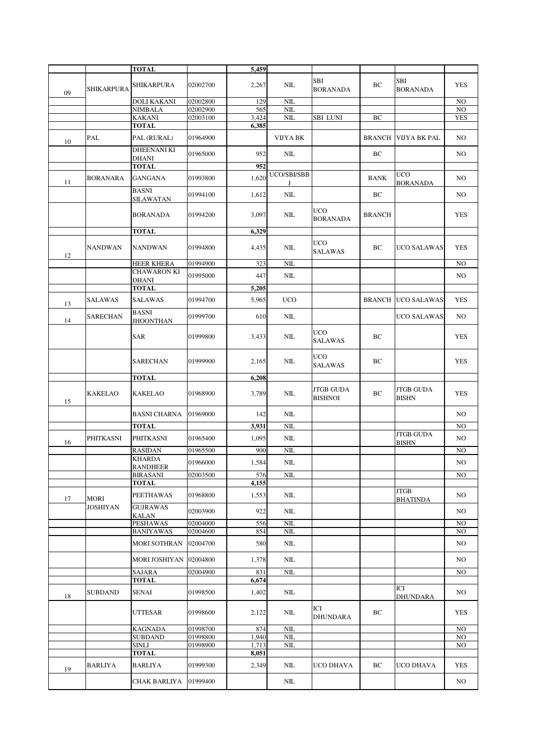|  |  | TOTAL |  | 5,459 |  |  |  |  |  |
|---|---|---|---|---|---|---|---|---|---|
| 09 | SHIKARPURA | SHIKARPURA | 02002700 | 2,267 | NIL | SBI BORANADA | BC | SBI BORANADA | YES |
|  |  | DOLI KAKANI | 02002800 | 129 | NIL |  |  |  | NO |
|  |  | NIMBALA | 02002900 | 565 | NIL |  |  |  | NO |
|  |  | KAKANI | 02003100 | 3,424 | NIL | SBI LUNI | BC |  | YES |
|  |  | TOTAL |  | 6,385 |  |  |  |  |  |
| 10 | PAL | PAL (RURAL) | 01964900 |  | VIJYA BK |  | BRANCH | VIJYA BK PAL | NO |
|  |  | DHEENANI KI DHANI | 01965000 | 952 | NIL |  | BC |  | NO |
|  |  | TOTAL |  | 952 |  |  |  |  |  |
| 11 | BORANARA | GANGANA | 01993800 | 1,620 | UCO/SBI/SBBJ |  | BANK | UCO BORANADA | NO |
|  |  | BASNI SILAWATAN | 01994100 | 1,612 | NIL |  | BC |  | NO |
|  |  | BORANADA | 01994200 | 3,097 | NIL | UCO BORANADA | BRANCH |  | YES |
|  |  | TOTAL |  | 6,329 |  |  |  |  |  |
| 12 | NANDWAN | NANDWAN | 01994800 | 4,435 | NIL | UCO SALAWAS | BC | UCO SALAWAS | YES |
|  |  | HEER KHERA | 01994900 | 323 | NIL |  |  |  | NO |
|  |  | CHAWARON KI DHANI | 01995000 | 447 | NIL |  |  |  | NO |
|  |  | TOTAL |  | 5,205 |  |  |  |  |  |
| 13 | SALAWAS | SALAWAS | 01994700 | 5,965 | UCO |  | BRANCH | UCO SALAWAS | YES |
| 14 | SARECHAN | BASNI JHOONTHAN | 01999700 | 610 | NIL |  |  | UCO SALAWAS | NO |
|  |  | SAR | 01999800 | 3,433 | NIL | UCO SALAWAS | BC |  | YES |
|  |  | SARECHAN | 01999900 | 2,165 | NIL | UCO SALAWAS | BC |  | YES |
|  |  | TOTAL |  | 6,208 |  |  |  |  |  |
| 15 | KAKELAO | KAKELAO | 01968900 | 3,789 | NIL | JTGB GUDA BISHNOI | BC | JTGB GUDA BISHN | YES |
|  |  | BASNI CHARNA | 01969000 | 142 | NIL |  |  |  | NO |
|  |  | TOTAL |  | 3,931 | NIL |  |  |  | NO |
| 16 | PHITKASNI | PHITKASNI | 01965400 | 1,095 | NIL |  |  | JTGB GUDA BISHN | NO |
|  |  | RASIDAN | 01965500 | 900 | NIL |  |  |  | NO |
|  |  | KHARDA RANDHEER | 01966000 | 1,584 | NIL |  |  |  | NO |
|  |  | BIRASANI | 02003500 | 576 | NIL |  |  |  | NO |
|  |  | TOTAL |  | 4,155 |  |  |  |  |  |
| 17 | MORI JOSHIYAN | PEETHAWAS | 01968800 | 1,553 | NIL |  |  | JTGB BHATINDA | NO |
|  |  | GUJRAWAS KALAN | 02003900 | 922 | NIL |  |  |  | NO |
|  |  | PESHAWAS | 02004000 | 556 | NIL |  |  |  | NO |
|  |  | BANIYAWAS | 02004600 | 854 | NIL |  |  |  | NO |
|  |  | MORI SOTHRAN | 02004700 | 580 | NIL |  |  |  | NO |
|  |  | MORI JOSHIYAN | 02004800 | 1,378 | NIL |  |  |  | NO |
|  |  | SAJARA | 02004900 | 831 | NIL |  |  |  | NO |
|  |  | TOTAL |  | 6,674 |  |  |  |  |  |
| 18 | SUBDAND | SENAI | 01998500 | 1,402 | NIL |  |  | ICI DHUNDARA | NO |
|  |  | UTTESAR | 01998600 | 2,122 | NIL | ICI DHUNDARA | BC |  | YES |
|  |  | KAGNADA | 01998700 | 874 | NIL |  |  |  | NO |
|  |  | SUBDAND | 01998800 | 1,940 | NIL |  |  |  | NO |
|  |  | SINLI | 01998900 | 1,713 | NIL |  |  |  | NO |
|  |  | TOTAL |  | 8,051 |  |  |  |  |  |
| 19 | BARLIYA | BARLIYA | 01999300 | 2,349 | NIL | UCO DHAVA | BC | UCO DHAVA | YES |
|  |  | CHAK BARLIYA | 01999400 |  | NIL |  |  |  | NO |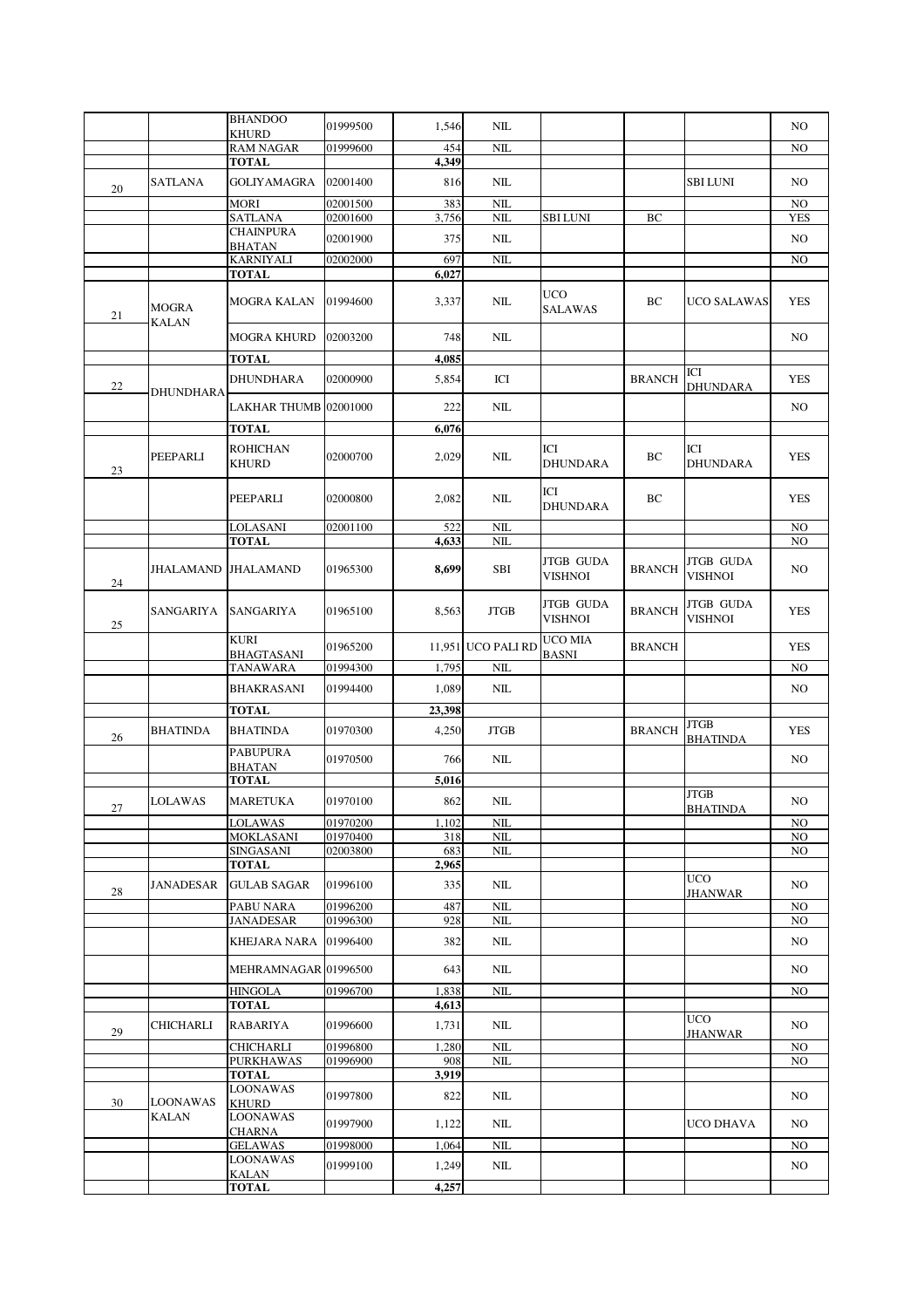| | | | | | | | | | |
|---|---|---|---|---|---|---|---|---|---|
| | | BHANDOO KHURD | 01999500 | 1,546 | NIL | | | | NO |
| | | RAM NAGAR | 01999600 | 454 | NIL | | | | NO |
| | | TOTAL | | 4,349 | | | | | |
| 20 | SATLANA | GOLIYAMAGRA | 02001400 | 816 | NIL | | | SBI LUNI | NO |
| | | MORI | 02001500 | 383 | NIL | | | | NO |
| | | SATLANA | 02001600 | 3,756 | NIL | SBI LUNI | BC | | YES |
| | | CHAINPURA BHATAN | 02001900 | 375 | NIL | | | | NO |
| | | KARNIYALI | 02002000 | 697 | NIL | | | | NO |
| | | TOTAL | | 6,027 | | | | | |
| 21 | MOGRA KALAN | MOGRA KALAN | 01994600 | 3,337 | NIL | UCO SALAWAS | BC | UCO SALAWAS | YES |
| | | MOGRA KHURD | 02003200 | 748 | NIL | | | | NO |
| | | TOTAL | | 4,085 | | | | | |
| 22 | DHUNDHARA | DHUNDHARA | 02000900 | 5,854 | ICI | | BRANCH | ICI DHUNDARA | YES |
| | | LAKHAR THUMB | 02001000 | 222 | NIL | | | | NO |
| | | TOTAL | | 6,076 | | | | | |
| 23 | PEEPARLI | ROHICHAN KHURD | 02000700 | 2,029 | NIL | ICI DHUNDARA | BC | ICI DHUNDARA | YES |
| | | PEEPARLI | 02000800 | 2,082 | NIL | ICI DHUNDARA | BC | | YES |
| | | LOLASANI | 02001100 | 522 | NIL | | | | NO |
| | | TOTAL | | 4,633 | NIL | | | | NO |
| 24 | JHALAMAND | JHALAMAND | 01965300 | 8,699 | SBI | JTGB GUDA VISHNOI | BRANCH | JTGB GUDA VISHNOI | NO |
| 25 | SANGARIYA | SANGARIYA | 01965100 | 8,563 | JTGB | JTGB GUDA VISHNOI | BRANCH | JTGB GUDA VISHNOI | YES |
| | | KURI BHAGTASANI | 01965200 | 11,951 | UCO PALI RD | UCO MIA BASNI | BRANCH | | YES |
| | | TANAWARA | 01994300 | 1,795 | NIL | | | | NO |
| | | BHAKRASANI | 01994400 | 1,089 | NIL | | | | NO |
| | | TOTAL | | 23,398 | | | | | |
| 26 | BHATINDA | BHATINDA | 01970300 | 4,250 | JTGB | | BRANCH | JTGB BHATINDA | YES |
| | | PABUPURA BHATAN | 01970500 | 766 | NIL | | | | NO |
| | | TOTAL | | 5,016 | | | | | |
| 27 | LOLAWAS | MARETUKA | 01970100 | 862 | NIL | | | JTGB BHATINDA | NO |
| | | LOLAWAS | 01970200 | 1,102 | NIL | | | | NO |
| | | MOKLASANI | 01970400 | 318 | NIL | | | | NO |
| | | SINGASANI | 02003800 | 683 | NIL | | | | NO |
| | | TOTAL | | 2,965 | | | | | |
| 28 | JANADESAR | GULAB SAGAR | 01996100 | 335 | NIL | | | UCO JHANWAR | NO |
| | | PABU NARA | 01996200 | 487 | NIL | | | | NO |
| | | JANADESAR | 01996300 | 928 | NIL | | | | NO |
| | | KHEJARA NARA | 01996400 | 382 | NIL | | | | NO |
| | | MEHRAMNAGAR | 01996500 | 643 | NIL | | | | NO |
| | | HINGOLA | 01996700 | 1,838 | NIL | | | | NO |
| | | TOTAL | | 4,613 | | | | | |
| 29 | CHICHARLI | RABARIYA | 01996600 | 1,731 | NIL | | | UCO JHANWAR | NO |
| | | CHICHARLI | 01996800 | 1,280 | NIL | | | | NO |
| | | PURKHAWAS | 01996900 | 908 | NIL | | | | NO |
| | | TOTAL | | 3,919 | | | | | |
| 30 | LOONAWAS KALAN | LOONAWAS KHURD | 01997800 | 822 | NIL | | | | NO |
| | | LOONAWAS CHARNA | 01997900 | 1,122 | NIL | | | UCO DHAVA | NO |
| | | GELAWAS | 01998000 | 1,064 | NIL | | | | NO |
| | | LOONAWAS KALAN | 01999100 | 1,249 | NIL | | | | NO |
| | | TOTAL | | 4,257 | | | | | |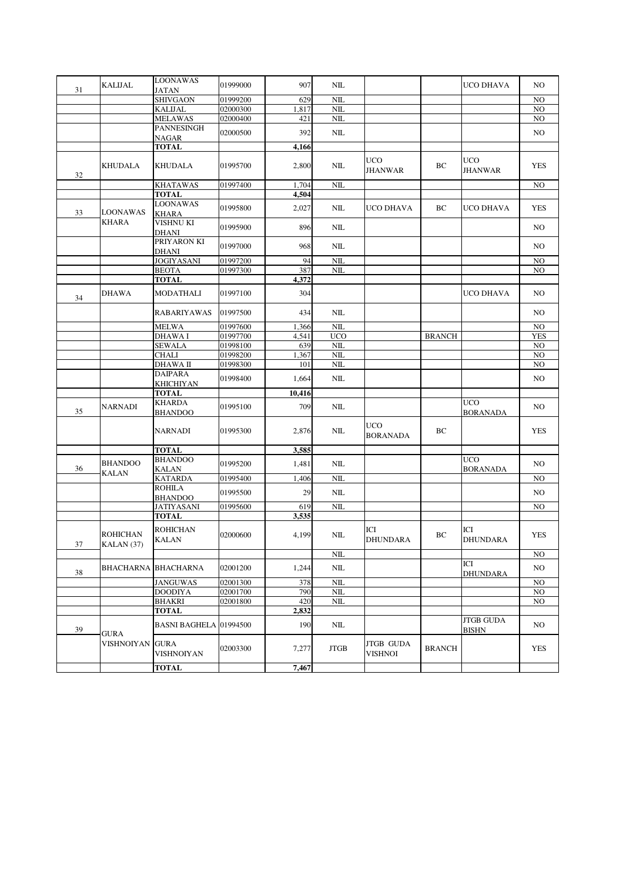| | | | | | | | | | |
|---|---|---|---|---|---|---|---|---|---|
| 31 | KALIJAL | LOONAWAS JATAN | 01999000 | 907 | NIL | | | UCO DHAVA | NO |
| | | SHIVGAON | 01999200 | 629 | NIL | | | | NO |
| | | KALIJAL | 02000300 | 1,817 | NIL | | | | NO |
| | | MELAWAS | 02000400 | 421 | NIL | | | | NO |
| | | PANNESINGH NAGAR | 02000500 | 392 | NIL | | | | NO |
| | | TOTAL | | 4,166 | | | | | |
| 32 | KHUDALA | KHUDALA | 01995700 | 2,800 | NIL | UCO JHANWAR | BC | UCO JHANWAR | YES |
| | | KHATAWAS | 01997400 | 1,704 | NIL | | | | NO |
| | | TOTAL | | 4,504 | | | | | |
| 33 | LOONAWAS KHARA | LOONAWAS KHARA | 01995800 | 2,027 | NIL | UCO DHAVA | BC | UCO DHAVA | YES |
| | | VISHNU KI DHANI | 01995900 | 896 | NIL | | | | NO |
| | | PRIYARON KI DHANI | 01997000 | 968 | NIL | | | | NO |
| | | JOGIYASANI | 01997200 | 94 | NIL | | | | NO |
| | | BEOTA | 01997300 | 387 | NIL | | | | NO |
| | | TOTAL | | 4,372 | | | | | |
| 34 | DHAWA | MODATHALI | 01997100 | 304 | | | | UCO DHAVA | NO |
| | | RABARIYAWAS | 01997500 | 434 | NIL | | | | NO |
| | | MELWA | 01997600 | 1,366 | NIL | | | | NO |
| | | DHAWA I | 01997700 | 4,541 | UCO | | BRANCH | | YES |
| | | SEWALA | 01998100 | 639 | NIL | | | | NO |
| | | CHALI | 01998200 | 1,367 | NIL | | | | NO |
| | | DHAWA II | 01998300 | 101 | NIL | | | | NO |
| | | DAIPARA KHICHIYAN | 01998400 | 1,664 | NIL | | | | NO |
| | | TOTAL | | 10,416 | | | | | |
| 35 | NARNADI | KHARDA BHANDOO | 01995100 | 709 | NIL | | | UCO BORANADA | NO |
| | | NARNADI | 01995300 | 2,876 | NIL | UCO BORANADA | BC | | YES |
| | | TOTAL | | 3,585 | | | | | |
| 36 | BHANDOO KALAN | BHANDOO KALAN | 01995200 | 1,481 | NIL | | | UCO BORANADA | NO |
| | | KATARDA | 01995400 | 1,406 | NIL | | | | NO |
| | | ROHILA BHANDOO | 01995500 | 29 | NIL | | | | NO |
| | | JATIYASANI | 01995600 | 619 | NIL | | | | NO |
| | | TOTAL | | 3,535 | | | | | |
| 37 | ROHICHAN KALAN (37) | ROHICHAN KALAN | 02000600 | 4,199 | NIL | ICI DHUNDARA | BC | ICI DHUNDARA | YES |
| | | | | | NIL | | | | NO |
| 38 | BHACHARNA | BHACHARNA | 02001200 | 1,244 | NIL | | | ICI DHUNDARA | NO |
| | | JANGUWAS | 02001300 | 378 | NIL | | | | NO |
| | | DOODIYA | 02001700 | 790 | NIL | | | | NO |
| | | BHAKRI | 02001800 | 420 | NIL | | | | NO |
| | | TOTAL | | 2,832 | | | | | |
| 39 | GURA VISHNOIYAN | BASNI BAGHELA | 01994500 | 190 | NIL | | | JTGB GUDA BISHN | NO |
| | | GURA VISHNOIYAN | 02003300 | 7,277 | JTGB | JTGB GUDA VISHNOI | BRANCH | | YES |
| | | TOTAL | | 7,467 | | | | | |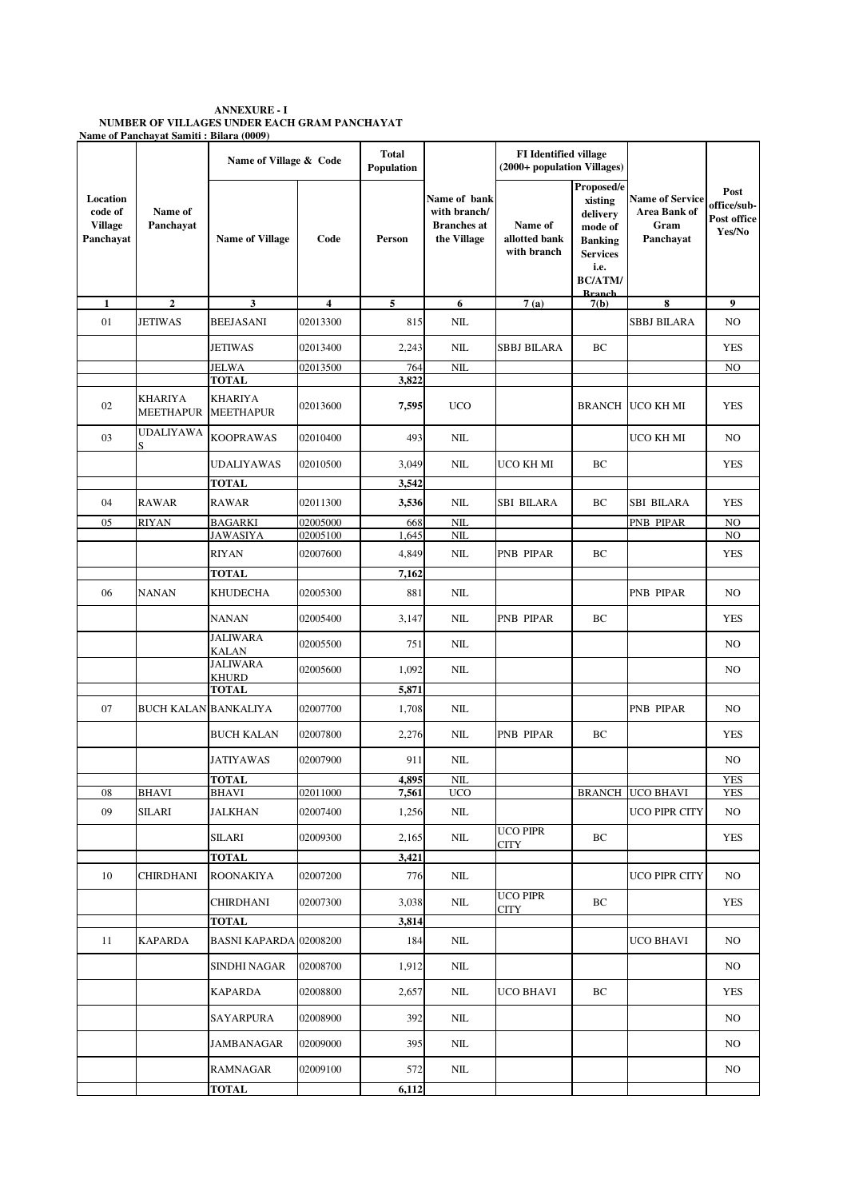**ANNEXURE - I**
**NUMBER OF VILLAGES UNDER EACH GRAM PANCHAYAT**
**Name of Panchayat Samiti : Bilara (0009)**

| Location code of Village Panchayat | Name of Panchayat | Name of Village & Code | | Total Population | Name of bank with branch/ Branches at the Village | FI Identified village (2000+ population Villages) | | Name of Service Area Bank of Gram Panchayat | Post office/sub-Post office Yes/No |
|---|---|---|---|---|---|---|---|---|---|
| | | Name of Village | Code | Person | | Name of allotted bank with branch | Proposed/existing delivery mode of Banking Services i.e. BC/ATM/ Branch | | |
| 1 | 2 | 3 | 4 | 5 | 6 | 7 (a) | 7(b) | 8 | 9 |
| 01 | JETIWAS | BEEJASANI | 02013300 | 815 | NIL | | | SBBJ BILARA | NO |
| | | JETIWAS | 02013400 | 2,243 | NIL | SBBJ BILARA | BC | | YES |
| | | JELWA | 02013500 | 764 | NIL | | | | NO |
| | | **TOTAL** | | **3,822** | | | | | |
| 02 | KHARIYA MEETHAPUR | KHARIYA MEETHAPUR | 02013600 | **7,595** | UCO | | BRANCH | UCO KH MI | YES |
| 03 | UDALIYAWAS | KOOPRAWAS | 02010400 | 493 | NIL | | | UCO KH MI | NO |
| | | UDALIYAWAS | 02010500 | 3,049 | NIL | UCO KH MI | BC | | YES |
| | | **TOTAL** | | **3,542** | | | | | |
| 04 | RAWAR | RAWAR | 02011300 | **3,536** | NIL | SBI BILARA | BC | SBI BILARA | YES |
| 05 | RIYAN | BAGARKI | 02005000 | 668 | NIL | | | PNB PIPAR | NO |
| | | JAWASIYA | 02005100 | 1,645 | NIL | | | | NO |
| | | RIYAN | 02007600 | 4,849 | NIL | PNB PIPAR | BC | | YES |
| | | **TOTAL** | | **7,162** | | | | | |
| 06 | NANAN | KHUDECHA | 02005300 | 881 | NIL | | | PNB PIPAR | NO |
| | | NANAN | 02005400 | 3,147 | NIL | PNB PIPAR | BC | | YES |
| | | JALIWARA KALAN | 02005500 | 751 | NIL | | | | NO |
| | | JALIWARA KHURD | 02005600 | 1,092 | NIL | | | | NO |
| | | **TOTAL** | | **5,871** | | | | | |
| 07 | BUCH KALAN | BANKALIYA | 02007700 | 1,708 | NIL | | | PNB PIPAR | NO |
| | | BUCH KALAN | 02007800 | 2,276 | NIL | PNB PIPAR | BC | | YES |
| | | JATIYAWAS | 02007900 | 911 | NIL | | | | NO |
| | | **TOTAL** | | **4,895** | NIL | | | | YES |
| 08 | BHAVI | BHAVI | 02011000 | **7,561** | UCO | | BRANCH | UCO BHAVI | YES |
| 09 | SILARI | JALKHAN | 02007400 | 1,256 | NIL | | | UCO PIPR CITY | NO |
| | | SILARI | 02009300 | 2,165 | NIL | UCO PIPR CITY | BC | | YES |
| | | **TOTAL** | | **3,421** | | | | | |
| 10 | CHIRDHANI | ROONAKIYA | 02007200 | 776 | NIL | | | UCO PIPR CITY | NO |
| | | CHIRDHANI | 02007300 | 3,038 | NIL | UCO PIPR CITY | BC | | YES |
| | | **TOTAL** | | **3,814** | | | | | |
| 11 | KAPARDA | BASNI KAPARDA | 02008200 | 184 | NIL | | | UCO BHAVI | NO |
| | | SINDHI NAGAR | 02008700 | 1,912 | NIL | | | | NO |
| | | KAPARDA | 02008800 | 2,657 | NIL | UCO BHAVI | BC | | YES |
| | | SAYARPURA | 02008900 | 392 | NIL | | | | NO |
| | | JAMBANAGAR | 02009000 | 395 | NIL | | | | NO |
| | | RAMNAGAR | 02009100 | 572 | NIL | | | | NO |
| | | **TOTAL** | | **6,112** | | | | | |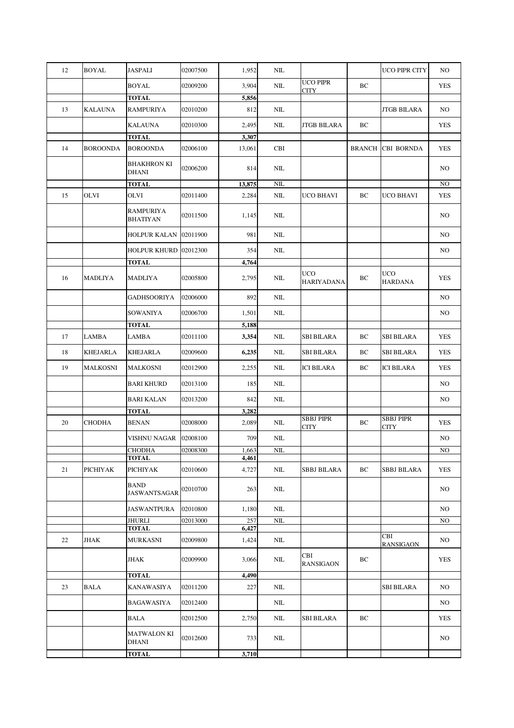| 12 | BOYAL | JASPALI | 02007500 | 1,952 | NIL | | | UCO PIPR CITY | NO |
|---|---|---|---|---|---|---|---|---|---|
| | | BOYAL | 02009200 | 3,904 | NIL | UCO PIPR CITY | BC | | YES |
| | | **TOTAL** | | **5,856** | | | | | |
| 13 | KALAUNA | RAMPURIYA | 02010200 | 812 | NIL | | | JTGB BILARA | NO |
| | | KALAUNA | 02010300 | 2,495 | NIL | JTGB BILARA | BC | | YES |
| | | **TOTAL** | | **3,307** | | | | | |
| 14 | BOROONDA | BOROONDA | 02006100 | 13,061 | CBI | | BRANCH | CBI BORNDA | YES |
| | | BHAKHRON KI DHANI | 02006200 | 814 | NIL | | | | NO |
| | | **TOTAL** | | **13,875** | NIL | | | | NO |
| 15 | OLVI | OLVI | 02011400 | 2,284 | NIL | UCO BHAVI | BC | UCO BHAVI | YES |
| | | RAMPURIYA BHATIYAN | 02011500 | 1,145 | NIL | | | | NO |
| | | HOLPUR KALAN | 02011900 | 981 | NIL | | | | NO |
| | | HOLPUR KHURD | 02012300 | 354 | NIL | | | | NO |
| | | **TOTAL** | | **4,764** | | | | | |
| 16 | MADLIYA | MADLIYA | 02005800 | 2,795 | NIL | UCO HARIYADANA | BC | UCO HARDANA | YES |
| | | GADHSOORIYA | 02006000 | 892 | NIL | | | | NO |
| | | SOWANIYA | 02006700 | 1,501 | NIL | | | | NO |
| | | **TOTAL** | | **5,188** | | | | | |
| 17 | LAMBA | LAMBA | 02011100 | **3,354** | NIL | SBI BILARA | BC | SBI BILARA | YES |
| 18 | KHEJARLA | KHEJARLA | 02009600 | **6,235** | NIL | SBI BILARA | BC | SBI BILARA | YES |
| 19 | MALKOSNI | MALKOSNI | 02012900 | 2,255 | NIL | ICI BILARA | BC | ICI BILARA | YES |
| | | BARI KHURD | 02013100 | 185 | NIL | | | | NO |
| | | BARI KALAN | 02013200 | 842 | NIL | | | | NO |
| | | **TOTAL** | | **3,282** | | | | | |
| 20 | CHODHA | BENAN | 02008000 | 2,089 | NIL | SBBJ PIPR CITY | BC | SBBJ PIPR CITY | YES |
| | | VISHNU NAGAR | 02008100 | 709 | NIL | | | | NO |
| | | CHODHA | 02008300 | 1,663 | NIL | | | | NO |
| | | **TOTAL** | | **4,461** | | | | | |
| 21 | PICHIYAK | PICHIYAK | 02010600 | 4,727 | NIL | SBBJ BILARA | BC | SBBJ BILARA | YES |
| | | BAND JASWANTSAGAR | 02010700 | 263 | NIL | | | | NO |
| | | JASWANTPURA | 02010800 | 1,180 | NIL | | | | NO |
| | | JHURLI | 02013000 | 257 | NIL | | | | NO |
| | | **TOTAL** | | **6,427** | | | | | |
| 22 | JHAK | MURKASNI | 02009800 | 1,424 | NIL | | | CBI RANSIGAON | NO |
| | | JHAK | 02009900 | 3,066 | NIL | CBI RANSIGAON | BC | | YES |
| | | **TOTAL** | | **4,490** | | | | | |
| 23 | BALA | KANAWASIYA | 02011200 | 227 | NIL | | | SBI BILARA | NO |
| | | BAGAWASIYA | 02012400 | | NIL | | | | NO |
| | | BALA | 02012500 | 2,750 | NIL | SBI BILARA | BC | | YES |
| | | MATWALON KI DHANI | 02012600 | 733 | NIL | | | | NO |
| | | **TOTAL** | | **3,710** | | | | | |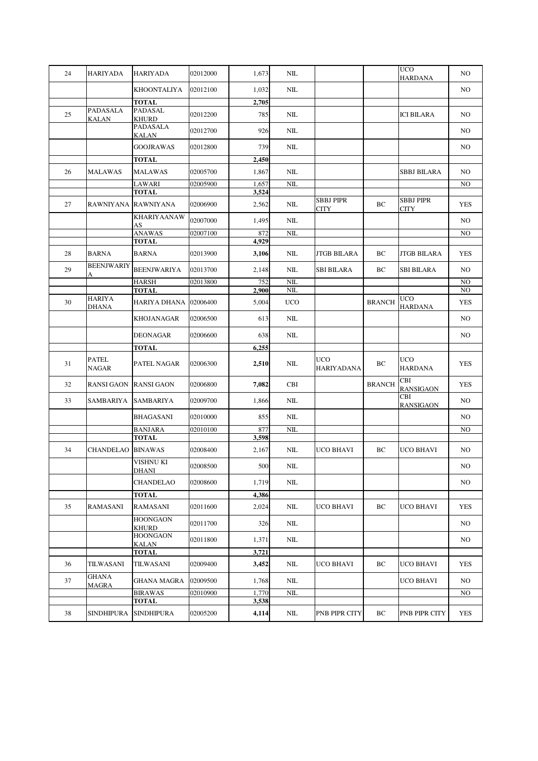| | | | | | | | | | |
|---|---|---|---|---|---|---|---|---|---|
| 24 | HARIYADA | HARIYADA | 02012000 | 1,673 | NIL | | | UCO HARDANA | NO |
| | | KHOONTALIYA | 02012100 | 1,032 | NIL | | | | NO |
| | | **TOTAL** | | **2,705** | | | | | |
| 25 | PADASALA KALAN | PADASAL KHURD | 02012200 | 785 | NIL | | | ICI BILARA | NO |
| | | PADASALA KALAN | 02012700 | 926 | NIL | | | | NO |
| | | GOOJRAWAS | 02012800 | 739 | NIL | | | | NO |
| | | **TOTAL** | | **2,450** | | | | | |
| 26 | MALAWAS | MALAWAS | 02005700 | 1,867 | NIL | | | SBBJ BILARA | NO |
| | | LAWARI | 02005900 | 1,657 | NIL | | | | NO |
| | | **TOTAL** | | **3,524** | | | | | |
| 27 | RAWNIYANA | RAWNIYANA | 02006900 | 2,562 | NIL | SBBJ PIPR CITY | BC | SBBJ PIPR CITY | YES |
| | | KHARIYAANAWAS | 02007000 | 1,495 | NIL | | | | NO |
| | | ANAWAS | 02007100 | 872 | NIL | | | | NO |
| | | **TOTAL** | | **4,929** | | | | | |
| 28 | BARNA | BARNA | 02013900 | **3,106** | NIL | JTGB BILARA | BC | JTGB BILARA | YES |
| 29 | BEENJWARIYA | BEENJWARIYA | 02013700 | 2,148 | NIL | SBI BILARA | BC | SBI BILARA | NO |
| | | HARSH | 02013800 | 752 | NIL | | | | NO |
| | | **TOTAL** | | **2,900** | NIL | | | | NO |
| 30 | HARIYA DHANA | HARIYA DHANA | 02006400 | 5,004 | UCO | | BRANCH | UCO HARDANA | YES |
| | | KHOJANAGAR | 02006500 | 613 | NIL | | | | NO |
| | | DEONAGAR | 02006600 | 638 | NIL | | | | NO |
| | | **TOTAL** | | **6,255** | | | | | |
| 31 | PATEL NAGAR | PATEL NAGAR | 02006300 | **2,510** | NIL | UCO HARIYADANA | BC | UCO HARDANA | YES |
| 32 | RANSI GAON | RANSI GAON | 02006800 | **7,082** | CBI | | BRANCH | CBI RANSIGAON | YES |
| 33 | SAMBARIYA | SAMBARIYA | 02009700 | 1,866 | NIL | | | CBI RANSIGAON | NO |
| | | BHAGASANI | 02010000 | 855 | NIL | | | | NO |
| | | BANJARA | 02010100 | 877 | NIL | | | | NO |
| | | **TOTAL** | | **3,598** | | | | | |
| 34 | CHANDELAO | BINAWAS | 02008400 | 2,167 | NIL | UCO BHAVI | BC | UCO BHAVI | NO |
| | | VISHNU KI DHANI | 02008500 | 500 | NIL | | | | NO |
| | | CHANDELAO | 02008600 | 1,719 | NIL | | | | NO |
| | | **TOTAL** | | **4,386** | | | | | |
| 35 | RAMASANI | RAMASANI | 02011600 | 2,024 | NIL | UCO BHAVI | BC | UCO BHAVI | YES |
| | | HOONGAON KHURD | 02011700 | 326 | NIL | | | | NO |
| | | HOONGAON KALAN | 02011800 | 1,371 | NIL | | | | NO |
| | | **TOTAL** | | **3,721** | | | | | |
| 36 | TILWASANI | TILWASANI | 02009400 | **3,452** | NIL | UCO BHAVI | BC | UCO BHAVI | YES |
| 37 | GHANA MAGRA | GHANA MAGRA | 02009500 | 1,768 | NIL | | | UCO BHAVI | NO |
| | | BIRAWAS | 02010900 | 1,770 | NIL | | | | NO |
| | | **TOTAL** | | **3,538** | | | | | |
| 38 | SINDHIPURA | SINDHIPURA | 02005200 | **4,114** | NIL | PNB PIPR CITY | BC | PNB PIPR CITY | YES |